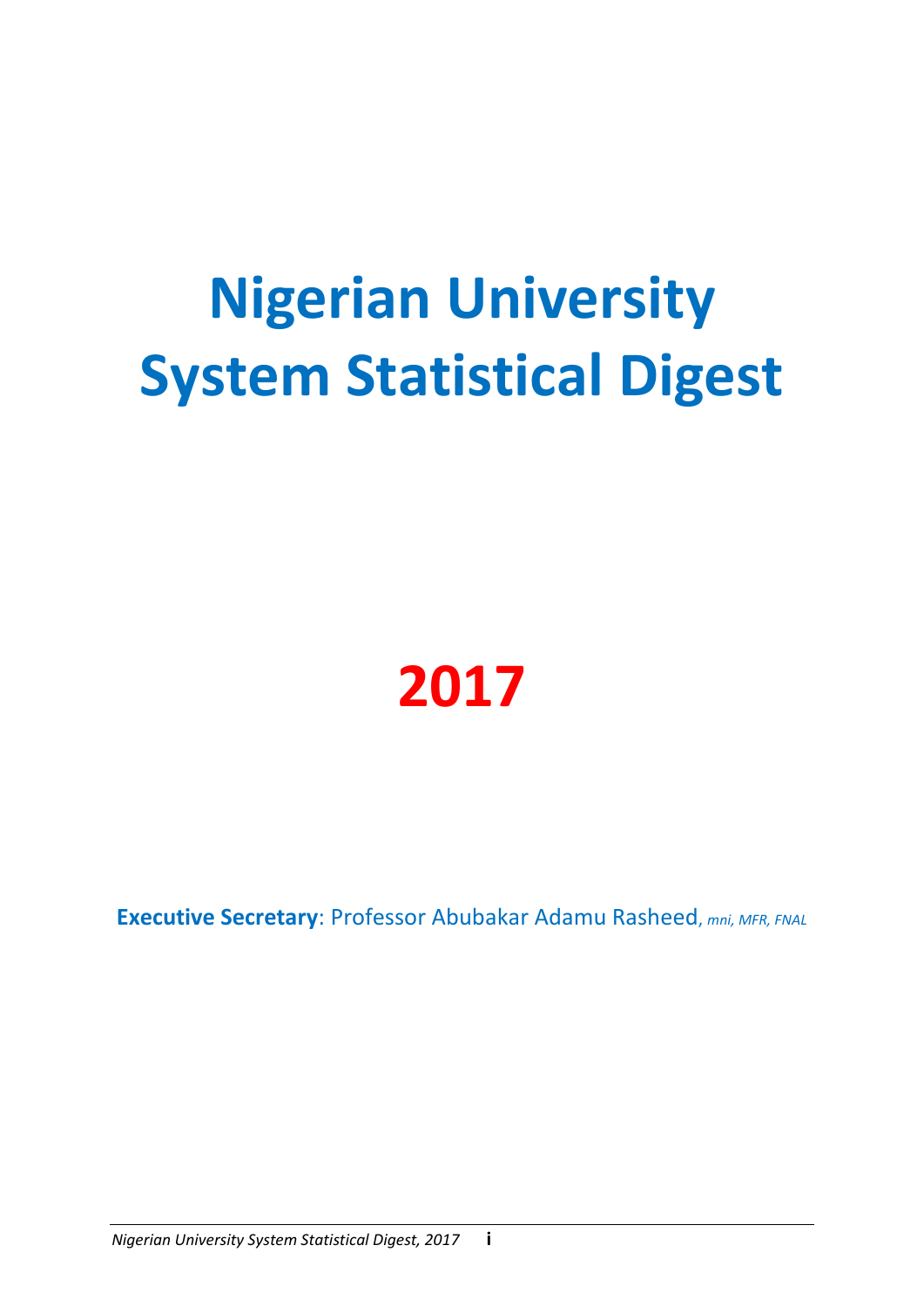# Nigerian University System Statistical Digest

# 2017

**Executive Secretary**: Professor Abubakar Adamu Rasheed, *mni, MFR, FNAL*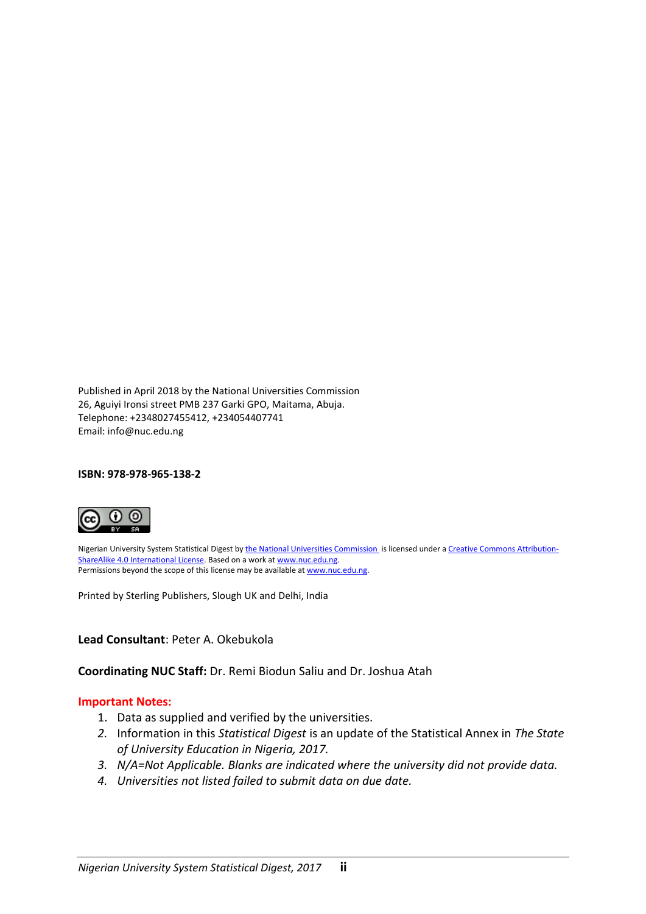Published in April 2018 by the National Universities Commission
26, Aguiyi Ironsi street PMB 237 Garki GPO, Maitama, Abuja.
Telephone: +2348027455412, +234054407741
Email: info@nuc.edu.ng

**ISBN: 978-978-965-138-2**

Nigerian University System Statistical Digest by the National Universities Commission is licensed under a Creative Commons Attribution-ShareAlike 4.0 International License. Based on a work at www.nuc.edu.ng.
Permissions beyond the scope of this license may be available at www.nuc.edu.ng.

Printed by Sterling Publishers, Slough UK and Delhi, India

**Lead Consultant**: Peter A. Okebukola

**Coordinating NUC Staff:** Dr. Remi Biodun Saliu and Dr. Joshua Atah

**Important Notes:**

1. Data as supplied and verified by the universities.
2. Information in this *Statistical Digest* is an update of the Statistical Annex in *The State of University Education in Nigeria, 2017.*
3. *N/A=Not Applicable. Blanks are indicated where the university did not provide data.*
4. *Universities not listed failed to submit data on due date.*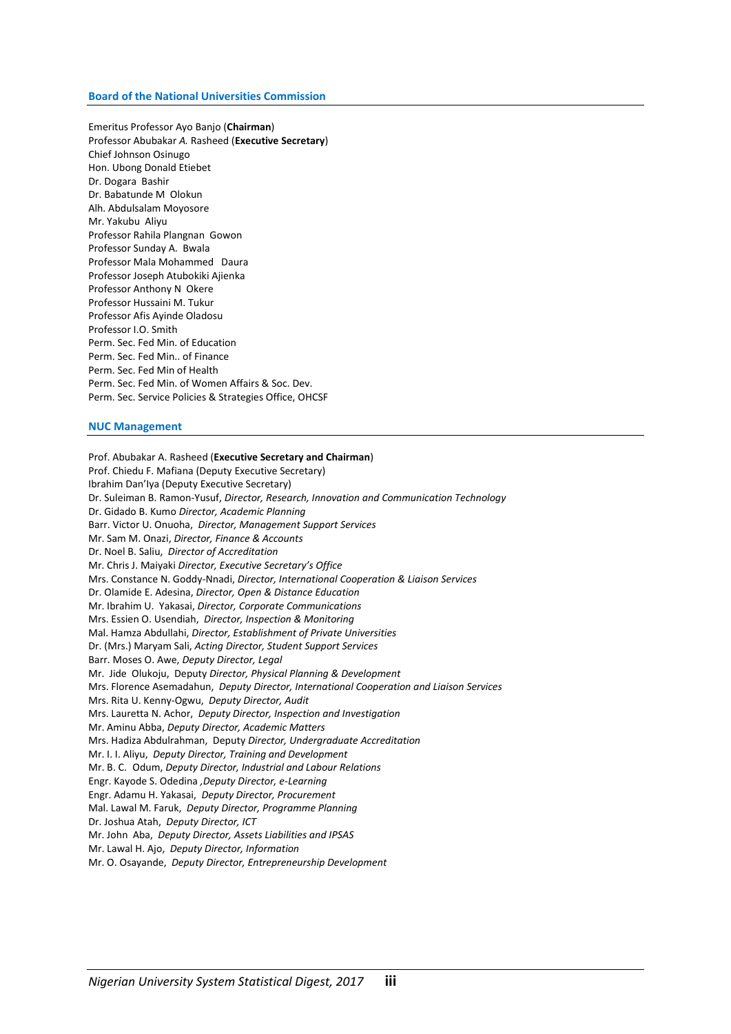## Board of the National Universities Commission

Emeritus Professor Ayo Banjo (**Chairman**)
Professor Abubakar *A.* Rasheed (**Executive Secretary**)
Chief Johnson Osinugo
Hon. Ubong Donald Etiebet
Dr. Dogara Bashir
Dr. Babatunde M Olokun
Alh. Abdulsalam Moyosore
Mr. Yakubu Aliyu
Professor Rahila Plangnan Gowon
Professor Sunday A. Bwala
Professor Mala Mohammed Daura
Professor Joseph Atubokiki Ajienka
Professor Anthony N Okere
Professor Hussaini M. Tukur
Professor Afis Ayinde Oladosu
Professor I.O. Smith
Perm. Sec. Fed Min. of Education
Perm. Sec. Fed Min.. of Finance
Perm. Sec. Fed Min of Health
Perm. Sec. Fed Min. of Women Affairs & Soc. Dev.
Perm. Sec. Service Policies & Strategies Office, OHCSF

## NUC Management

Prof. Abubakar A. Rasheed (**Executive Secretary and Chairman**)
Prof. Chiedu F. Mafiana (Deputy Executive Secretary)
Ibrahim Dan'Iya (Deputy Executive Secretary)
Dr. Suleiman B. Ramon-Yusuf, *Director, Research, Innovation and Communication Technology*
Dr. Gidado B. Kumo *Director, Academic Planning*
Barr. Victor U. Onuoha, *Director, Management Support Services*
Mr. Sam M. Onazi, *Director, Finance & Accounts*
Dr. Noel B. Saliu, *Director of Accreditation*
Mr. Chris J. Maiyaki *Director, Executive Secretary's Office*
Mrs. Constance N. Goddy-Nnadi, *Director, International Cooperation & Liaison Services*
Dr. Olamide E. Adesina, *Director, Open & Distance Education*
Mr. Ibrahim U. Yakasai, *Director, Corporate Communications*
Mrs. Essien O. Usendiah, *Director, Inspection & Monitoring*
Mal. Hamza Abdullahi, *Director, Establishment of Private Universities*
Dr. (Mrs.) Maryam Sali, *Acting Director, Student Support Services*
Barr. Moses O. Awe, *Deputy Director, Legal*
Mr. Jide Olukoju, Deputy *Director, Physical Planning & Development*
Mrs. Florence Asemadahun, *Deputy Director, International Cooperation and Liaison Services*
Mrs. Rita U. Kenny-Ogwu, *Deputy Director, Audit*
Mrs. Lauretta N. Achor, *Deputy Director, Inspection and Investigation*
Mr. Aminu Abba, *Deputy Director, Academic Matters*
Mrs. Hadiza Abdulrahman, Deputy *Director, Undergraduate Accreditation*
Mr. I. I. Aliyu, *Deputy Director, Training and Development*
Mr. B. C. Odum, *Deputy Director, Industrial and Labour Relations*
Engr. Kayode S. Odedina *,Deputy Director, e-Learning*
Engr. Adamu H. Yakasai, *Deputy Director, Procurement*
Mal. Lawal M. Faruk, *Deputy Director, Programme Planning*
Dr. Joshua Atah, *Deputy Director, ICT*
Mr. John Aba, *Deputy Director, Assets Liabilities and IPSAS*
Mr. Lawal H. Ajo, *Deputy Director, Information*
Mr. O. Osayande, *Deputy Director, Entrepreneurship Development*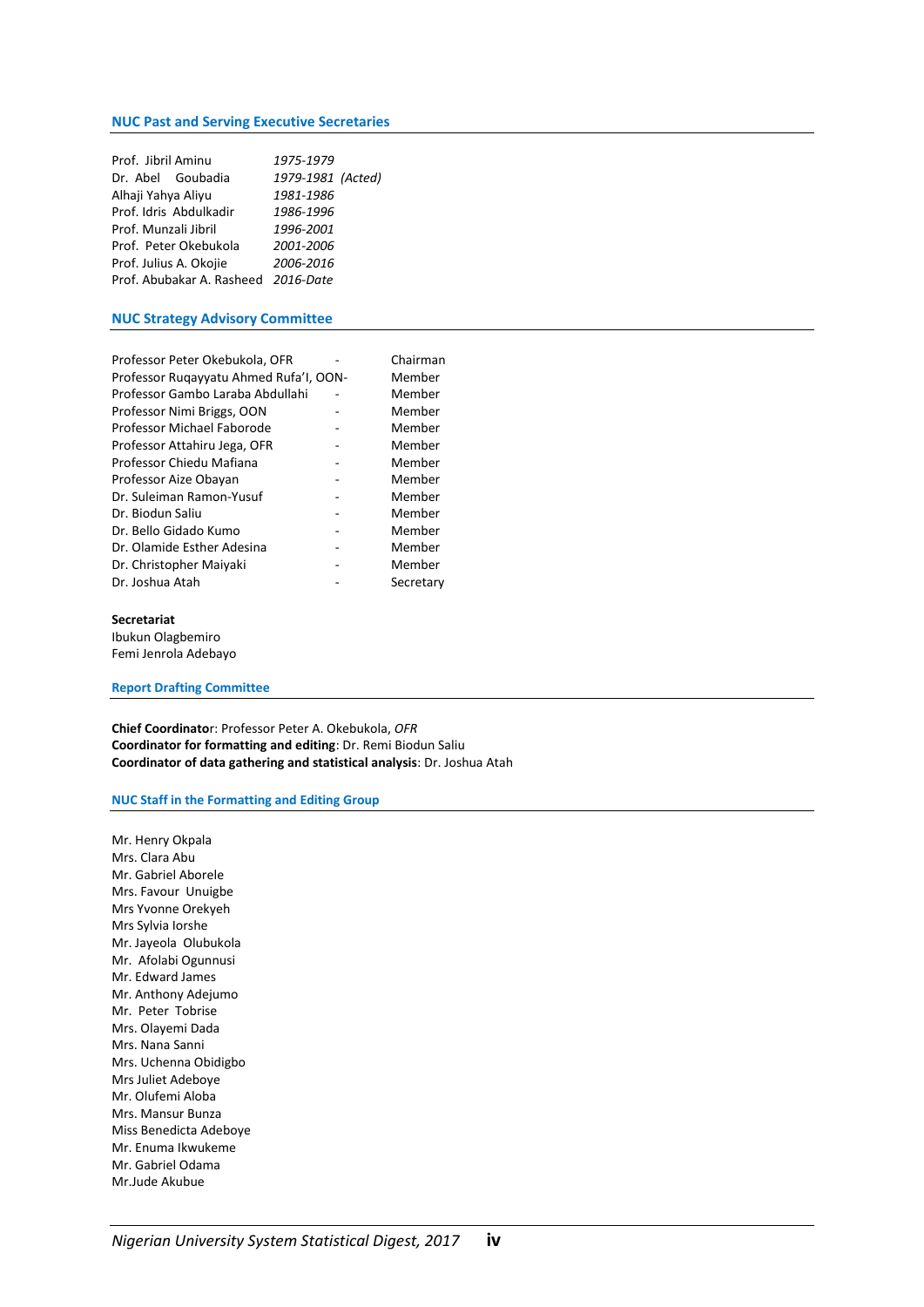## NUC Past and Serving Executive Secretaries

| | |
|---|---|
| Prof. Jibril Aminu | *1975-1979* |
| Dr. Abel Goubadia | *1979-1981 (Acted)* |
| Alhaji Yahya Aliyu | *1981-1986* |
| Prof. Idris Abdulkadir | *1986-1996* |
| Prof. Munzali Jibril | *1996-2001* |
| Prof. Peter Okebukola | *2001-2006* |
| Prof. Julius A. Okojie | *2006-2016* |
| Prof. Abubakar A. Rasheed | *2016-Date* |

## NUC Strategy Advisory Committee

| | | |
|---|---|---|
| Professor Peter Okebukola, OFR | - | Chairman |
| Professor Ruqayyatu Ahmed Rufa'I, OON | - | Member |
| Professor Gambo Laraba Abdullahi | - | Member |
| Professor Nimi Briggs, OON | - | Member |
| Professor Michael Faborode | - | Member |
| Professor Attahiru Jega, OFR | - | Member |
| Professor Chiedu Mafiana | - | Member |
| Professor Aize Obayan | - | Member |
| Dr. Suleiman Ramon-Yusuf | - | Member |
| Dr. Biodun Saliu | - | Member |
| Dr. Bello Gidado Kumo | - | Member |
| Dr. Olamide Esther Adesina | - | Member |
| Dr. Christopher Maiyaki | - | Member |
| Dr. Joshua Atah | - | Secretary |

**Secretariat**
Ibukun Olagbemiro
Femi Jenrola Adebayo

## Report Drafting Committee

**Chief Coordinator**: Professor Peter A. Okebukola, *OFR*
**Coordinator for formatting and editing**: Dr. Remi Biodun Saliu
**Coordinator of data gathering and statistical analysis**: Dr. Joshua Atah

## NUC Staff in the Formatting and Editing Group

Mr. Henry Okpala
Mrs. Clara Abu
Mr. Gabriel Aborele
Mrs. Favour Unuigbe
Mrs Yvonne Orekyeh
Mrs Sylvia Iorshe
Mr. Jayeola Olubukola
Mr. Afolabi Ogunnusi
Mr. Edward James
Mr. Anthony Adejumo
Mr. Peter Tobrise
Mrs. Olayemi Dada
Mrs. Nana Sanni
Mrs. Uchenna Obidigbo
Mrs Juliet Adeboye
Mr. Olufemi Aloba
Mrs. Mansur Bunza
Miss Benedicta Adeboye
Mr. Enuma Ikwukeme
Mr. Gabriel Odama
Mr.Jude Akubue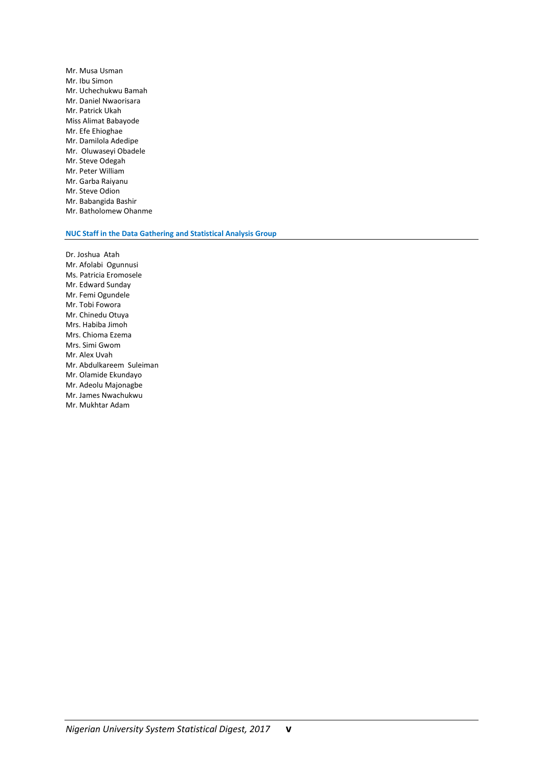Mr. Musa Usman
Mr. Ibu Simon
Mr. Uchechukwu Bamah
Mr. Daniel Nwaorisara
Mr. Patrick Ukah
Miss Alimat Babayode
Mr. Efe Ehioghae
Mr. Damilola Adedipe
Mr. Oluwaseyi Obadele
Mr. Steve Odegah
Mr. Peter William
Mr. Garba Raiyanu
Mr. Steve Odion
Mr. Babangida Bashir
Mr. Batholomew Ohanme

## NUC Staff in the Data Gathering and Statistical Analysis Group

Dr. Joshua Atah
Mr. Afolabi Ogunnusi
Ms. Patricia Eromosele
Mr. Edward Sunday
Mr. Femi Ogundele
Mr. Tobi Fowora
Mr. Chinedu Otuya
Mrs. Habiba Jimoh
Mrs. Chioma Ezema
Mrs. Simi Gwom
Mr. Alex Uvah
Mr. Abdulkareem Suleiman
Mr. Olamide Ekundayo
Mr. Adeolu Majonagbe
Mr. James Nwachukwu
Mr. Mukhtar Adam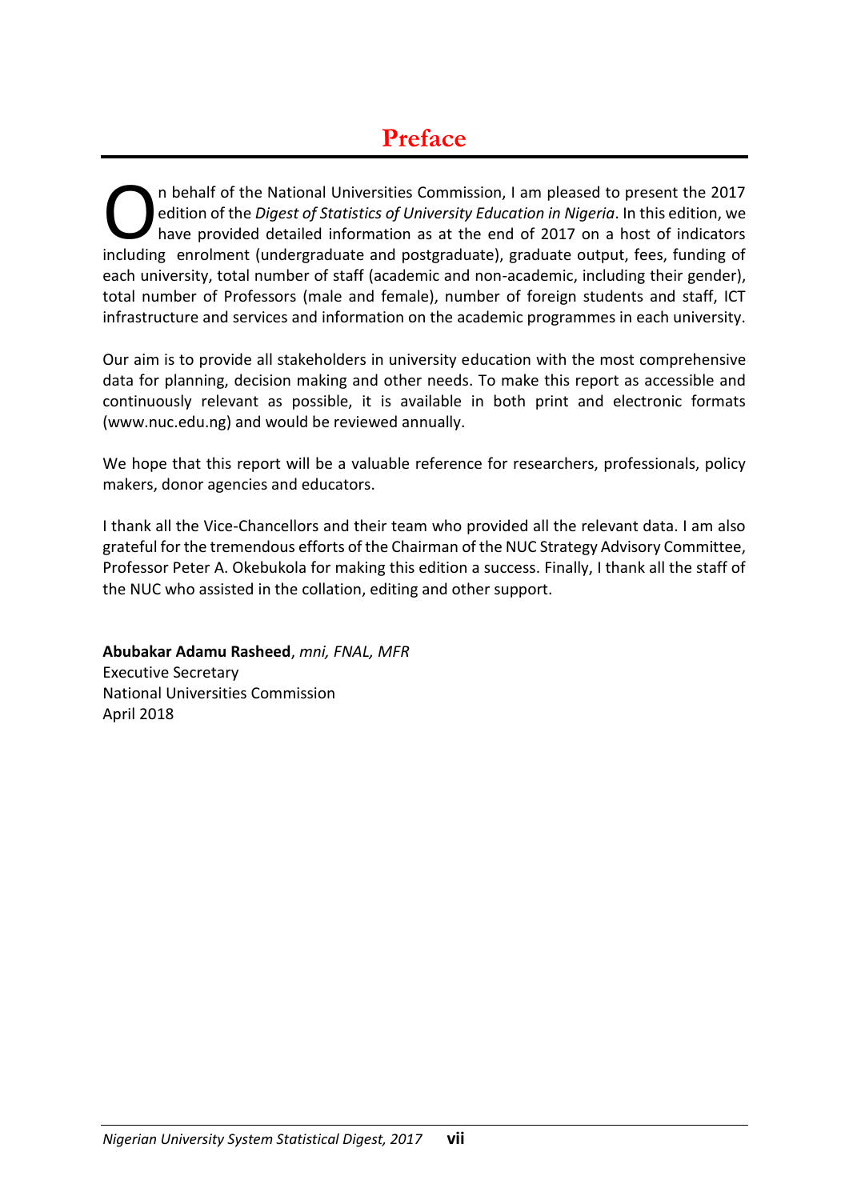# Preface

On behalf of the National Universities Commission, I am pleased to present the 2017 edition of the *Digest of Statistics of University Education in Nigeria*. In this edition, we have provided detailed information as at the end of 2017 on a host of indicators including enrolment (undergraduate and postgraduate), graduate output, fees, funding of each university, total number of staff (academic and non-academic, including their gender), total number of Professors (male and female), number of foreign students and staff, ICT infrastructure and services and information on the academic programmes in each university.

Our aim is to provide all stakeholders in university education with the most comprehensive data for planning, decision making and other needs. To make this report as accessible and continuously relevant as possible, it is available in both print and electronic formats (www.nuc.edu.ng) and would be reviewed annually.

We hope that this report will be a valuable reference for researchers, professionals, policy makers, donor agencies and educators.

I thank all the Vice-Chancellors and their team who provided all the relevant data. I am also grateful for the tremendous efforts of the Chairman of the NUC Strategy Advisory Committee, Professor Peter A. Okebukola for making this edition a success. Finally, I thank all the staff of the NUC who assisted in the collation, editing and other support.

**Abubakar Adamu Rasheed**, *mni, FNAL, MFR*
Executive Secretary
National Universities Commission
April 2018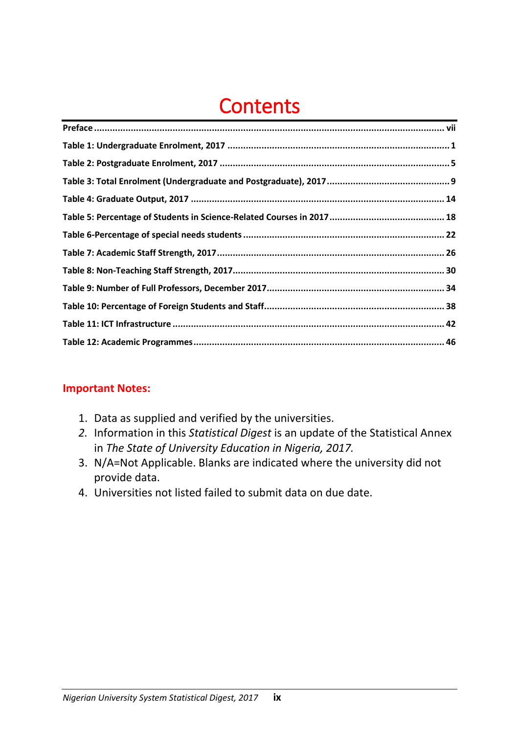# Contents

| | |
|---|---|
| **Preface** | **vii** |
| **Table 1: Undergraduate Enrolment, 2017** | **1** |
| **Table 2: Postgraduate Enrolment, 2017** | **5** |
| **Table 3: Total Enrolment (Undergraduate and Postgraduate), 2017** | **9** |
| **Table 4: Graduate Output, 2017** | **14** |
| **Table 5: Percentage of Students in Science-Related Courses in 2017** | **18** |
| **Table 6-Percentage of special needs students** | **22** |
| **Table 7: Academic Staff Strength, 2017** | **26** |
| **Table 8: Non-Teaching Staff Strength, 2017** | **30** |
| **Table 9: Number of Full Professors, December 2017** | **34** |
| **Table 10: Percentage of Foreign Students and Staff** | **38** |
| **Table 11: ICT Infrastructure** | **42** |
| **Table 12: Academic Programmes** | **46** |

**Important Notes:**

1. Data as supplied and verified by the universities.
2. Information in this *Statistical Digest* is an update of the Statistical Annex in *The State of University Education in Nigeria, 2017.*
3. N/A=Not Applicable. Blanks are indicated where the university did not provide data.
4. Universities not listed failed to submit data on due date.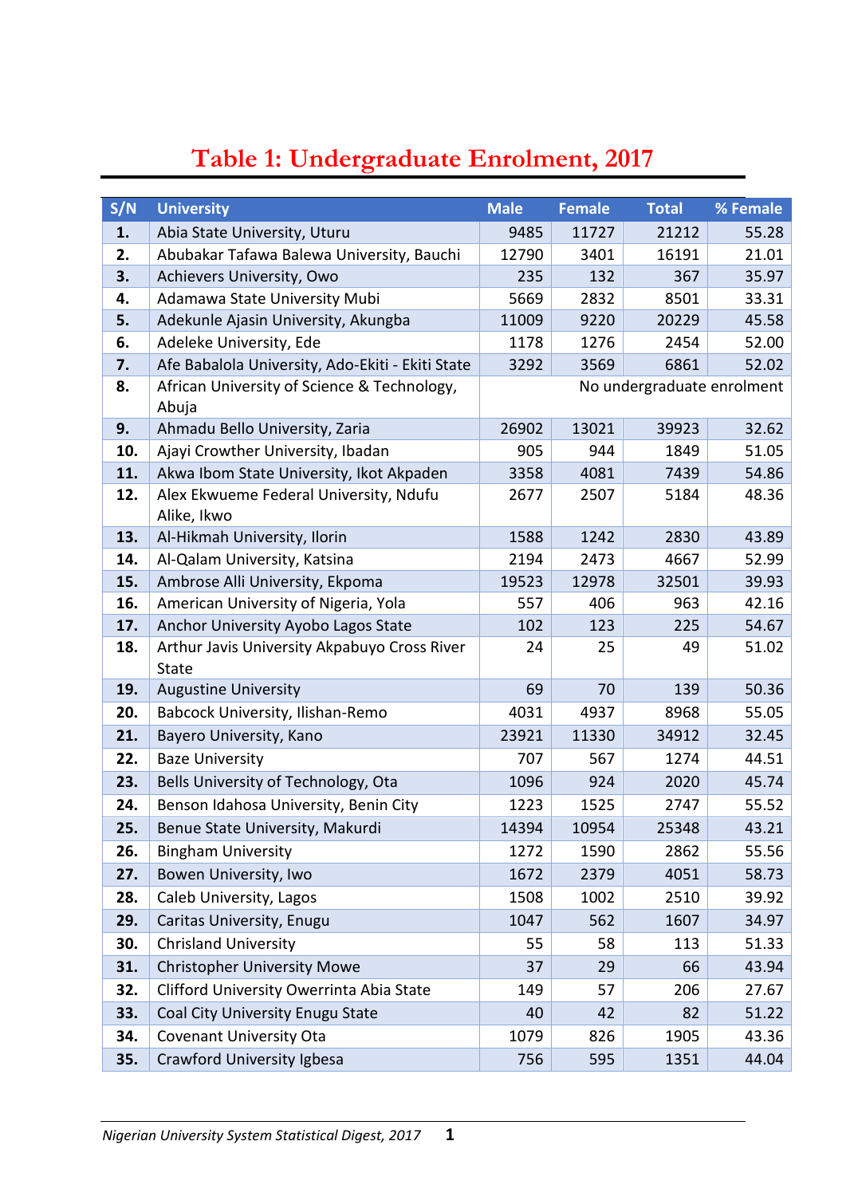# Table 1: Undergraduate Enrolment, 2017

| S/N | University | Male | Female | Total | % Female |
|---|---|---|---|---|---|
| **1.** | Abia State University, Uturu | 9485 | 11727 | 21212 | 55.28 |
| **2.** | Abubakar Tafawa Balewa University, Bauchi | 12790 | 3401 | 16191 | 21.01 |
| **3.** | Achievers University, Owo | 235 | 132 | 367 | 35.97 |
| **4.** | Adamawa State University Mubi | 5669 | 2832 | 8501 | 33.31 |
| **5.** | Adekunle Ajasin University, Akungba | 11009 | 9220 | 20229 | 45.58 |
| **6.** | Adeleke University, Ede | 1178 | 1276 | 2454 | 52.00 |
| **7.** | Afe Babalola University, Ado-Ekiti - Ekiti State | 3292 | 3569 | 6861 | 52.02 |
| **8.** | African University of Science & Technology, Abuja | No undergraduate enrolment | | | |
| **9.** | Ahmadu Bello University, Zaria | 26902 | 13021 | 39923 | 32.62 |
| **10.** | Ajayi Crowther University, Ibadan | 905 | 944 | 1849 | 51.05 |
| **11.** | Akwa Ibom State University, Ikot Akpaden | 3358 | 4081 | 7439 | 54.86 |
| **12.** | Alex Ekwueme Federal University, Ndufu Alike, Ikwo | 2677 | 2507 | 5184 | 48.36 |
| **13.** | Al-Hikmah University, Ilorin | 1588 | 1242 | 2830 | 43.89 |
| **14.** | Al-Qalam University, Katsina | 2194 | 2473 | 4667 | 52.99 |
| **15.** | Ambrose Alli University, Ekpoma | 19523 | 12978 | 32501 | 39.93 |
| **16.** | American University of Nigeria, Yola | 557 | 406 | 963 | 42.16 |
| **17.** | Anchor University Ayobo Lagos State | 102 | 123 | 225 | 54.67 |
| **18.** | Arthur Javis University Akpabuyo Cross River State | 24 | 25 | 49 | 51.02 |
| **19.** | Augustine University | 69 | 70 | 139 | 50.36 |
| **20.** | Babcock University, Ilishan-Remo | 4031 | 4937 | 8968 | 55.05 |
| **21.** | Bayero University, Kano | 23921 | 11330 | 34912 | 32.45 |
| **22.** | Baze University | 707 | 567 | 1274 | 44.51 |
| **23.** | Bells University of Technology, Ota | 1096 | 924 | 2020 | 45.74 |
| **24.** | Benson Idahosa University, Benin City | 1223 | 1525 | 2747 | 55.52 |
| **25.** | Benue State University, Makurdi | 14394 | 10954 | 25348 | 43.21 |
| **26.** | Bingham University | 1272 | 1590 | 2862 | 55.56 |
| **27.** | Bowen University, Iwo | 1672 | 2379 | 4051 | 58.73 |
| **28.** | Caleb University, Lagos | 1508 | 1002 | 2510 | 39.92 |
| **29.** | Caritas University, Enugu | 1047 | 562 | 1607 | 34.97 |
| **30.** | Chrisland University | 55 | 58 | 113 | 51.33 |
| **31.** | Christopher University Mowe | 37 | 29 | 66 | 43.94 |
| **32.** | Clifford University Owerrinta Abia State | 149 | 57 | 206 | 27.67 |
| **33.** | Coal City University Enugu State | 40 | 42 | 82 | 51.22 |
| **34.** | Covenant University Ota | 1079 | 826 | 1905 | 43.36 |
| **35.** | Crawford University Igbesa | 756 | 595 | 1351 | 44.04 |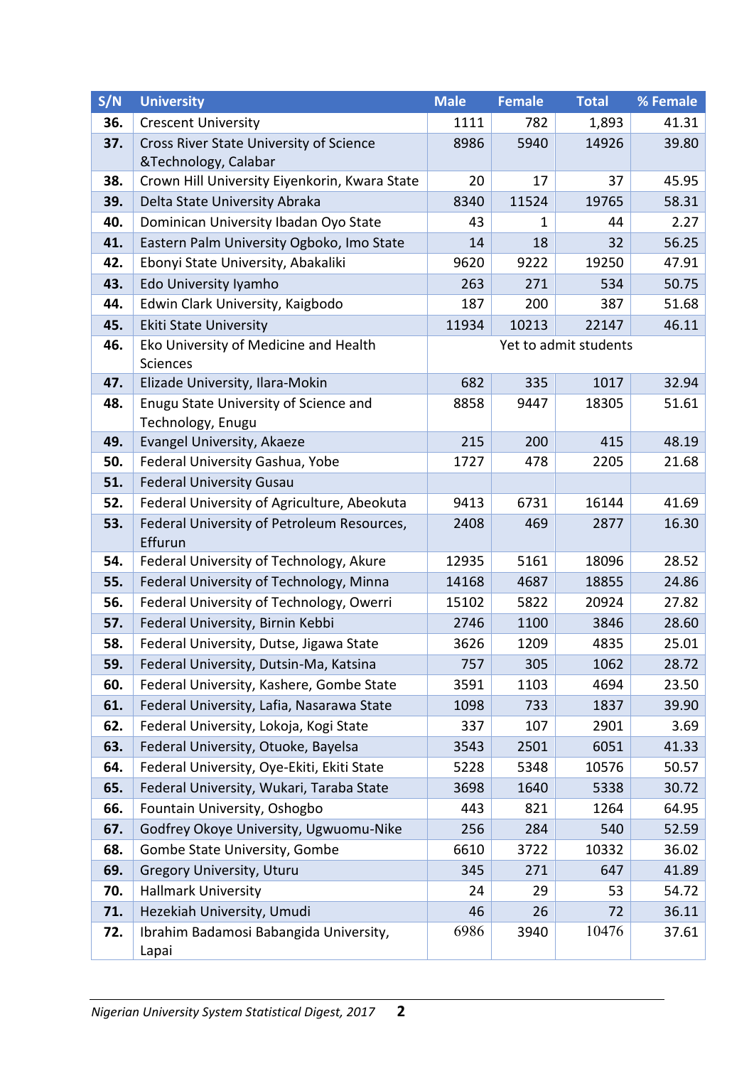| S/N | University | Male | Female | Total | % Female |
|---|---|---|---|---|---|
| 36. | Crescent University | 1111 | 782 | 1,893 | 41.31 |
| 37. | Cross River State University of Science &Technology, Calabar | 8986 | 5940 | 14926 | 39.80 |
| 38. | Crown Hill University Eiyenkorin, Kwara State | 20 | 17 | 37 | 45.95 |
| 39. | Delta State University Abraka | 8340 | 11524 | 19765 | 58.31 |
| 40. | Dominican University Ibadan Oyo State | 43 | 1 | 44 | 2.27 |
| 41. | Eastern Palm University Ogboko, Imo State | 14 | 18 | 32 | 56.25 |
| 42. | Ebonyi State University, Abakaliki | 9620 | 9222 | 19250 | 47.91 |
| 43. | Edo University Iyamho | 263 | 271 | 534 | 50.75 |
| 44. | Edwin Clark University, Kaigbodo | 187 | 200 | 387 | 51.68 |
| 45. | Ekiti State University | 11934 | 10213 | 22147 | 46.11 |
| 46. | Eko University of Medicine and Health Sciences | Yet to admit students | | | |
| 47. | Elizade University, Ilara-Mokin | 682 | 335 | 1017 | 32.94 |
| 48. | Enugu State University of Science and Technology, Enugu | 8858 | 9447 | 18305 | 51.61 |
| 49. | Evangel University, Akaeze | 215 | 200 | 415 | 48.19 |
| 50. | Federal University Gashua, Yobe | 1727 | 478 | 2205 | 21.68 |
| 51. | Federal University Gusau | | | | |
| 52. | Federal University of Agriculture, Abeokuta | 9413 | 6731 | 16144 | 41.69 |
| 53. | Federal University of Petroleum Resources, Effurun | 2408 | 469 | 2877 | 16.30 |
| 54. | Federal University of Technology, Akure | 12935 | 5161 | 18096 | 28.52 |
| 55. | Federal University of Technology, Minna | 14168 | 4687 | 18855 | 24.86 |
| 56. | Federal University of Technology, Owerri | 15102 | 5822 | 20924 | 27.82 |
| 57. | Federal University, Birnin Kebbi | 2746 | 1100 | 3846 | 28.60 |
| 58. | Federal University, Dutse, Jigawa State | 3626 | 1209 | 4835 | 25.01 |
| 59. | Federal University, Dutsin-Ma, Katsina | 757 | 305 | 1062 | 28.72 |
| 60. | Federal University, Kashere, Gombe State | 3591 | 1103 | 4694 | 23.50 |
| 61. | Federal University, Lafia, Nasarawa State | 1098 | 733 | 1837 | 39.90 |
| 62. | Federal University, Lokoja, Kogi State | 337 | 107 | 2901 | 3.69 |
| 63. | Federal University, Otuoke, Bayelsa | 3543 | 2501 | 6051 | 41.33 |
| 64. | Federal University, Oye-Ekiti, Ekiti State | 5228 | 5348 | 10576 | 50.57 |
| 65. | Federal University, Wukari, Taraba State | 3698 | 1640 | 5338 | 30.72 |
| 66. | Fountain University, Oshogbo | 443 | 821 | 1264 | 64.95 |
| 67. | Godfrey Okoye University, Ugwuomu-Nike | 256 | 284 | 540 | 52.59 |
| 68. | Gombe State University, Gombe | 6610 | 3722 | 10332 | 36.02 |
| 69. | Gregory University, Uturu | 345 | 271 | 647 | 41.89 |
| 70. | Hallmark University | 24 | 29 | 53 | 54.72 |
| 71. | Hezekiah University, Umudi | 46 | 26 | 72 | 36.11 |
| 72. | Ibrahim Badamosi Babangida University, Lapai | 6986 | 3940 | 10476 | 37.61 |

*Nigerian University System Statistical Digest, 2017*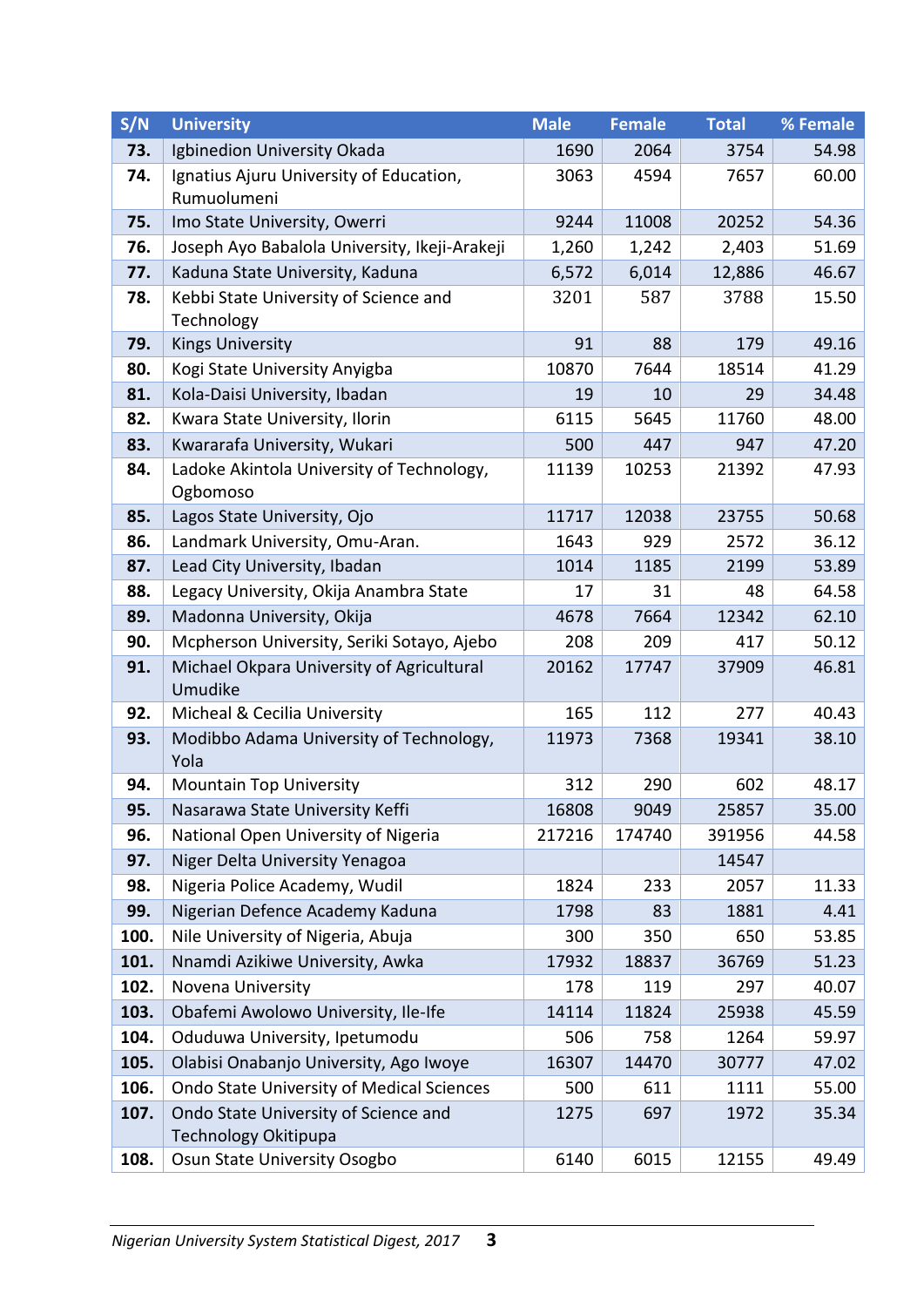| S/N | University | Male | Female | Total | % Female |
|---|---|---|---|---|---|
| 73. | Igbinedion University Okada | 1690 | 2064 | 3754 | 54.98 |
| 74. | Ignatius Ajuru University of Education, Rumuolumeni | 3063 | 4594 | 7657 | 60.00 |
| 75. | Imo State University, Owerri | 9244 | 11008 | 20252 | 54.36 |
| 76. | Joseph Ayo Babalola University, Ikeji-Arakeji | 1,260 | 1,242 | 2,403 | 51.69 |
| 77. | Kaduna State University, Kaduna | 6,572 | 6,014 | 12,886 | 46.67 |
| 78. | Kebbi State University of Science and Technology | 3201 | 587 | 3788 | 15.50 |
| 79. | Kings University | 91 | 88 | 179 | 49.16 |
| 80. | Kogi State University Anyigba | 10870 | 7644 | 18514 | 41.29 |
| 81. | Kola-Daisi University, Ibadan | 19 | 10 | 29 | 34.48 |
| 82. | Kwara State University, Ilorin | 6115 | 5645 | 11760 | 48.00 |
| 83. | Kwararafa University, Wukari | 500 | 447 | 947 | 47.20 |
| 84. | Ladoke Akintola University of Technology, Ogbomoso | 11139 | 10253 | 21392 | 47.93 |
| 85. | Lagos State University, Ojo | 11717 | 12038 | 23755 | 50.68 |
| 86. | Landmark University, Omu-Aran. | 1643 | 929 | 2572 | 36.12 |
| 87. | Lead City University, Ibadan | 1014 | 1185 | 2199 | 53.89 |
| 88. | Legacy University, Okija Anambra State | 17 | 31 | 48 | 64.58 |
| 89. | Madonna University, Okija | 4678 | 7664 | 12342 | 62.10 |
| 90. | Mcpherson University, Seriki Sotayo, Ajebo | 208 | 209 | 417 | 50.12 |
| 91. | Michael Okpara University of Agricultural Umudike | 20162 | 17747 | 37909 | 46.81 |
| 92. | Micheal & Cecilia University | 165 | 112 | 277 | 40.43 |
| 93. | Modibbo Adama University of Technology, Yola | 11973 | 7368 | 19341 | 38.10 |
| 94. | Mountain Top University | 312 | 290 | 602 | 48.17 |
| 95. | Nasarawa State University Keffi | 16808 | 9049 | 25857 | 35.00 |
| 96. | National Open University of Nigeria | 217216 | 174740 | 391956 | 44.58 |
| 97. | Niger Delta University Yenagoa | | | 14547 | |
| 98. | Nigeria Police Academy, Wudil | 1824 | 233 | 2057 | 11.33 |
| 99. | Nigerian Defence Academy Kaduna | 1798 | 83 | 1881 | 4.41 |
| 100. | Nile University of Nigeria, Abuja | 300 | 350 | 650 | 53.85 |
| 101. | Nnamdi Azikiwe University, Awka | 17932 | 18837 | 36769 | 51.23 |
| 102. | Novena University | 178 | 119 | 297 | 40.07 |
| 103. | Obafemi Awolowo University, Ile-Ife | 14114 | 11824 | 25938 | 45.59 |
| 104. | Oduduwa University, Ipetumodu | 506 | 758 | 1264 | 59.97 |
| 105. | Olabisi Onabanjo University, Ago Iwoye | 16307 | 14470 | 30777 | 47.02 |
| 106. | Ondo State University of Medical Sciences | 500 | 611 | 1111 | 55.00 |
| 107. | Ondo State University of Science and Technology Okitipupa | 1275 | 697 | 1972 | 35.34 |
| 108. | Osun State University Osogbo | 6140 | 6015 | 12155 | 49.49 |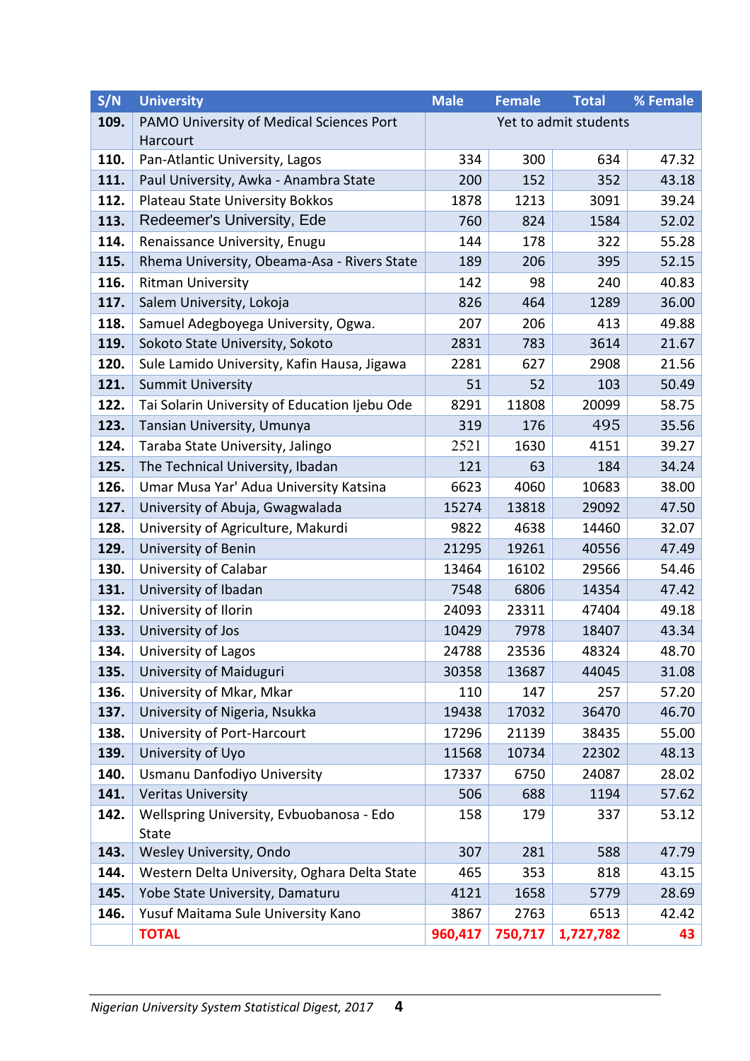| S/N | University | Male | Female | Total | % Female |
|---|---|---|---|---|---|
| 109. | PAMO University of Medical Sciences Port Harcourt | Yet to admit students | | | |
| 110. | Pan-Atlantic University, Lagos | 334 | 300 | 634 | 47.32 |
| 111. | Paul University, Awka - Anambra State | 200 | 152 | 352 | 43.18 |
| 112. | Plateau State University Bokkos | 1878 | 1213 | 3091 | 39.24 |
| 113. | Redeemer's University, Ede | 760 | 824 | 1584 | 52.02 |
| 114. | Renaissance University, Enugu | 144 | 178 | 322 | 55.28 |
| 115. | Rhema University, Obeama-Asa - Rivers State | 189 | 206 | 395 | 52.15 |
| 116. | Ritman University | 142 | 98 | 240 | 40.83 |
| 117. | Salem University, Lokoja | 826 | 464 | 1289 | 36.00 |
| 118. | Samuel Adegboyega University, Ogwa. | 207 | 206 | 413 | 49.88 |
| 119. | Sokoto State University, Sokoto | 2831 | 783 | 3614 | 21.67 |
| 120. | Sule Lamido University, Kafin Hausa, Jigawa | 2281 | 627 | 2908 | 21.56 |
| 121. | Summit University | 51 | 52 | 103 | 50.49 |
| 122. | Tai Solarin University of Education Ijebu Ode | 8291 | 11808 | 20099 | 58.75 |
| 123. | Tansian University, Umunya | 319 | 176 | 495 | 35.56 |
| 124. | Taraba State University, Jalingo | 2521 | 1630 | 4151 | 39.27 |
| 125. | The Technical University, Ibadan | 121 | 63 | 184 | 34.24 |
| 126. | Umar Musa Yar' Adua University Katsina | 6623 | 4060 | 10683 | 38.00 |
| 127. | University of Abuja, Gwagwalada | 15274 | 13818 | 29092 | 47.50 |
| 128. | University of Agriculture, Makurdi | 9822 | 4638 | 14460 | 32.07 |
| 129. | University of Benin | 21295 | 19261 | 40556 | 47.49 |
| 130. | University of Calabar | 13464 | 16102 | 29566 | 54.46 |
| 131. | University of Ibadan | 7548 | 6806 | 14354 | 47.42 |
| 132. | University of Ilorin | 24093 | 23311 | 47404 | 49.18 |
| 133. | University of Jos | 10429 | 7978 | 18407 | 43.34 |
| 134. | University of Lagos | 24788 | 23536 | 48324 | 48.70 |
| 135. | University of Maiduguri | 30358 | 13687 | 44045 | 31.08 |
| 136. | University of Mkar, Mkar | 110 | 147 | 257 | 57.20 |
| 137. | University of Nigeria, Nsukka | 19438 | 17032 | 36470 | 46.70 |
| 138. | University of Port-Harcourt | 17296 | 21139 | 38435 | 55.00 |
| 139. | University of Uyo | 11568 | 10734 | 22302 | 48.13 |
| 140. | Usmanu Danfodiyo University | 17337 | 6750 | 24087 | 28.02 |
| 141. | Veritas University | 506 | 688 | 1194 | 57.62 |
| 142. | Wellspring University, Evbuobanosa - Edo State | 158 | 179 | 337 | 53.12 |
| 143. | Wesley University, Ondo | 307 | 281 | 588 | 47.79 |
| 144. | Western Delta University, Oghara Delta State | 465 | 353 | 818 | 43.15 |
| 145. | Yobe State University, Damaturu | 4121 | 1658 | 5779 | 28.69 |
| 146. | Yusuf Maitama Sule University Kano | 3867 | 2763 | 6513 | 42.42 |
| | **TOTAL** | **960,417** | **750,717** | **1,727,782** | **43** |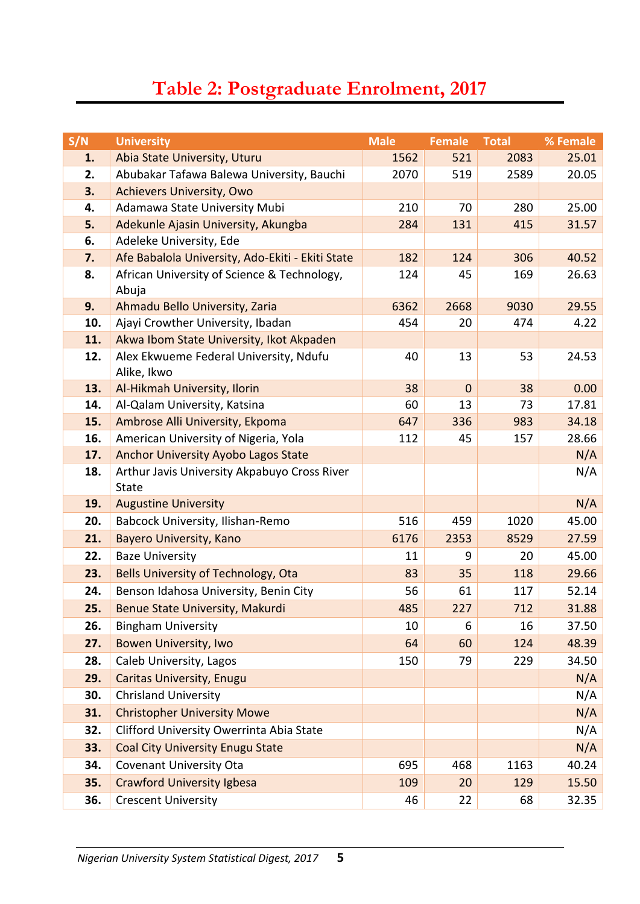# Table 2: Postgraduate Enrolment, 2017

| S/N | University | Male | Female | Total | % Female |
|---|---|---|---|---|---|
| 1. | Abia State University, Uturu | 1562 | 521 | 2083 | 25.01 |
| 2. | Abubakar Tafawa Balewa University, Bauchi | 2070 | 519 | 2589 | 20.05 |
| 3. | Achievers University, Owo | | | | |
| 4. | Adamawa State University Mubi | 210 | 70 | 280 | 25.00 |
| 5. | Adekunle Ajasin University, Akungba | 284 | 131 | 415 | 31.57 |
| 6. | Adeleke University, Ede | | | | |
| 7. | Afe Babalola University, Ado-Ekiti - Ekiti State | 182 | 124 | 306 | 40.52 |
| 8. | African University of Science & Technology, Abuja | 124 | 45 | 169 | 26.63 |
| 9. | Ahmadu Bello University, Zaria | 6362 | 2668 | 9030 | 29.55 |
| 10. | Ajayi Crowther University, Ibadan | 454 | 20 | 474 | 4.22 |
| 11. | Akwa Ibom State University, Ikot Akpaden | | | | |
| 12. | Alex Ekwueme Federal University, Ndufu Alike, Ikwo | 40 | 13 | 53 | 24.53 |
| 13. | Al-Hikmah University, Ilorin | 38 | 0 | 38 | 0.00 |
| 14. | Al-Qalam University, Katsina | 60 | 13 | 73 | 17.81 |
| 15. | Ambrose Alli University, Ekpoma | 647 | 336 | 983 | 34.18 |
| 16. | American University of Nigeria, Yola | 112 | 45 | 157 | 28.66 |
| 17. | Anchor University Ayobo Lagos State | | | | N/A |
| 18. | Arthur Javis University Akpabuyo Cross River State | | | | N/A |
| 19. | Augustine University | | | | N/A |
| 20. | Babcock University, Ilishan-Remo | 516 | 459 | 1020 | 45.00 |
| 21. | Bayero University, Kano | 6176 | 2353 | 8529 | 27.59 |
| 22. | Baze University | 11 | 9 | 20 | 45.00 |
| 23. | Bells University of Technology, Ota | 83 | 35 | 118 | 29.66 |
| 24. | Benson Idahosa University, Benin City | 56 | 61 | 117 | 52.14 |
| 25. | Benue State University, Makurdi | 485 | 227 | 712 | 31.88 |
| 26. | Bingham University | 10 | 6 | 16 | 37.50 |
| 27. | Bowen University, Iwo | 64 | 60 | 124 | 48.39 |
| 28. | Caleb University, Lagos | 150 | 79 | 229 | 34.50 |
| 29. | Caritas University, Enugu | | | | N/A |
| 30. | Chrisland University | | | | N/A |
| 31. | Christopher University Mowe | | | | N/A |
| 32. | Clifford University Owerrinta Abia State | | | | N/A |
| 33. | Coal City University Enugu State | | | | N/A |
| 34. | Covenant University Ota | 695 | 468 | 1163 | 40.24 |
| 35. | Crawford University Igbesa | 109 | 20 | 129 | 15.50 |
| 36. | Crescent University | 46 | 22 | 68 | 32.35 |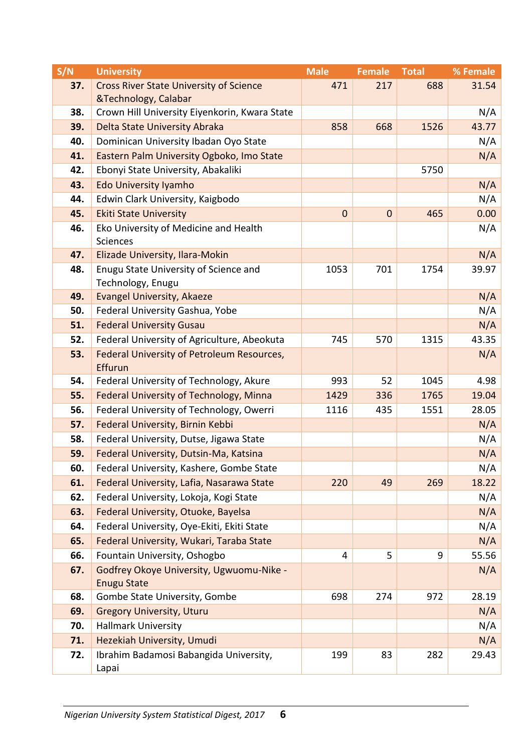| S/N | University | Male | Female | Total | % Female |
|---|---|---|---|---|---|
| 37. | Cross River State University of Science &Technology, Calabar | 471 | 217 | 688 | 31.54 |
| 38. | Crown Hill University Eiyenkorin, Kwara State | | | | N/A |
| 39. | Delta State University Abraka | 858 | 668 | 1526 | 43.77 |
| 40. | Dominican University Ibadan Oyo State | | | | N/A |
| 41. | Eastern Palm University Ogboko, Imo State | | | | N/A |
| 42. | Ebonyi State University, Abakaliki | | | 5750 | |
| 43. | Edo University Iyamho | | | | N/A |
| 44. | Edwin Clark University, Kaigbodo | | | | N/A |
| 45. | Ekiti State University | 0 | 0 | 465 | 0.00 |
| 46. | Eko University of Medicine and Health Sciences | | | | N/A |
| 47. | Elizade University, Ilara-Mokin | | | | N/A |
| 48. | Enugu State University of Science and Technology, Enugu | 1053 | 701 | 1754 | 39.97 |
| 49. | Evangel University, Akaeze | | | | N/A |
| 50. | Federal University Gashua, Yobe | | | | N/A |
| 51. | Federal University Gusau | | | | N/A |
| 52. | Federal University of Agriculture, Abeokuta | 745 | 570 | 1315 | 43.35 |
| 53. | Federal University of Petroleum Resources, Effurun | | | | N/A |
| 54. | Federal University of Technology, Akure | 993 | 52 | 1045 | 4.98 |
| 55. | Federal University of Technology, Minna | 1429 | 336 | 1765 | 19.04 |
| 56. | Federal University of Technology, Owerri | 1116 | 435 | 1551 | 28.05 |
| 57. | Federal University, Birnin Kebbi | | | | N/A |
| 58. | Federal University, Dutse, Jigawa State | | | | N/A |
| 59. | Federal University, Dutsin-Ma, Katsina | | | | N/A |
| 60. | Federal University, Kashere, Gombe State | | | | N/A |
| 61. | Federal University, Lafia, Nasarawa State | 220 | 49 | 269 | 18.22 |
| 62. | Federal University, Lokoja, Kogi State | | | | N/A |
| 63. | Federal University, Otuoke, Bayelsa | | | | N/A |
| 64. | Federal University, Oye-Ekiti, Ekiti State | | | | N/A |
| 65. | Federal University, Wukari, Taraba State | | | | N/A |
| 66. | Fountain University, Oshogbo | 4 | 5 | 9 | 55.56 |
| 67. | Godfrey Okoye University, Ugwuomu-Nike - Enugu State | | | | N/A |
| 68. | Gombe State University, Gombe | 698 | 274 | 972 | 28.19 |
| 69. | Gregory University, Uturu | | | | N/A |
| 70. | Hallmark University | | | | N/A |
| 71. | Hezekiah University, Umudi | | | | N/A |
| 72. | Ibrahim Badamosi Babangida University, Lapai | 199 | 83 | 282 | 29.43 |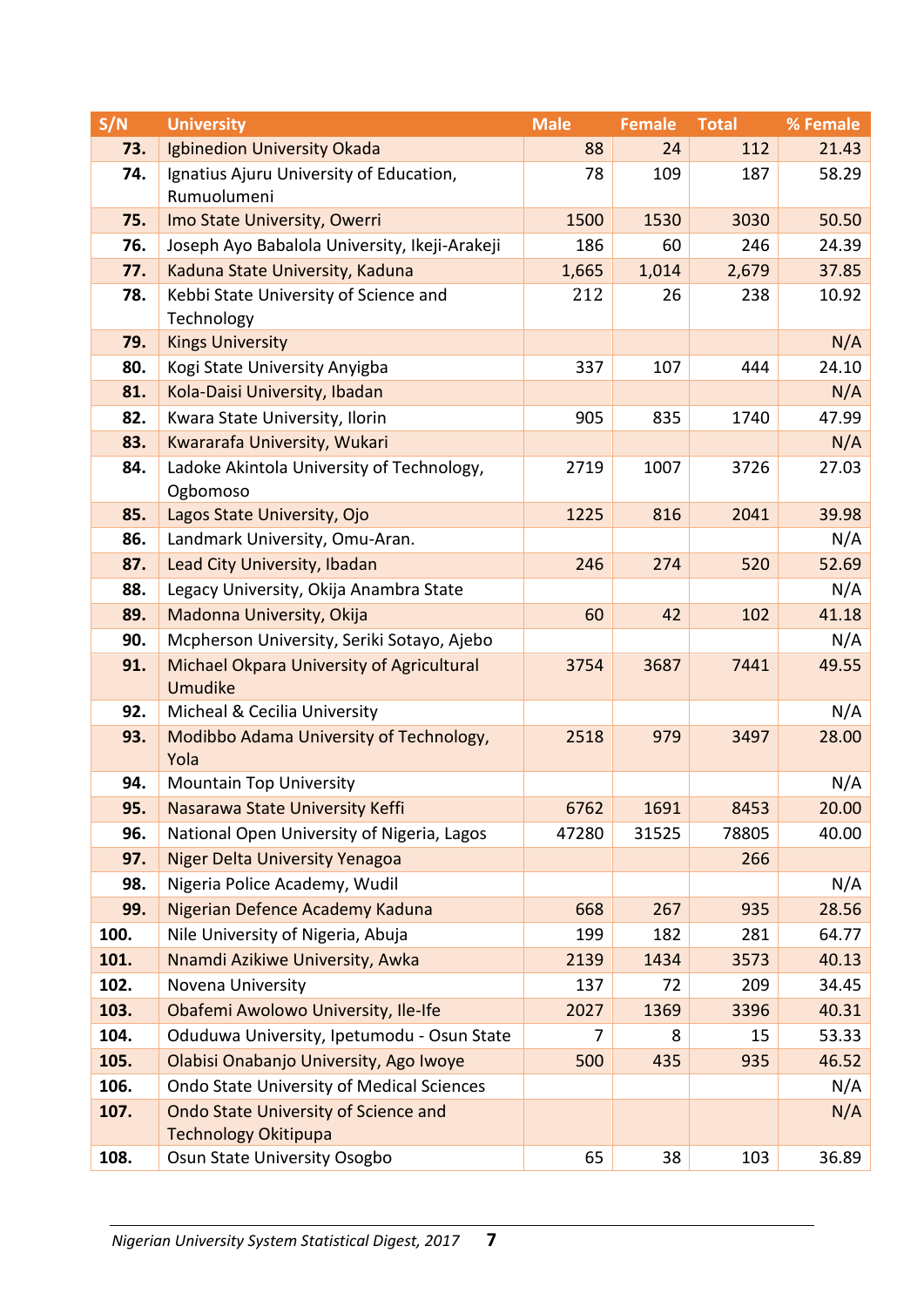| S/N | University | Male | Female | Total | % Female |
|---|---|---|---|---|---|
| 73. | Igbinedion University Okada | 88 | 24 | 112 | 21.43 |
| 74. | Ignatius Ajuru University of Education, Rumuolumeni | 78 | 109 | 187 | 58.29 |
| 75. | Imo State University, Owerri | 1500 | 1530 | 3030 | 50.50 |
| 76. | Joseph Ayo Babalola University, Ikeji-Arakeji | 186 | 60 | 246 | 24.39 |
| 77. | Kaduna State University, Kaduna | 1,665 | 1,014 | 2,679 | 37.85 |
| 78. | Kebbi State University of Science and Technology | 212 | 26 | 238 | 10.92 |
| 79. | Kings University | | | | N/A |
| 80. | Kogi State University Anyigba | 337 | 107 | 444 | 24.10 |
| 81. | Kola-Daisi University, Ibadan | | | | N/A |
| 82. | Kwara State University, Ilorin | 905 | 835 | 1740 | 47.99 |
| 83. | Kwararafa University, Wukari | | | | N/A |
| 84. | Ladoke Akintola University of Technology, Ogbomoso | 2719 | 1007 | 3726 | 27.03 |
| 85. | Lagos State University, Ojo | 1225 | 816 | 2041 | 39.98 |
| 86. | Landmark University, Omu-Aran. | | | | N/A |
| 87. | Lead City University, Ibadan | 246 | 274 | 520 | 52.69 |
| 88. | Legacy University, Okija Anambra State | | | | N/A |
| 89. | Madonna University, Okija | 60 | 42 | 102 | 41.18 |
| 90. | Mcpherson University, Seriki Sotayo, Ajebo | | | | N/A |
| 91. | Michael Okpara University of Agricultural Umudike | 3754 | 3687 | 7441 | 49.55 |
| 92. | Micheal & Cecilia University | | | | N/A |
| 93. | Modibbo Adama University of Technology, Yola | 2518 | 979 | 3497 | 28.00 |
| 94. | Mountain Top University | | | | N/A |
| 95. | Nasarawa State University Keffi | 6762 | 1691 | 8453 | 20.00 |
| 96. | National Open University of Nigeria, Lagos | 47280 | 31525 | 78805 | 40.00 |
| 97. | Niger Delta University Yenagoa | | | 266 | |
| 98. | Nigeria Police Academy, Wudil | | | | N/A |
| 99. | Nigerian Defence Academy Kaduna | 668 | 267 | 935 | 28.56 |
| 100. | Nile University of Nigeria, Abuja | 199 | 182 | 281 | 64.77 |
| 101. | Nnamdi Azikiwe University, Awka | 2139 | 1434 | 3573 | 40.13 |
| 102. | Novena University | 137 | 72 | 209 | 34.45 |
| 103. | Obafemi Awolowo University, Ile-Ife | 2027 | 1369 | 3396 | 40.31 |
| 104. | Oduduwa University, Ipetumodu - Osun State | 7 | 8 | 15 | 53.33 |
| 105. | Olabisi Onabanjo University, Ago Iwoye | 500 | 435 | 935 | 46.52 |
| 106. | Ondo State University of Medical Sciences | | | | N/A |
| 107. | Ondo State University of Science and Technology Okitipupa | | | | N/A |
| 108. | Osun State University Osogbo | 65 | 38 | 103 | 36.89 |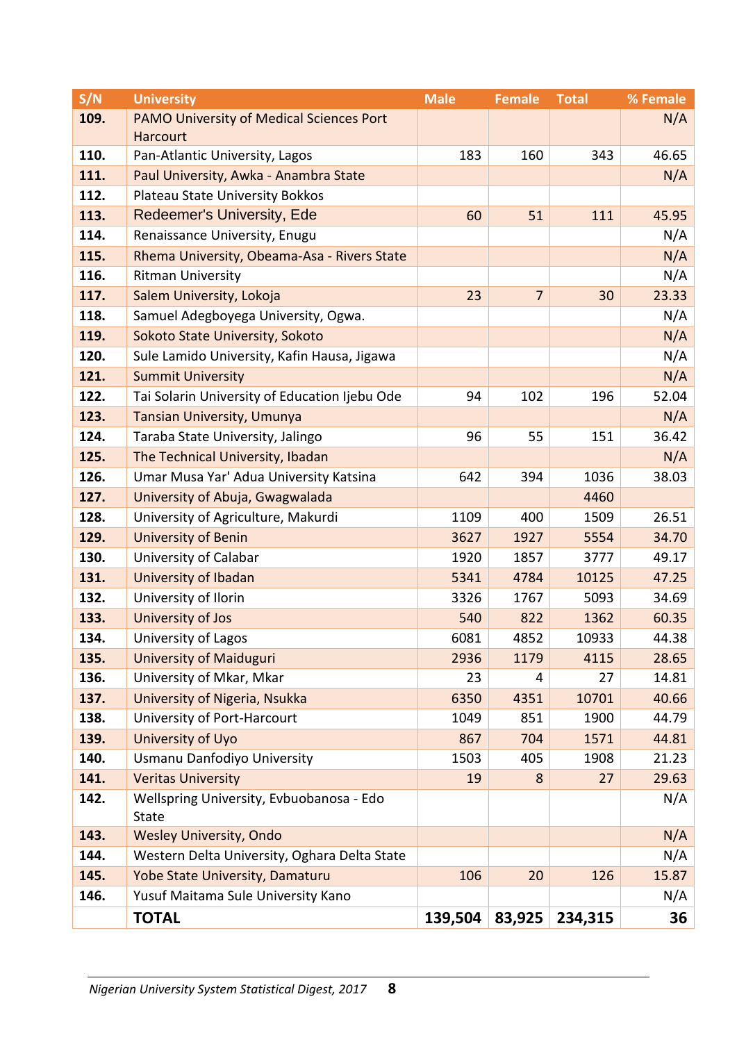| S/N | University | Male | Female | Total | % Female |
|---|---|---|---|---|---|
| **109.** | PAMO University of Medical Sciences Port Harcourt | | | | N/A |
| **110.** | Pan-Atlantic University, Lagos | 183 | 160 | 343 | 46.65 |
| **111.** | Paul University, Awka - Anambra State | | | | N/A |
| **112.** | Plateau State University Bokkos | | | | |
| **113.** | Redeemer's University, Ede | 60 | 51 | 111 | 45.95 |
| **114.** | Renaissance University, Enugu | | | | N/A |
| **115.** | Rhema University, Obeama-Asa - Rivers State | | | | N/A |
| **116.** | Ritman University | | | | N/A |
| **117.** | Salem University, Lokoja | 23 | 7 | 30 | 23.33 |
| **118.** | Samuel Adegboyega University, Ogwa. | | | | N/A |
| **119.** | Sokoto State University, Sokoto | | | | N/A |
| **120.** | Sule Lamido University, Kafin Hausa, Jigawa | | | | N/A |
| **121.** | Summit University | | | | N/A |
| **122.** | Tai Solarin University of Education Ijebu Ode | 94 | 102 | 196 | 52.04 |
| **123.** | Tansian University, Umunya | | | | N/A |
| **124.** | Taraba State University, Jalingo | 96 | 55 | 151 | 36.42 |
| **125.** | The Technical University, Ibadan | | | | N/A |
| **126.** | Umar Musa Yar' Adua University Katsina | 642 | 394 | 1036 | 38.03 |
| **127.** | University of Abuja, Gwagwalada | | | 4460 | |
| **128.** | University of Agriculture, Makurdi | 1109 | 400 | 1509 | 26.51 |
| **129.** | University of Benin | 3627 | 1927 | 5554 | 34.70 |
| **130.** | University of Calabar | 1920 | 1857 | 3777 | 49.17 |
| **131.** | University of Ibadan | 5341 | 4784 | 10125 | 47.25 |
| **132.** | University of Ilorin | 3326 | 1767 | 5093 | 34.69 |
| **133.** | University of Jos | 540 | 822 | 1362 | 60.35 |
| **134.** | University of Lagos | 6081 | 4852 | 10933 | 44.38 |
| **135.** | University of Maiduguri | 2936 | 1179 | 4115 | 28.65 |
| **136.** | University of Mkar, Mkar | 23 | 4 | 27 | 14.81 |
| **137.** | University of Nigeria, Nsukka | 6350 | 4351 | 10701 | 40.66 |
| **138.** | University of Port-Harcourt | 1049 | 851 | 1900 | 44.79 |
| **139.** | University of Uyo | 867 | 704 | 1571 | 44.81 |
| **140.** | Usmanu Danfodiyo University | 1503 | 405 | 1908 | 21.23 |
| **141.** | Veritas University | 19 | 8 | 27 | 29.63 |
| **142.** | Wellspring University, Evbuobanosa - Edo State | | | | N/A |
| **143.** | Wesley University, Ondo | | | | N/A |
| **144.** | Western Delta University, Oghara Delta State | | | | N/A |
| **145.** | Yobe State University, Damaturu | 106 | 20 | 126 | 15.87 |
| **146.** | Yusuf Maitama Sule University Kano | | | | N/A |
| | **TOTAL** | **139,504** | **83,925** | **234,315** | **36** |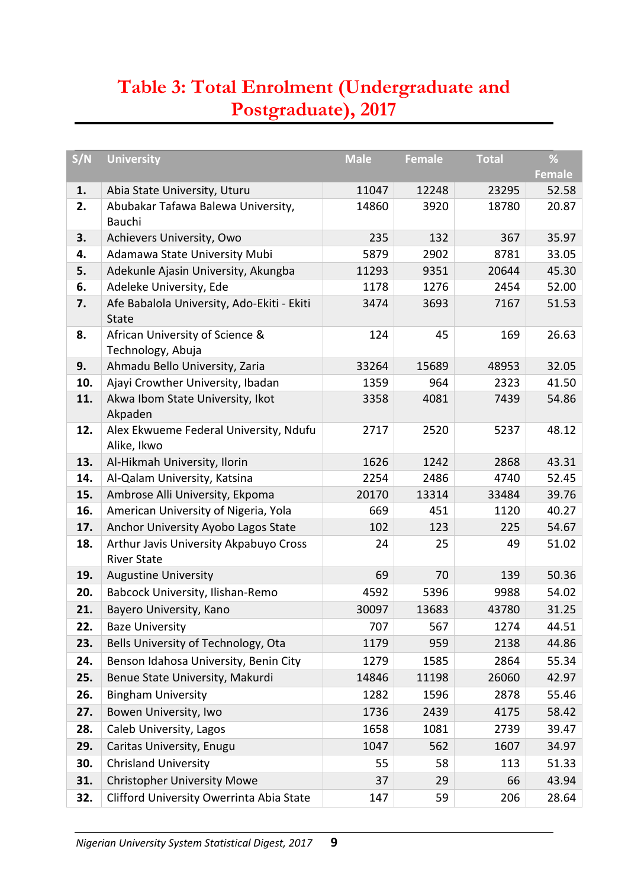# Table 3: Total Enrolment (Undergraduate and Postgraduate), 2017

| S/N | University | Male | Female | Total | % Female |
|---|---|---|---|---|---|
| 1. | Abia State University, Uturu | 11047 | 12248 | 23295 | 52.58 |
| 2. | Abubakar Tafawa Balewa University, Bauchi | 14860 | 3920 | 18780 | 20.87 |
| 3. | Achievers University, Owo | 235 | 132 | 367 | 35.97 |
| 4. | Adamawa State University Mubi | 5879 | 2902 | 8781 | 33.05 |
| 5. | Adekunle Ajasin University, Akungba | 11293 | 9351 | 20644 | 45.30 |
| 6. | Adeleke University, Ede | 1178 | 1276 | 2454 | 52.00 |
| 7. | Afe Babalola University, Ado-Ekiti - Ekiti State | 3474 | 3693 | 7167 | 51.53 |
| 8. | African University of Science & Technology, Abuja | 124 | 45 | 169 | 26.63 |
| 9. | Ahmadu Bello University, Zaria | 33264 | 15689 | 48953 | 32.05 |
| 10. | Ajayi Crowther University, Ibadan | 1359 | 964 | 2323 | 41.50 |
| 11. | Akwa Ibom State University, Ikot Akpaden | 3358 | 4081 | 7439 | 54.86 |
| 12. | Alex Ekwueme Federal University, Ndufu Alike, Ikwo | 2717 | 2520 | 5237 | 48.12 |
| 13. | Al-Hikmah University, Ilorin | 1626 | 1242 | 2868 | 43.31 |
| 14. | Al-Qalam University, Katsina | 2254 | 2486 | 4740 | 52.45 |
| 15. | Ambrose Alli University, Ekpoma | 20170 | 13314 | 33484 | 39.76 |
| 16. | American University of Nigeria, Yola | 669 | 451 | 1120 | 40.27 |
| 17. | Anchor University Ayobo Lagos State | 102 | 123 | 225 | 54.67 |
| 18. | Arthur Javis University Akpabuyo Cross River State | 24 | 25 | 49 | 51.02 |
| 19. | Augustine University | 69 | 70 | 139 | 50.36 |
| 20. | Babcock University, Ilishan-Remo | 4592 | 5396 | 9988 | 54.02 |
| 21. | Bayero University, Kano | 30097 | 13683 | 43780 | 31.25 |
| 22. | Baze University | 707 | 567 | 1274 | 44.51 |
| 23. | Bells University of Technology, Ota | 1179 | 959 | 2138 | 44.86 |
| 24. | Benson Idahosa University, Benin City | 1279 | 1585 | 2864 | 55.34 |
| 25. | Benue State University, Makurdi | 14846 | 11198 | 26060 | 42.97 |
| 26. | Bingham University | 1282 | 1596 | 2878 | 55.46 |
| 27. | Bowen University, Iwo | 1736 | 2439 | 4175 | 58.42 |
| 28. | Caleb University, Lagos | 1658 | 1081 | 2739 | 39.47 |
| 29. | Caritas University, Enugu | 1047 | 562 | 1607 | 34.97 |
| 30. | Chrisland University | 55 | 58 | 113 | 51.33 |
| 31. | Christopher University Mowe | 37 | 29 | 66 | 43.94 |
| 32. | Clifford University Owerrinta Abia State | 147 | 59 | 206 | 28.64 |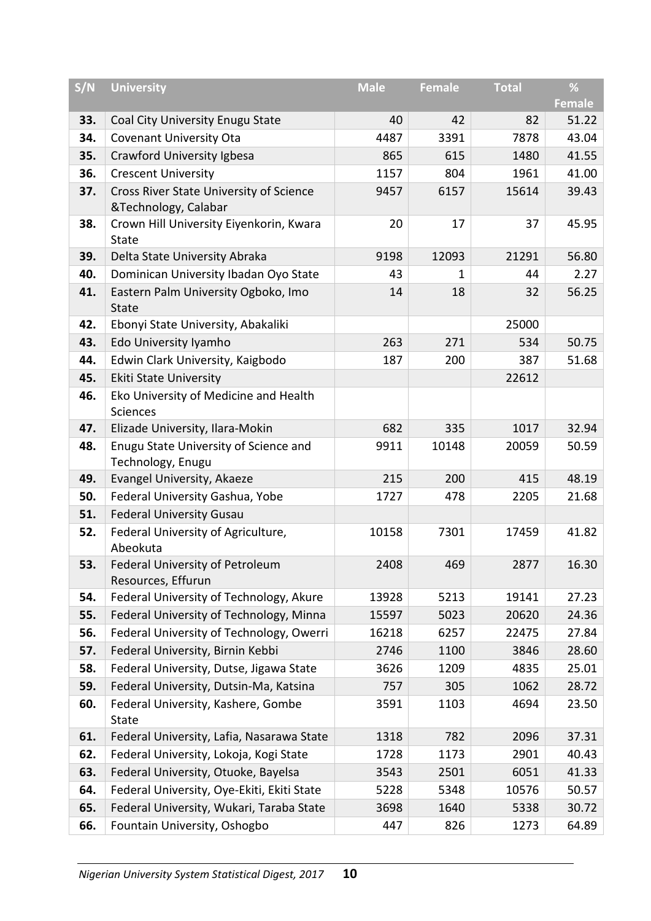| S/N | University | Male | Female | Total | % Female |
|---|---|---|---|---|---|
| **33.** | Coal City University Enugu State | 40 | 42 | 82 | 51.22 |
| **34.** | Covenant University Ota | 4487 | 3391 | 7878 | 43.04 |
| **35.** | Crawford University Igbesa | 865 | 615 | 1480 | 41.55 |
| **36.** | Crescent University | 1157 | 804 | 1961 | 41.00 |
| **37.** | Cross River State University of Science &Technology, Calabar | 9457 | 6157 | 15614 | 39.43 |
| **38.** | Crown Hill University Eiyenkorin, Kwara State | 20 | 17 | 37 | 45.95 |
| **39.** | Delta State University Abraka | 9198 | 12093 | 21291 | 56.80 |
| **40.** | Dominican University Ibadan Oyo State | 43 | 1 | 44 | 2.27 |
| **41.** | Eastern Palm University Ogboko, Imo State | 14 | 18 | 32 | 56.25 |
| **42.** | Ebonyi State University, Abakaliki | | | 25000 | |
| **43.** | Edo University Iyamho | 263 | 271 | 534 | 50.75 |
| **44.** | Edwin Clark University, Kaigbodo | 187 | 200 | 387 | 51.68 |
| **45.** | Ekiti State University | | | 22612 | |
| **46.** | Eko University of Medicine and Health Sciences | | | | |
| **47.** | Elizade University, Ilara-Mokin | 682 | 335 | 1017 | 32.94 |
| **48.** | Enugu State University of Science and Technology, Enugu | 9911 | 10148 | 20059 | 50.59 |
| **49.** | Evangel University, Akaeze | 215 | 200 | 415 | 48.19 |
| **50.** | Federal University Gashua, Yobe | 1727 | 478 | 2205 | 21.68 |
| **51.** | Federal University Gusau | | | | |
| **52.** | Federal University of Agriculture, Abeokuta | 10158 | 7301 | 17459 | 41.82 |
| **53.** | Federal University of Petroleum Resources, Effurun | 2408 | 469 | 2877 | 16.30 |
| **54.** | Federal University of Technology, Akure | 13928 | 5213 | 19141 | 27.23 |
| **55.** | Federal University of Technology, Minna | 15597 | 5023 | 20620 | 24.36 |
| **56.** | Federal University of Technology, Owerri | 16218 | 6257 | 22475 | 27.84 |
| **57.** | Federal University, Birnin Kebbi | 2746 | 1100 | 3846 | 28.60 |
| **58.** | Federal University, Dutse, Jigawa State | 3626 | 1209 | 4835 | 25.01 |
| **59.** | Federal University, Dutsin-Ma, Katsina | 757 | 305 | 1062 | 28.72 |
| **60.** | Federal University, Kashere, Gombe State | 3591 | 1103 | 4694 | 23.50 |
| **61.** | Federal University, Lafia, Nasarawa State | 1318 | 782 | 2096 | 37.31 |
| **62.** | Federal University, Lokoja, Kogi State | 1728 | 1173 | 2901 | 40.43 |
| **63.** | Federal University, Otuoke, Bayelsa | 3543 | 2501 | 6051 | 41.33 |
| **64.** | Federal University, Oye-Ekiti, Ekiti State | 5228 | 5348 | 10576 | 50.57 |
| **65.** | Federal University, Wukari, Taraba State | 3698 | 1640 | 5338 | 30.72 |
| **66.** | Fountain University, Oshogbo | 447 | 826 | 1273 | 64.89 |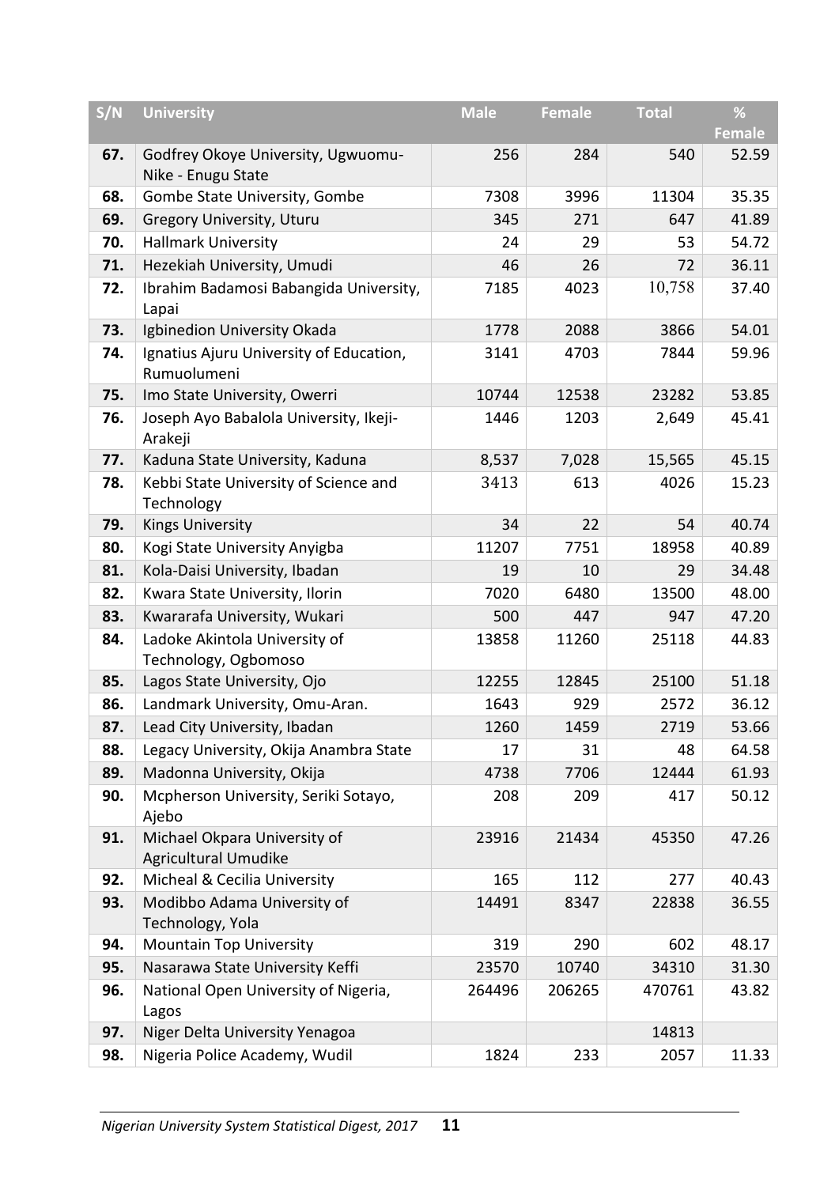| S/N | University | Male | Female | Total | % Female |
|---|---|---|---|---|---|
| 67. | Godfrey Okoye University, Ugwuomu-Nike - Enugu State | 256 | 284 | 540 | 52.59 |
| 68. | Gombe State University, Gombe | 7308 | 3996 | 11304 | 35.35 |
| 69. | Gregory University, Uturu | 345 | 271 | 647 | 41.89 |
| 70. | Hallmark University | 24 | 29 | 53 | 54.72 |
| 71. | Hezekiah University, Umudi | 46 | 26 | 72 | 36.11 |
| 72. | Ibrahim Badamosi Babangida University, Lapai | 7185 | 4023 | 10,758 | 37.40 |
| 73. | Igbinedion University Okada | 1778 | 2088 | 3866 | 54.01 |
| 74. | Ignatius Ajuru University of Education, Rumuolumeni | 3141 | 4703 | 7844 | 59.96 |
| 75. | Imo State University, Owerri | 10744 | 12538 | 23282 | 53.85 |
| 76. | Joseph Ayo Babalola University, Ikeji-Arakeji | 1446 | 1203 | 2,649 | 45.41 |
| 77. | Kaduna State University, Kaduna | 8,537 | 7,028 | 15,565 | 45.15 |
| 78. | Kebbi State University of Science and Technology | 3413 | 613 | 4026 | 15.23 |
| 79. | Kings University | 34 | 22 | 54 | 40.74 |
| 80. | Kogi State University Anyigba | 11207 | 7751 | 18958 | 40.89 |
| 81. | Kola-Daisi University, Ibadan | 19 | 10 | 29 | 34.48 |
| 82. | Kwara State University, Ilorin | 7020 | 6480 | 13500 | 48.00 |
| 83. | Kwararafa University, Wukari | 500 | 447 | 947 | 47.20 |
| 84. | Ladoke Akintola University of Technology, Ogbomoso | 13858 | 11260 | 25118 | 44.83 |
| 85. | Lagos State University, Ojo | 12255 | 12845 | 25100 | 51.18 |
| 86. | Landmark University, Omu-Aran. | 1643 | 929 | 2572 | 36.12 |
| 87. | Lead City University, Ibadan | 1260 | 1459 | 2719 | 53.66 |
| 88. | Legacy University, Okija Anambra State | 17 | 31 | 48 | 64.58 |
| 89. | Madonna University, Okija | 4738 | 7706 | 12444 | 61.93 |
| 90. | Mcpherson University, Seriki Sotayo, Ajebo | 208 | 209 | 417 | 50.12 |
| 91. | Michael Okpara University of Agricultural Umudike | 23916 | 21434 | 45350 | 47.26 |
| 92. | Micheal & Cecilia University | 165 | 112 | 277 | 40.43 |
| 93. | Modibbo Adama University of Technology, Yola | 14491 | 8347 | 22838 | 36.55 |
| 94. | Mountain Top University | 319 | 290 | 602 | 48.17 |
| 95. | Nasarawa State University Keffi | 23570 | 10740 | 34310 | 31.30 |
| 96. | National Open University of Nigeria, Lagos | 264496 | 206265 | 470761 | 43.82 |
| 97. | Niger Delta University Yenagoa | | | 14813 | |
| 98. | Nigeria Police Academy, Wudil | 1824 | 233 | 2057 | 11.33 |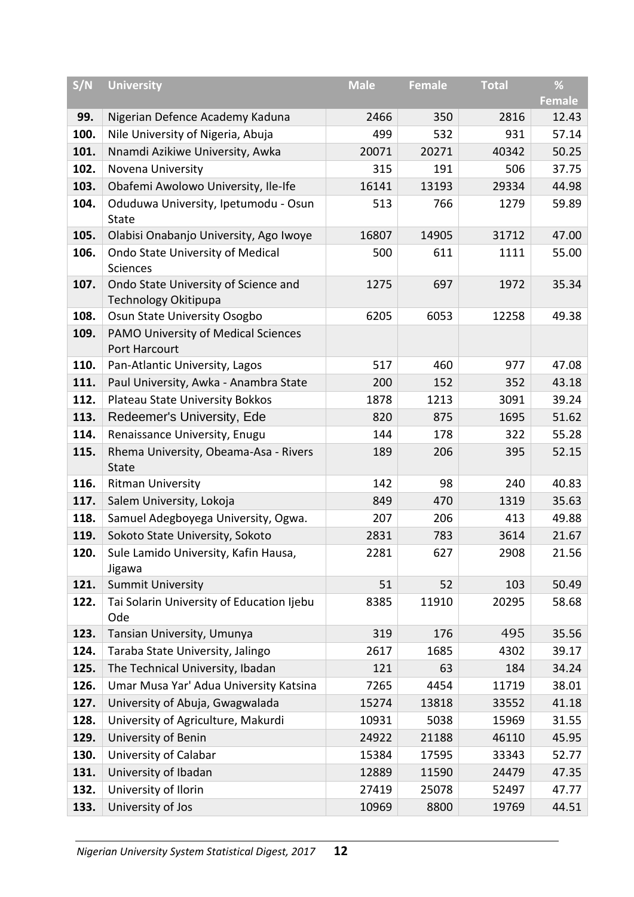| S/N | University | Male | Female | Total | % Female |
|---|---|---|---|---|---|
| **99.** | Nigerian Defence Academy Kaduna | 2466 | 350 | 2816 | 12.43 |
| **100.** | Nile University of Nigeria, Abuja | 499 | 532 | 931 | 57.14 |
| **101.** | Nnamdi Azikiwe University, Awka | 20071 | 20271 | 40342 | 50.25 |
| **102.** | Novena University | 315 | 191 | 506 | 37.75 |
| **103.** | Obafemi Awolowo University, Ile-Ife | 16141 | 13193 | 29334 | 44.98 |
| **104.** | Oduduwa University, Ipetumodu - Osun State | 513 | 766 | 1279 | 59.89 |
| **105.** | Olabisi Onabanjo University, Ago Iwoye | 16807 | 14905 | 31712 | 47.00 |
| **106.** | Ondo State University of Medical Sciences | 500 | 611 | 1111 | 55.00 |
| **107.** | Ondo State University of Science and Technology Okitipupa | 1275 | 697 | 1972 | 35.34 |
| **108.** | Osun State University Osogbo | 6205 | 6053 | 12258 | 49.38 |
| **109.** | PAMO University of Medical Sciences Port Harcourt | | | | |
| **110.** | Pan-Atlantic University, Lagos | 517 | 460 | 977 | 47.08 |
| **111.** | Paul University, Awka - Anambra State | 200 | 152 | 352 | 43.18 |
| **112.** | Plateau State University Bokkos | 1878 | 1213 | 3091 | 39.24 |
| **113.** | Redeemer's University, Ede | 820 | 875 | 1695 | 51.62 |
| **114.** | Renaissance University, Enugu | 144 | 178 | 322 | 55.28 |
| **115.** | Rhema University, Obeama-Asa - Rivers State | 189 | 206 | 395 | 52.15 |
| **116.** | Ritman University | 142 | 98 | 240 | 40.83 |
| **117.** | Salem University, Lokoja | 849 | 470 | 1319 | 35.63 |
| **118.** | Samuel Adegboyega University, Ogwa. | 207 | 206 | 413 | 49.88 |
| **119.** | Sokoto State University, Sokoto | 2831 | 783 | 3614 | 21.67 |
| **120.** | Sule Lamido University, Kafin Hausa, Jigawa | 2281 | 627 | 2908 | 21.56 |
| **121.** | Summit University | 51 | 52 | 103 | 50.49 |
| **122.** | Tai Solarin University of Education Ijebu Ode | 8385 | 11910 | 20295 | 58.68 |
| **123.** | Tansian University, Umunya | 319 | 176 | 495 | 35.56 |
| **124.** | Taraba State University, Jalingo | 2617 | 1685 | 4302 | 39.17 |
| **125.** | The Technical University, Ibadan | 121 | 63 | 184 | 34.24 |
| **126.** | Umar Musa Yar' Adua University Katsina | 7265 | 4454 | 11719 | 38.01 |
| **127.** | University of Abuja, Gwagwalada | 15274 | 13818 | 33552 | 41.18 |
| **128.** | University of Agriculture, Makurdi | 10931 | 5038 | 15969 | 31.55 |
| **129.** | University of Benin | 24922 | 21188 | 46110 | 45.95 |
| **130.** | University of Calabar | 15384 | 17595 | 33343 | 52.77 |
| **131.** | University of Ibadan | 12889 | 11590 | 24479 | 47.35 |
| **132.** | University of Ilorin | 27419 | 25078 | 52497 | 47.77 |
| **133.** | University of Jos | 10969 | 8800 | 19769 | 44.51 |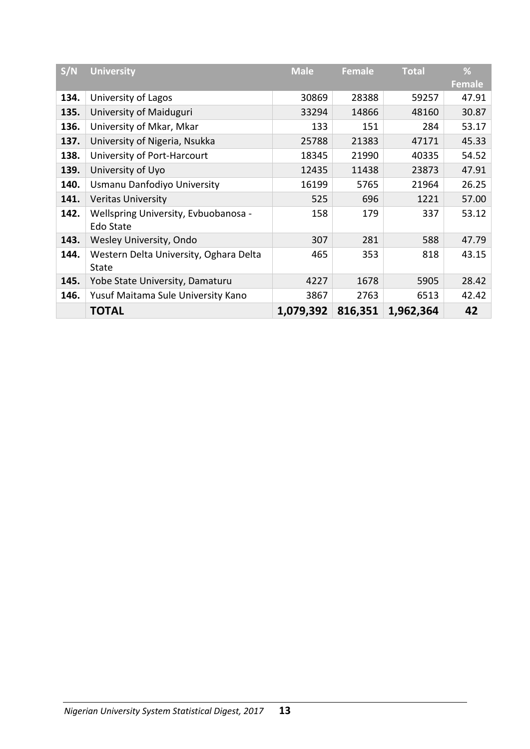| S/N | University | Male | Female | Total | % Female |
|---|---|---|---|---|---|
| **134.** | University of Lagos | 30869 | 28388 | 59257 | 47.91 |
| **135.** | University of Maiduguri | 33294 | 14866 | 48160 | 30.87 |
| **136.** | University of Mkar, Mkar | 133 | 151 | 284 | 53.17 |
| **137.** | University of Nigeria, Nsukka | 25788 | 21383 | 47171 | 45.33 |
| **138.** | University of Port-Harcourt | 18345 | 21990 | 40335 | 54.52 |
| **139.** | University of Uyo | 12435 | 11438 | 23873 | 47.91 |
| **140.** | Usmanu Danfodiyo University | 16199 | 5765 | 21964 | 26.25 |
| **141.** | Veritas University | 525 | 696 | 1221 | 57.00 |
| **142.** | Wellspring University, Evbuobanosa - Edo State | 158 | 179 | 337 | 53.12 |
| **143.** | Wesley University, Ondo | 307 | 281 | 588 | 47.79 |
| **144.** | Western Delta University, Oghara Delta State | 465 | 353 | 818 | 43.15 |
| **145.** | Yobe State University, Damaturu | 4227 | 1678 | 5905 | 28.42 |
| **146.** | Yusuf Maitama Sule University Kano | 3867 | 2763 | 6513 | 42.42 |
| | **TOTAL** | **1,079,392** | **816,351** | **1,962,364** | **42** |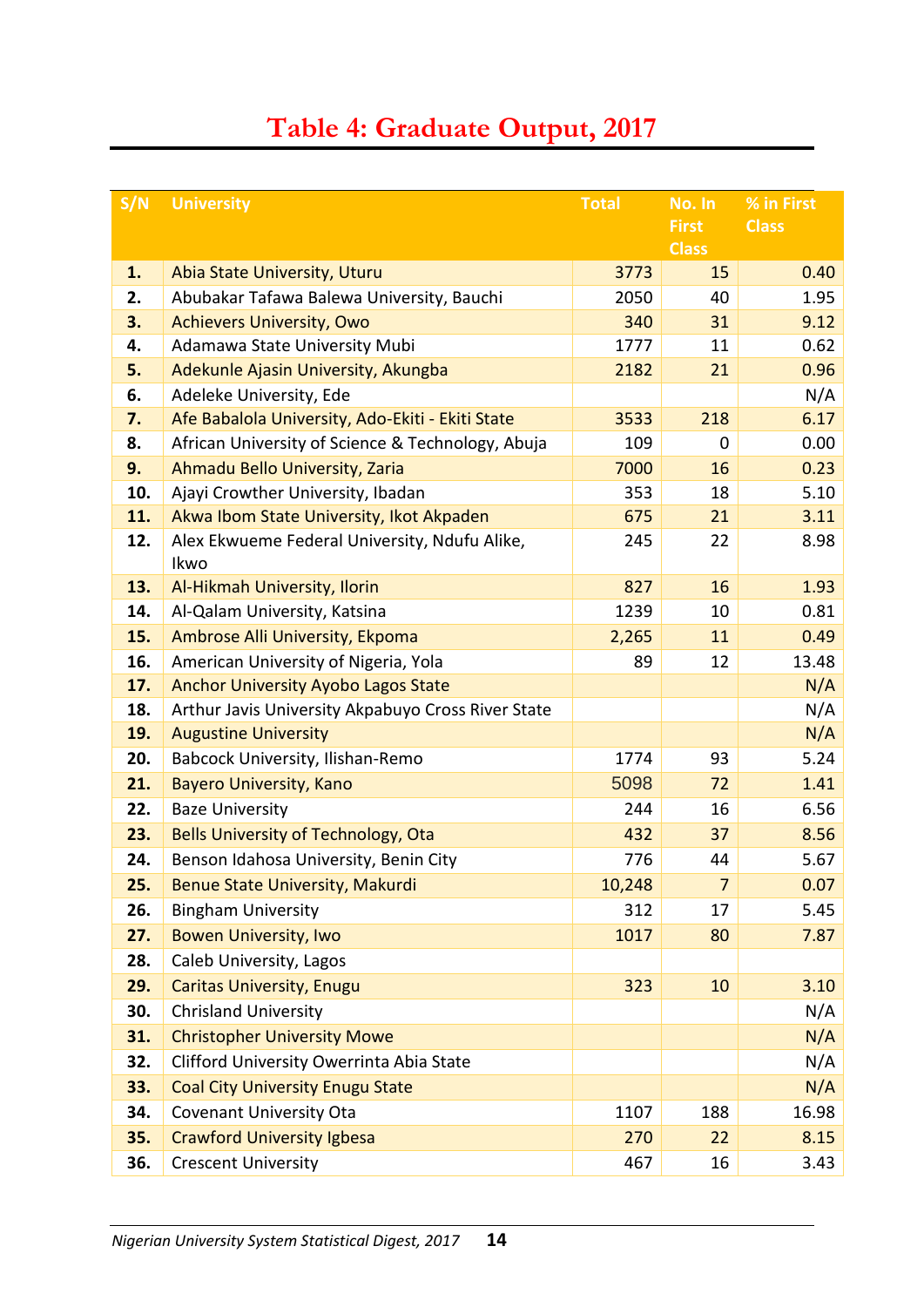# Table 4: Graduate Output, 2017

| S/N | University | Total | No. In First Class | % in First Class |
|---|---|---|---|---|
| 1. | Abia State University, Uturu | 3773 | 15 | 0.40 |
| 2. | Abubakar Tafawa Balewa University, Bauchi | 2050 | 40 | 1.95 |
| 3. | Achievers University, Owo | 340 | 31 | 9.12 |
| 4. | Adamawa State University Mubi | 1777 | 11 | 0.62 |
| 5. | Adekunle Ajasin University, Akungba | 2182 | 21 | 0.96 |
| 6. | Adeleke University, Ede | | | N/A |
| 7. | Afe Babalola University, Ado-Ekiti - Ekiti State | 3533 | 218 | 6.17 |
| 8. | African University of Science & Technology, Abuja | 109 | 0 | 0.00 |
| 9. | Ahmadu Bello University, Zaria | 7000 | 16 | 0.23 |
| 10. | Ajayi Crowther University, Ibadan | 353 | 18 | 5.10 |
| 11. | Akwa Ibom State University, Ikot Akpaden | 675 | 21 | 3.11 |
| 12. | Alex Ekwueme Federal University, Ndufu Alike, Ikwo | 245 | 22 | 8.98 |
| 13. | Al-Hikmah University, Ilorin | 827 | 16 | 1.93 |
| 14. | Al-Qalam University, Katsina | 1239 | 10 | 0.81 |
| 15. | Ambrose Alli University, Ekpoma | 2,265 | 11 | 0.49 |
| 16. | American University of Nigeria, Yola | 89 | 12 | 13.48 |
| 17. | Anchor University Ayobo Lagos State | | | N/A |
| 18. | Arthur Javis University Akpabuyo Cross River State | | | N/A |
| 19. | Augustine University | | | N/A |
| 20. | Babcock University, Ilishan-Remo | 1774 | 93 | 5.24 |
| 21. | Bayero University, Kano | 5098 | 72 | 1.41 |
| 22. | Baze University | 244 | 16 | 6.56 |
| 23. | Bells University of Technology, Ota | 432 | 37 | 8.56 |
| 24. | Benson Idahosa University, Benin City | 776 | 44 | 5.67 |
| 25. | Benue State University, Makurdi | 10,248 | 7 | 0.07 |
| 26. | Bingham University | 312 | 17 | 5.45 |
| 27. | Bowen University, Iwo | 1017 | 80 | 7.87 |
| 28. | Caleb University, Lagos | | | |
| 29. | Caritas University, Enugu | 323 | 10 | 3.10 |
| 30. | Chrisland University | | | N/A |
| 31. | Christopher University Mowe | | | N/A |
| 32. | Clifford University Owerrinta Abia State | | | N/A |
| 33. | Coal City University Enugu State | | | N/A |
| 34. | Covenant University Ota | 1107 | 188 | 16.98 |
| 35. | Crawford University Igbesa | 270 | 22 | 8.15 |
| 36. | Crescent University | 467 | 16 | 3.43 |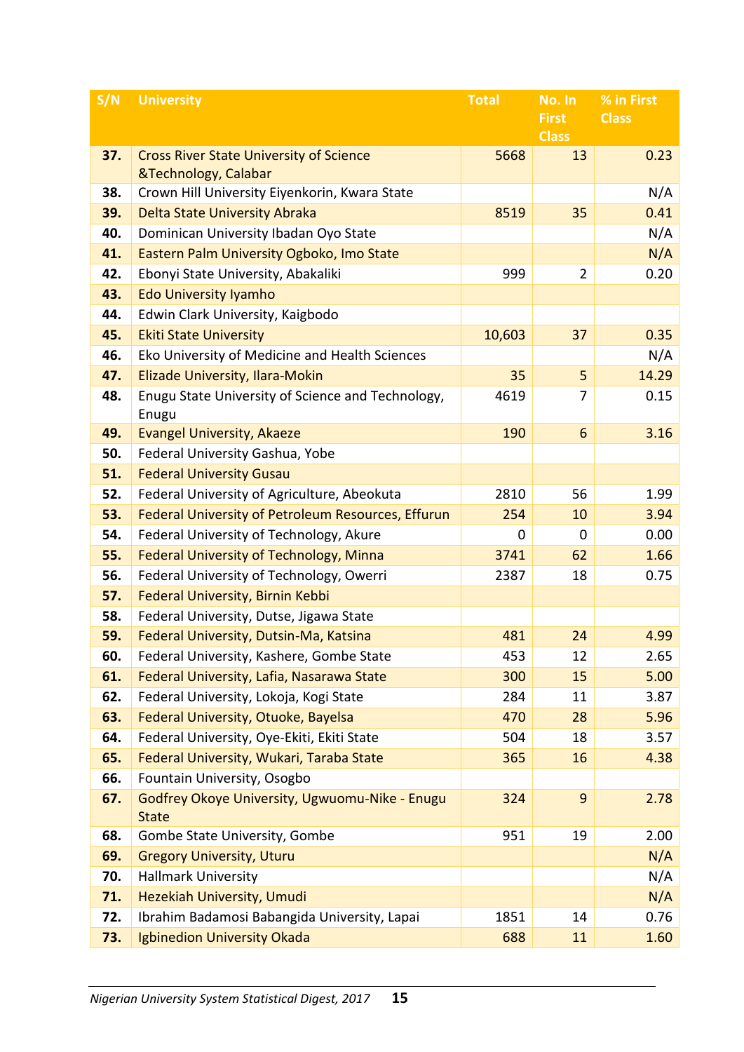| S/N | University | Total | No. In First Class | % in First Class |
|---|---|---|---|---|
| 37. | Cross River State University of Science &Technology, Calabar | 5668 | 13 | 0.23 |
| 38. | Crown Hill University Eiyenkorin, Kwara State | | | N/A |
| 39. | Delta State University Abraka | 8519 | 35 | 0.41 |
| 40. | Dominican University Ibadan Oyo State | | | N/A |
| 41. | Eastern Palm University Ogboko, Imo State | | | N/A |
| 42. | Ebonyi State University, Abakaliki | 999 | 2 | 0.20 |
| 43. | Edo University Iyamho | | | |
| 44. | Edwin Clark University, Kaigbodo | | | |
| 45. | Ekiti State University | 10,603 | 37 | 0.35 |
| 46. | Eko University of Medicine and Health Sciences | | | N/A |
| 47. | Elizade University, Ilara-Mokin | 35 | 5 | 14.29 |
| 48. | Enugu State University of Science and Technology, Enugu | 4619 | 7 | 0.15 |
| 49. | Evangel University, Akaeze | 190 | 6 | 3.16 |
| 50. | Federal University Gashua, Yobe | | | |
| 51. | Federal University Gusau | | | |
| 52. | Federal University of Agriculture, Abeokuta | 2810 | 56 | 1.99 |
| 53. | Federal University of Petroleum Resources, Effurun | 254 | 10 | 3.94 |
| 54. | Federal University of Technology, Akure | 0 | 0 | 0.00 |
| 55. | Federal University of Technology, Minna | 3741 | 62 | 1.66 |
| 56. | Federal University of Technology, Owerri | 2387 | 18 | 0.75 |
| 57. | Federal University, Birnin Kebbi | | | |
| 58. | Federal University, Dutse, Jigawa State | | | |
| 59. | Federal University, Dutsin-Ma, Katsina | 481 | 24 | 4.99 |
| 60. | Federal University, Kashere, Gombe State | 453 | 12 | 2.65 |
| 61. | Federal University, Lafia, Nasarawa State | 300 | 15 | 5.00 |
| 62. | Federal University, Lokoja, Kogi State | 284 | 11 | 3.87 |
| 63. | Federal University, Otuoke, Bayelsa | 470 | 28 | 5.96 |
| 64. | Federal University, Oye-Ekiti, Ekiti State | 504 | 18 | 3.57 |
| 65. | Federal University, Wukari, Taraba State | 365 | 16 | 4.38 |
| 66. | Fountain University, Osogbo | | | |
| 67. | Godfrey Okoye University, Ugwuomu-Nike - Enugu State | 324 | 9 | 2.78 |
| 68. | Gombe State University, Gombe | 951 | 19 | 2.00 |
| 69. | Gregory University, Uturu | | | N/A |
| 70. | Hallmark University | | | N/A |
| 71. | Hezekiah University, Umudi | | | N/A |
| 72. | Ibrahim Badamosi Babangida University, Lapai | 1851 | 14 | 0.76 |
| 73. | Igbinedion University Okada | 688 | 11 | 1.60 |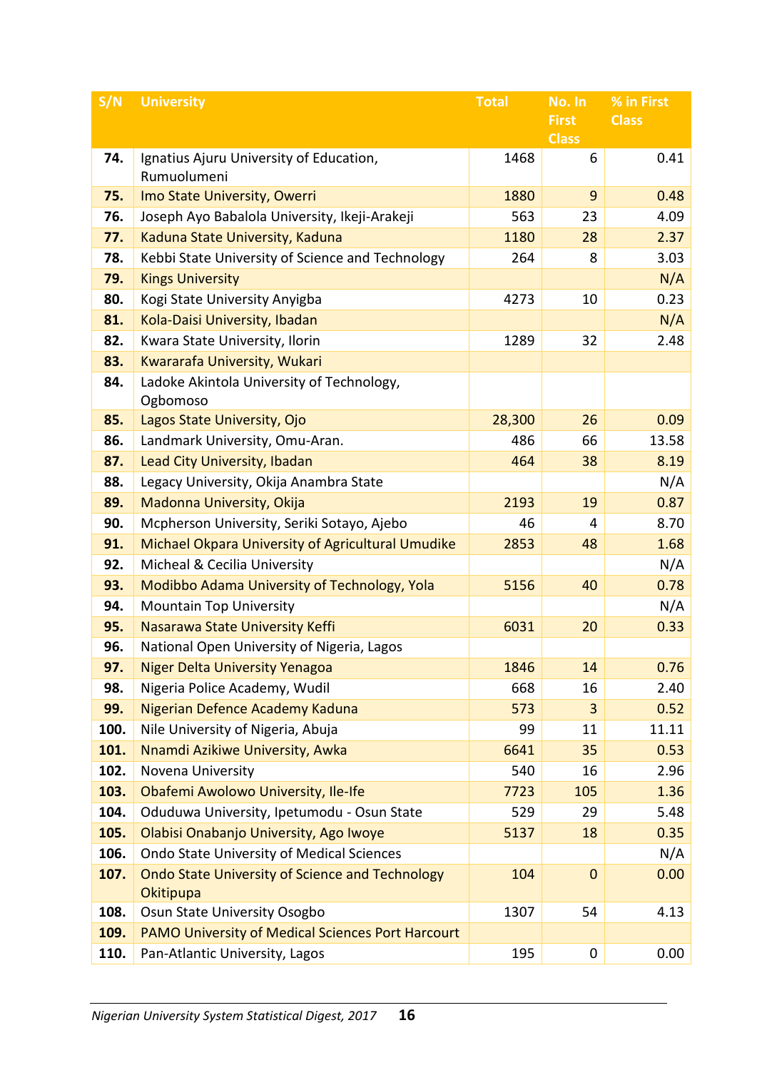| S/N | University | Total | No. In First Class | % in First Class |
|---|---|---|---|---|
| 74. | Ignatius Ajuru University of Education, Rumuolumeni | 1468 | 6 | 0.41 |
| 75. | Imo State University, Owerri | 1880 | 9 | 0.48 |
| 76. | Joseph Ayo Babalola University, Ikeji-Arakeji | 563 | 23 | 4.09 |
| 77. | Kaduna State University, Kaduna | 1180 | 28 | 2.37 |
| 78. | Kebbi State University of Science and Technology | 264 | 8 | 3.03 |
| 79. | Kings University | | | N/A |
| 80. | Kogi State University Anyigba | 4273 | 10 | 0.23 |
| 81. | Kola-Daisi University, Ibadan | | | N/A |
| 82. | Kwara State University, Ilorin | 1289 | 32 | 2.48 |
| 83. | Kwararafa University, Wukari | | | |
| 84. | Ladoke Akintola University of Technology, Ogbomoso | | | |
| 85. | Lagos State University, Ojo | 28,300 | 26 | 0.09 |
| 86. | Landmark University, Omu-Aran. | 486 | 66 | 13.58 |
| 87. | Lead City University, Ibadan | 464 | 38 | 8.19 |
| 88. | Legacy University, Okija Anambra State | | | N/A |
| 89. | Madonna University, Okija | 2193 | 19 | 0.87 |
| 90. | Mcpherson University, Seriki Sotayo, Ajebo | 46 | 4 | 8.70 |
| 91. | Michael Okpara University of Agricultural Umudike | 2853 | 48 | 1.68 |
| 92. | Micheal & Cecilia University | | | N/A |
| 93. | Modibbo Adama University of Technology, Yola | 5156 | 40 | 0.78 |
| 94. | Mountain Top University | | | N/A |
| 95. | Nasarawa State University Keffi | 6031 | 20 | 0.33 |
| 96. | National Open University of Nigeria, Lagos | | | |
| 97. | Niger Delta University Yenagoa | 1846 | 14 | 0.76 |
| 98. | Nigeria Police Academy, Wudil | 668 | 16 | 2.40 |
| 99. | Nigerian Defence Academy Kaduna | 573 | 3 | 0.52 |
| 100. | Nile University of Nigeria, Abuja | 99 | 11 | 11.11 |
| 101. | Nnamdi Azikiwe University, Awka | 6641 | 35 | 0.53 |
| 102. | Novena University | 540 | 16 | 2.96 |
| 103. | Obafemi Awolowo University, Ile-Ife | 7723 | 105 | 1.36 |
| 104. | Oduduwa University, Ipetumodu - Osun State | 529 | 29 | 5.48 |
| 105. | Olabisi Onabanjo University, Ago Iwoye | 5137 | 18 | 0.35 |
| 106. | Ondo State University of Medical Sciences | | | N/A |
| 107. | Ondo State University of Science and Technology Okitipupa | 104 | 0 | 0.00 |
| 108. | Osun State University Osogbo | 1307 | 54 | 4.13 |
| 109. | PAMO University of Medical Sciences Port Harcourt | | | |
| 110. | Pan-Atlantic University, Lagos | 195 | 0 | 0.00 |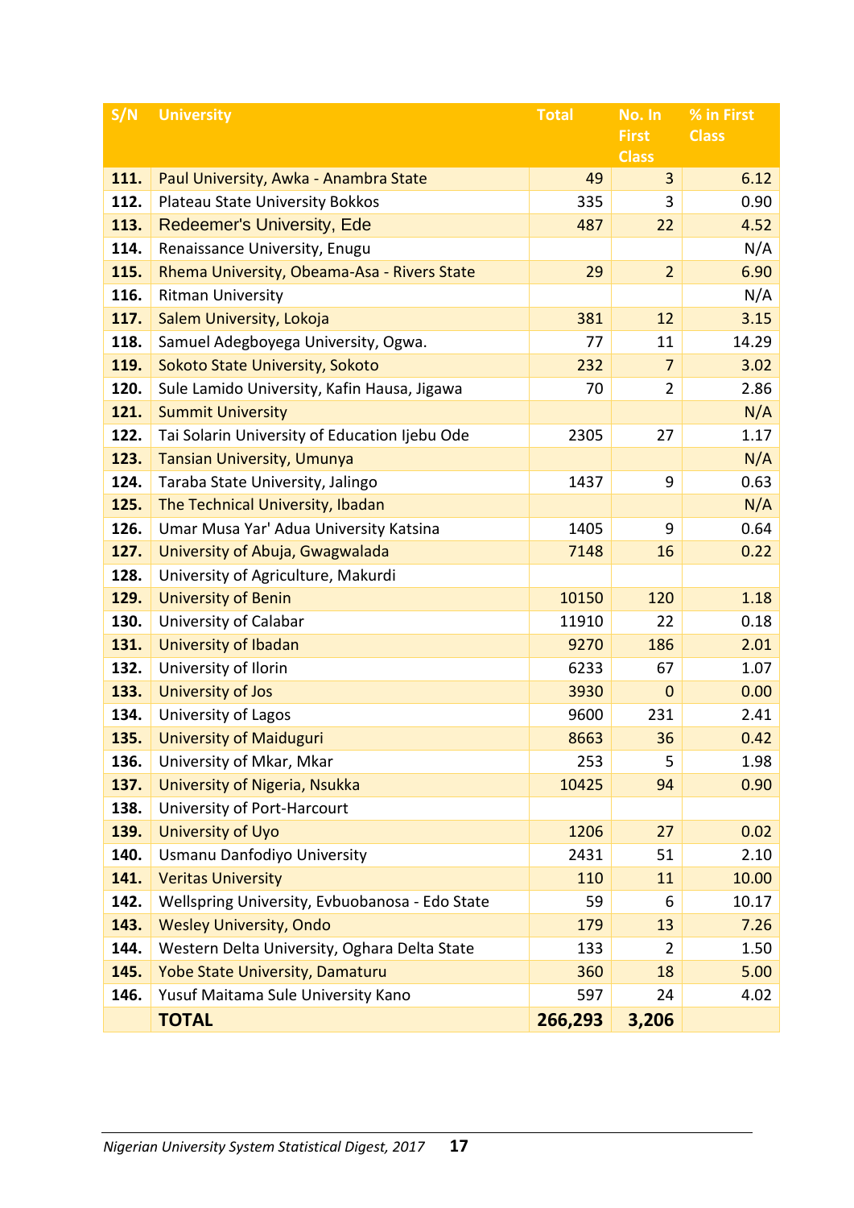| S/N | University | Total | No. In First Class | % in First Class |
|---|---|---|---|---|
| 111. | Paul University, Awka - Anambra State | 49 | 3 | 6.12 |
| 112. | Plateau State University Bokkos | 335 | 3 | 0.90 |
| 113. | Redeemer's University, Ede | 487 | 22 | 4.52 |
| 114. | Renaissance University, Enugu | | | N/A |
| 115. | Rhema University, Obeama-Asa - Rivers State | 29 | 2 | 6.90 |
| 116. | Ritman University | | | N/A |
| 117. | Salem University, Lokoja | 381 | 12 | 3.15 |
| 118. | Samuel Adegboyega University, Ogwa. | 77 | 11 | 14.29 |
| 119. | Sokoto State University, Sokoto | 232 | 7 | 3.02 |
| 120. | Sule Lamido University, Kafin Hausa, Jigawa | 70 | 2 | 2.86 |
| 121. | Summit University | | | N/A |
| 122. | Tai Solarin University of Education Ijebu Ode | 2305 | 27 | 1.17 |
| 123. | Tansian University, Umunya | | | N/A |
| 124. | Taraba State University, Jalingo | 1437 | 9 | 0.63 |
| 125. | The Technical University, Ibadan | | | N/A |
| 126. | Umar Musa Yar' Adua University Katsina | 1405 | 9 | 0.64 |
| 127. | University of Abuja, Gwagwalada | 7148 | 16 | 0.22 |
| 128. | University of Agriculture, Makurdi | | | |
| 129. | University of Benin | 10150 | 120 | 1.18 |
| 130. | University of Calabar | 11910 | 22 | 0.18 |
| 131. | University of Ibadan | 9270 | 186 | 2.01 |
| 132. | University of Ilorin | 6233 | 67 | 1.07 |
| 133. | University of Jos | 3930 | 0 | 0.00 |
| 134. | University of Lagos | 9600 | 231 | 2.41 |
| 135. | University of Maiduguri | 8663 | 36 | 0.42 |
| 136. | University of Mkar, Mkar | 253 | 5 | 1.98 |
| 137. | University of Nigeria, Nsukka | 10425 | 94 | 0.90 |
| 138. | University of Port-Harcourt | | | |
| 139. | University of Uyo | 1206 | 27 | 0.02 |
| 140. | Usmanu Danfodiyo University | 2431 | 51 | 2.10 |
| 141. | Veritas University | 110 | 11 | 10.00 |
| 142. | Wellspring University, Evbuobanosa - Edo State | 59 | 6 | 10.17 |
| 143. | Wesley University, Ondo | 179 | 13 | 7.26 |
| 144. | Western Delta University, Oghara Delta State | 133 | 2 | 1.50 |
| 145. | Yobe State University, Damaturu | 360 | 18 | 5.00 |
| 146. | Yusuf Maitama Sule University Kano | 597 | 24 | 4.02 |
| | **TOTAL** | **266,293** | **3,206** | |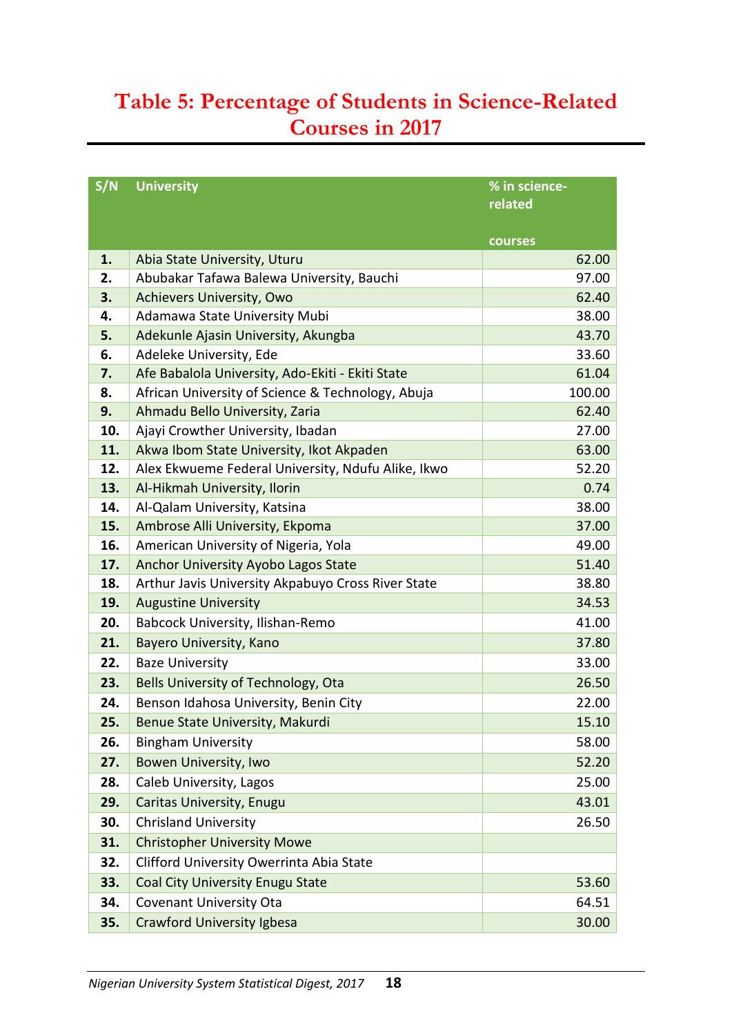# Table 5: Percentage of Students in Science-Related Courses in 2017

| S/N | University | % in science-related courses |
|---|---|---|
| 1. | Abia State University, Uturu | 62.00 |
| 2. | Abubakar Tafawa Balewa University, Bauchi | 97.00 |
| 3. | Achievers University, Owo | 62.40 |
| 4. | Adamawa State University Mubi | 38.00 |
| 5. | Adekunle Ajasin University, Akungba | 43.70 |
| 6. | Adeleke University, Ede | 33.60 |
| 7. | Afe Babalola University, Ado-Ekiti - Ekiti State | 61.04 |
| 8. | African University of Science & Technology, Abuja | 100.00 |
| 9. | Ahmadu Bello University, Zaria | 62.40 |
| 10. | Ajayi Crowther University, Ibadan | 27.00 |
| 11. | Akwa Ibom State University, Ikot Akpaden | 63.00 |
| 12. | Alex Ekwueme Federal University, Ndufu Alike, Ikwo | 52.20 |
| 13. | Al-Hikmah University, Ilorin | 0.74 |
| 14. | Al-Qalam University, Katsina | 38.00 |
| 15. | Ambrose Alli University, Ekpoma | 37.00 |
| 16. | American University of Nigeria, Yola | 49.00 |
| 17. | Anchor University Ayobo Lagos State | 51.40 |
| 18. | Arthur Javis University Akpabuyo Cross River State | 38.80 |
| 19. | Augustine University | 34.53 |
| 20. | Babcock University, Ilishan-Remo | 41.00 |
| 21. | Bayero University, Kano | 37.80 |
| 22. | Baze University | 33.00 |
| 23. | Bells University of Technology, Ota | 26.50 |
| 24. | Benson Idahosa University, Benin City | 22.00 |
| 25. | Benue State University, Makurdi | 15.10 |
| 26. | Bingham University | 58.00 |
| 27. | Bowen University, Iwo | 52.20 |
| 28. | Caleb University, Lagos | 25.00 |
| 29. | Caritas University, Enugu | 43.01 |
| 30. | Chrisland University | 26.50 |
| 31. | Christopher University Mowe | |
| 32. | Clifford University Owerrinta Abia State | |
| 33. | Coal City University Enugu State | 53.60 |
| 34. | Covenant University Ota | 64.51 |
| 35. | Crawford University Igbesa | 30.00 |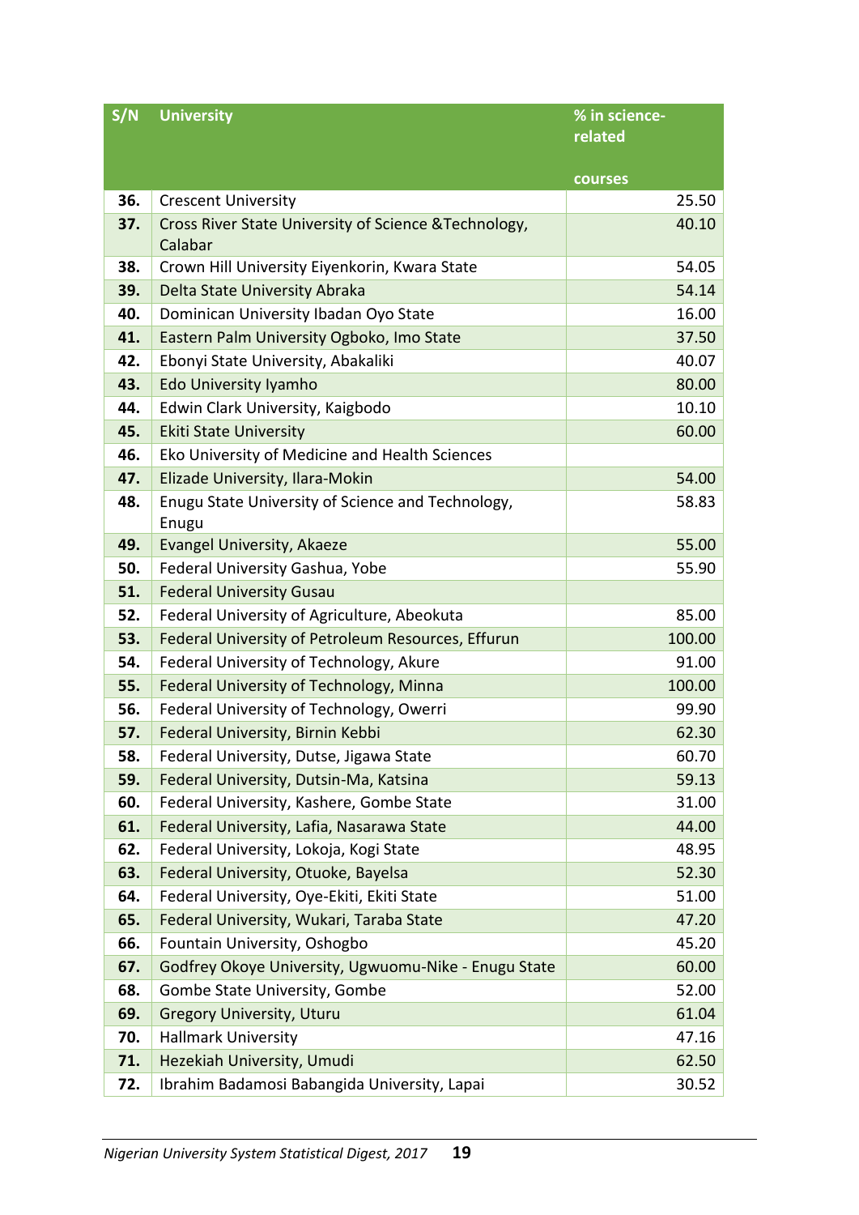| S/N | University | % in science-related courses |
|---|---|---|
| **36.** | Crescent University | 25.50 |
| **37.** | Cross River State University of Science &Technology, Calabar | 40.10 |
| **38.** | Crown Hill University Eiyenkorin, Kwara State | 54.05 |
| **39.** | Delta State University Abraka | 54.14 |
| **40.** | Dominican University Ibadan Oyo State | 16.00 |
| **41.** | Eastern Palm University Ogboko, Imo State | 37.50 |
| **42.** | Ebonyi State University, Abakaliki | 40.07 |
| **43.** | Edo University Iyamho | 80.00 |
| **44.** | Edwin Clark University, Kaigbodo | 10.10 |
| **45.** | Ekiti State University | 60.00 |
| **46.** | Eko University of Medicine and Health Sciences | |
| **47.** | Elizade University, Ilara-Mokin | 54.00 |
| **48.** | Enugu State University of Science and Technology, Enugu | 58.83 |
| **49.** | Evangel University, Akaeze | 55.00 |
| **50.** | Federal University Gashua, Yobe | 55.90 |
| **51.** | Federal University Gusau | |
| **52.** | Federal University of Agriculture, Abeokuta | 85.00 |
| **53.** | Federal University of Petroleum Resources, Effurun | 100.00 |
| **54.** | Federal University of Technology, Akure | 91.00 |
| **55.** | Federal University of Technology, Minna | 100.00 |
| **56.** | Federal University of Technology, Owerri | 99.90 |
| **57.** | Federal University, Birnin Kebbi | 62.30 |
| **58.** | Federal University, Dutse, Jigawa State | 60.70 |
| **59.** | Federal University, Dutsin-Ma, Katsina | 59.13 |
| **60.** | Federal University, Kashere, Gombe State | 31.00 |
| **61.** | Federal University, Lafia, Nasarawa State | 44.00 |
| **62.** | Federal University, Lokoja, Kogi State | 48.95 |
| **63.** | Federal University, Otuoke, Bayelsa | 52.30 |
| **64.** | Federal University, Oye-Ekiti, Ekiti State | 51.00 |
| **65.** | Federal University, Wukari, Taraba State | 47.20 |
| **66.** | Fountain University, Oshogbo | 45.20 |
| **67.** | Godfrey Okoye University, Ugwuomu-Nike - Enugu State | 60.00 |
| **68.** | Gombe State University, Gombe | 52.00 |
| **69.** | Gregory University, Uturu | 61.04 |
| **70.** | Hallmark University | 47.16 |
| **71.** | Hezekiah University, Umudi | 62.50 |
| **72.** | Ibrahim Badamosi Babangida University, Lapai | 30.52 |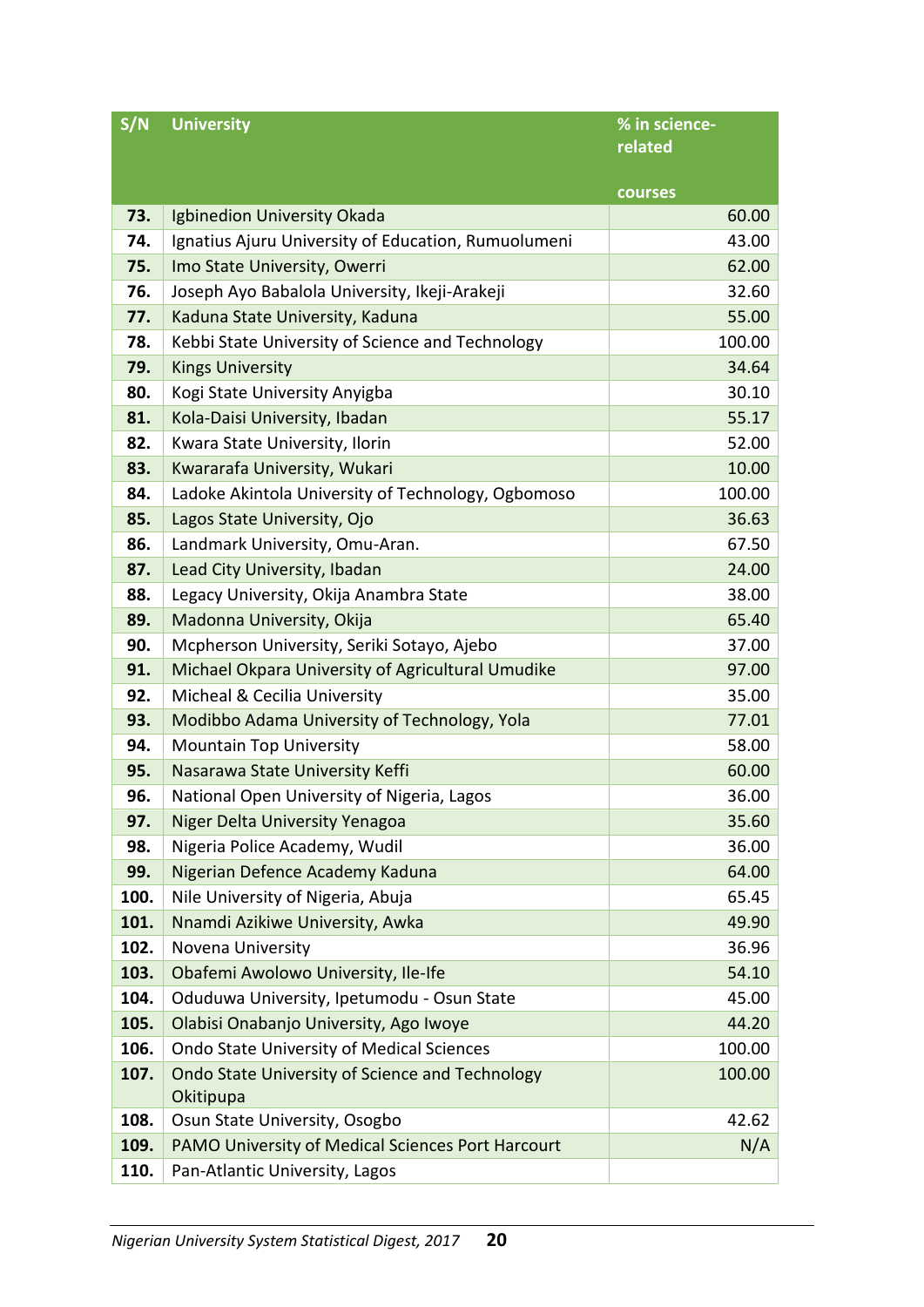| S/N | University | % in science-related courses |
|---|---|---|
| 73. | Igbinedion University Okada | 60.00 |
| 74. | Ignatius Ajuru University of Education, Rumuolumeni | 43.00 |
| 75. | Imo State University, Owerri | 62.00 |
| 76. | Joseph Ayo Babalola University, Ikeji-Arakeji | 32.60 |
| 77. | Kaduna State University, Kaduna | 55.00 |
| 78. | Kebbi State University of Science and Technology | 100.00 |
| 79. | Kings University | 34.64 |
| 80. | Kogi State University Anyigba | 30.10 |
| 81. | Kola-Daisi University, Ibadan | 55.17 |
| 82. | Kwara State University, Ilorin | 52.00 |
| 83. | Kwararafa University, Wukari | 10.00 |
| 84. | Ladoke Akintola University of Technology, Ogbomoso | 100.00 |
| 85. | Lagos State University, Ojo | 36.63 |
| 86. | Landmark University, Omu-Aran. | 67.50 |
| 87. | Lead City University, Ibadan | 24.00 |
| 88. | Legacy University, Okija Anambra State | 38.00 |
| 89. | Madonna University, Okija | 65.40 |
| 90. | Mcpherson University, Seriki Sotayo, Ajebo | 37.00 |
| 91. | Michael Okpara University of Agricultural Umudike | 97.00 |
| 92. | Micheal & Cecilia University | 35.00 |
| 93. | Modibbo Adama University of Technology, Yola | 77.01 |
| 94. | Mountain Top University | 58.00 |
| 95. | Nasarawa State University Keffi | 60.00 |
| 96. | National Open University of Nigeria, Lagos | 36.00 |
| 97. | Niger Delta University Yenagoa | 35.60 |
| 98. | Nigeria Police Academy, Wudil | 36.00 |
| 99. | Nigerian Defence Academy Kaduna | 64.00 |
| 100. | Nile University of Nigeria, Abuja | 65.45 |
| 101. | Nnamdi Azikiwe University, Awka | 49.90 |
| 102. | Novena University | 36.96 |
| 103. | Obafemi Awolowo University, Ile-Ife | 54.10 |
| 104. | Oduduwa University, Ipetumodu - Osun State | 45.00 |
| 105. | Olabisi Onabanjo University, Ago Iwoye | 44.20 |
| 106. | Ondo State University of Medical Sciences | 100.00 |
| 107. | Ondo State University of Science and Technology Okitipupa | 100.00 |
| 108. | Osun State University, Osogbo | 42.62 |
| 109. | PAMO University of Medical Sciences Port Harcourt | N/A |
| 110. | Pan-Atlantic University, Lagos | |

*Nigerian University System Statistical Digest, 2017*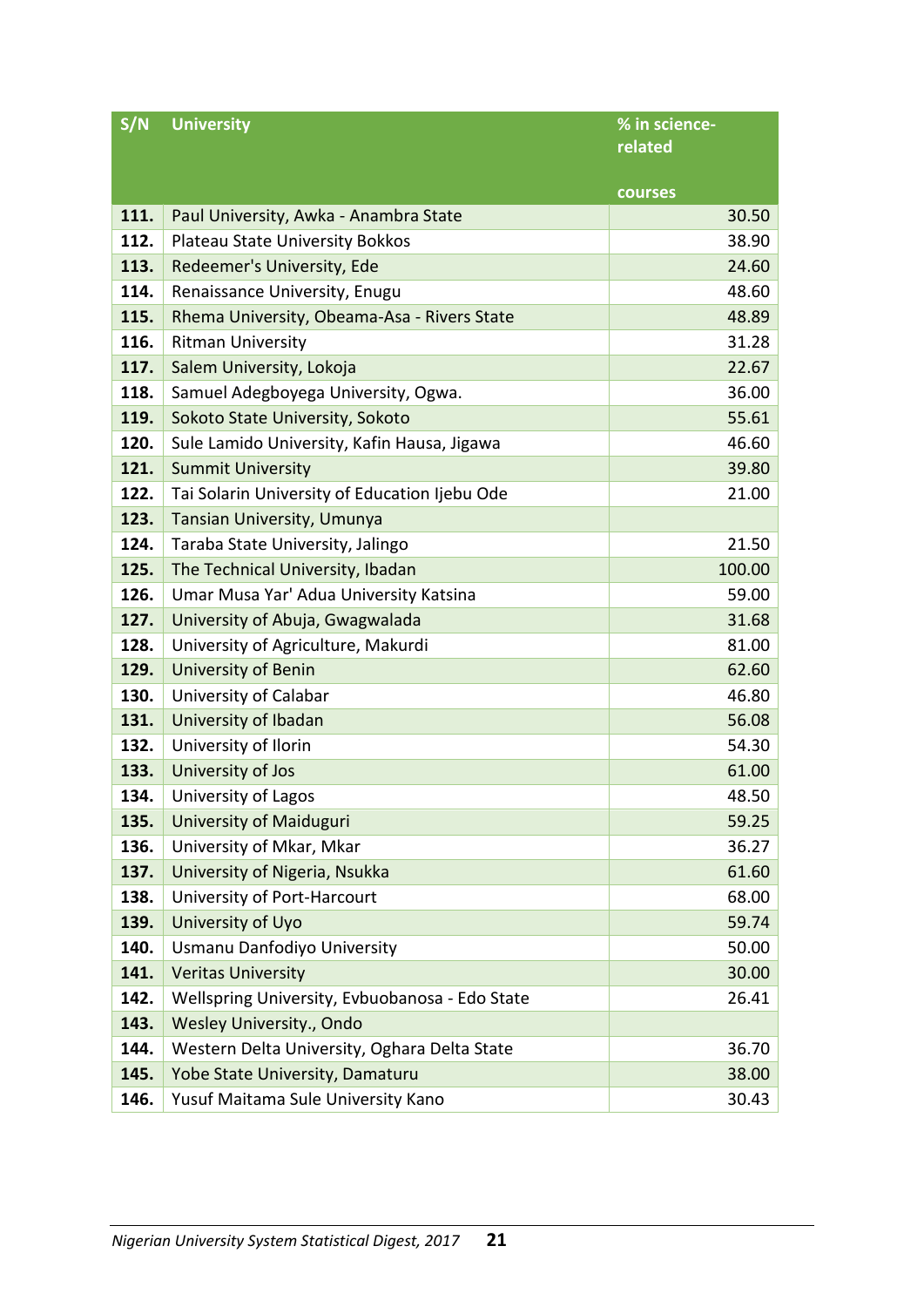| S/N | University | % in science-related courses |
|---|---|---|
| **111.** | Paul University, Awka - Anambra State | 30.50 |
| **112.** | Plateau State University Bokkos | 38.90 |
| **113.** | Redeemer's University, Ede | 24.60 |
| **114.** | Renaissance University, Enugu | 48.60 |
| **115.** | Rhema University, Obeama-Asa - Rivers State | 48.89 |
| **116.** | Ritman University | 31.28 |
| **117.** | Salem University, Lokoja | 22.67 |
| **118.** | Samuel Adegboyega University, Ogwa. | 36.00 |
| **119.** | Sokoto State University, Sokoto | 55.61 |
| **120.** | Sule Lamido University, Kafin Hausa, Jigawa | 46.60 |
| **121.** | Summit University | 39.80 |
| **122.** | Tai Solarin University of Education Ijebu Ode | 21.00 |
| **123.** | Tansian University, Umunya | |
| **124.** | Taraba State University, Jalingo | 21.50 |
| **125.** | The Technical University, Ibadan | 100.00 |
| **126.** | Umar Musa Yar' Adua University Katsina | 59.00 |
| **127.** | University of Abuja, Gwagwalada | 31.68 |
| **128.** | University of Agriculture, Makurdi | 81.00 |
| **129.** | University of Benin | 62.60 |
| **130.** | University of Calabar | 46.80 |
| **131.** | University of Ibadan | 56.08 |
| **132.** | University of Ilorin | 54.30 |
| **133.** | University of Jos | 61.00 |
| **134.** | University of Lagos | 48.50 |
| **135.** | University of Maiduguri | 59.25 |
| **136.** | University of Mkar, Mkar | 36.27 |
| **137.** | University of Nigeria, Nsukka | 61.60 |
| **138.** | University of Port-Harcourt | 68.00 |
| **139.** | University of Uyo | 59.74 |
| **140.** | Usmanu Danfodiyo University | 50.00 |
| **141.** | Veritas University | 30.00 |
| **142.** | Wellspring University, Evbuobanosa - Edo State | 26.41 |
| **143.** | Wesley University., Ondo | |
| **144.** | Western Delta University, Oghara Delta State | 36.70 |
| **145.** | Yobe State University, Damaturu | 38.00 |
| **146.** | Yusuf Maitama Sule University Kano | 30.43 |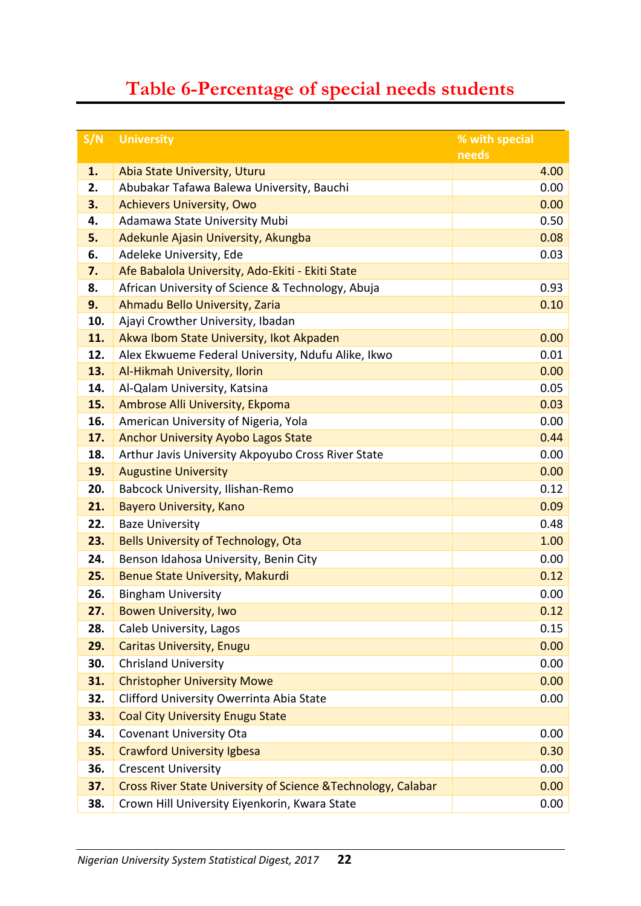# Table 6-Percentage of special needs students

| S/N | University | % with special needs |
|---|---|---|
| **1.** | Abia State University, Uturu | 4.00 |
| **2.** | Abubakar Tafawa Balewa University, Bauchi | 0.00 |
| **3.** | Achievers University, Owo | 0.00 |
| **4.** | Adamawa State University Mubi | 0.50 |
| **5.** | Adekunle Ajasin University, Akungba | 0.08 |
| **6.** | Adeleke University, Ede | 0.03 |
| **7.** | Afe Babalola University, Ado-Ekiti - Ekiti State | |
| **8.** | African University of Science & Technology, Abuja | 0.93 |
| **9.** | Ahmadu Bello University, Zaria | 0.10 |
| **10.** | Ajayi Crowther University, Ibadan | |
| **11.** | Akwa Ibom State University, Ikot Akpaden | 0.00 |
| **12.** | Alex Ekwueme Federal University, Ndufu Alike, Ikwo | 0.01 |
| **13.** | Al-Hikmah University, Ilorin | 0.00 |
| **14.** | Al-Qalam University, Katsina | 0.05 |
| **15.** | Ambrose Alli University, Ekpoma | 0.03 |
| **16.** | American University of Nigeria, Yola | 0.00 |
| **17.** | Anchor University Ayobo Lagos State | 0.44 |
| **18.** | Arthur Javis University Akpoyubo Cross River State | 0.00 |
| **19.** | Augustine University | 0.00 |
| **20.** | Babcock University, Ilishan-Remo | 0.12 |
| **21.** | Bayero University, Kano | 0.09 |
| **22.** | Baze University | 0.48 |
| **23.** | Bells University of Technology, Ota | 1.00 |
| **24.** | Benson Idahosa University, Benin City | 0.00 |
| **25.** | Benue State University, Makurdi | 0.12 |
| **26.** | Bingham University | 0.00 |
| **27.** | Bowen University, Iwo | 0.12 |
| **28.** | Caleb University, Lagos | 0.15 |
| **29.** | Caritas University, Enugu | 0.00 |
| **30.** | Chrisland University | 0.00 |
| **31.** | Christopher University Mowe | 0.00 |
| **32.** | Clifford University Owerrinta Abia State | 0.00 |
| **33.** | Coal City University Enugu State | |
| **34.** | Covenant University Ota | 0.00 |
| **35.** | Crawford University Igbesa | 0.30 |
| **36.** | Crescent University | 0.00 |
| **37.** | Cross River State University of Science &Technology, Calabar | 0.00 |
| **38.** | Crown Hill University Eiyenkorin, Kwara State | 0.00 |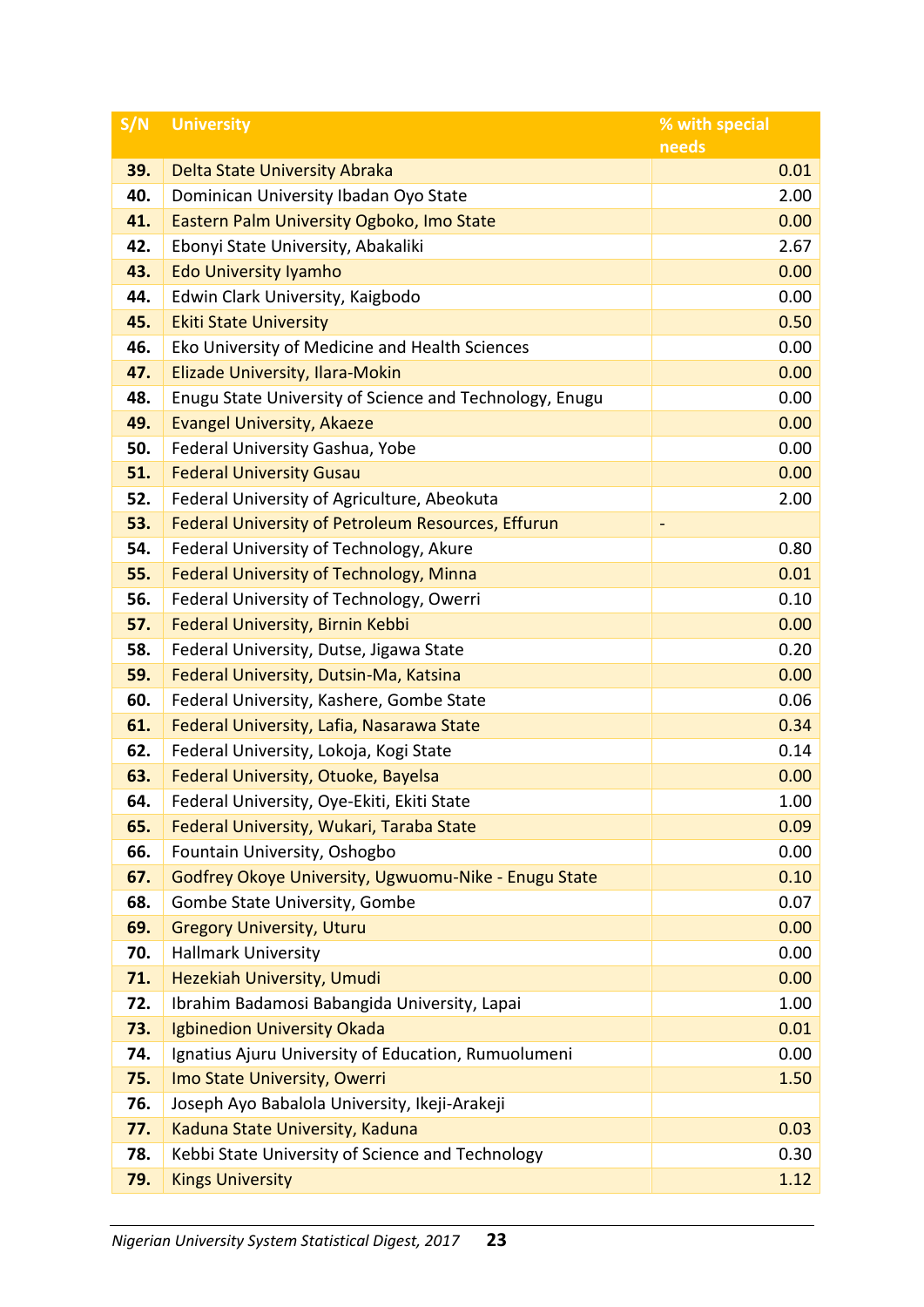| S/N | University | % with special needs |
|---|---|---|
| 39. | Delta State University Abraka | 0.01 |
| 40. | Dominican University Ibadan Oyo State | 2.00 |
| 41. | Eastern Palm University Ogboko, Imo State | 0.00 |
| 42. | Ebonyi State University, Abakaliki | 2.67 |
| 43. | Edo University Iyamho | 0.00 |
| 44. | Edwin Clark University, Kaigbodo | 0.00 |
| 45. | Ekiti State University | 0.50 |
| 46. | Eko University of Medicine and Health Sciences | 0.00 |
| 47. | Elizade University, Ilara-Mokin | 0.00 |
| 48. | Enugu State University of Science and Technology, Enugu | 0.00 |
| 49. | Evangel University, Akaeze | 0.00 |
| 50. | Federal University Gashua, Yobe | 0.00 |
| 51. | Federal University Gusau | 0.00 |
| 52. | Federal University of Agriculture, Abeokuta | 2.00 |
| 53. | Federal University of Petroleum Resources, Effurun | - |
| 54. | Federal University of Technology, Akure | 0.80 |
| 55. | Federal University of Technology, Minna | 0.01 |
| 56. | Federal University of Technology, Owerri | 0.10 |
| 57. | Federal University, Birnin Kebbi | 0.00 |
| 58. | Federal University, Dutse, Jigawa State | 0.20 |
| 59. | Federal University, Dutsin-Ma, Katsina | 0.00 |
| 60. | Federal University, Kashere, Gombe State | 0.06 |
| 61. | Federal University, Lafia, Nasarawa State | 0.34 |
| 62. | Federal University, Lokoja, Kogi State | 0.14 |
| 63. | Federal University, Otuoke, Bayelsa | 0.00 |
| 64. | Federal University, Oye-Ekiti, Ekiti State | 1.00 |
| 65. | Federal University, Wukari, Taraba State | 0.09 |
| 66. | Fountain University, Oshogbo | 0.00 |
| 67. | Godfrey Okoye University, Ugwuomu-Nike - Enugu State | 0.10 |
| 68. | Gombe State University, Gombe | 0.07 |
| 69. | Gregory University, Uturu | 0.00 |
| 70. | Hallmark University | 0.00 |
| 71. | Hezekiah University, Umudi | 0.00 |
| 72. | Ibrahim Badamosi Babangida University, Lapai | 1.00 |
| 73. | Igbinedion University Okada | 0.01 |
| 74. | Ignatius Ajuru University of Education, Rumuolumeni | 0.00 |
| 75. | Imo State University, Owerri | 1.50 |
| 76. | Joseph Ayo Babalola University, Ikeji-Arakeji | |
| 77. | Kaduna State University, Kaduna | 0.03 |
| 78. | Kebbi State University of Science and Technology | 0.30 |
| 79. | Kings University | 1.12 |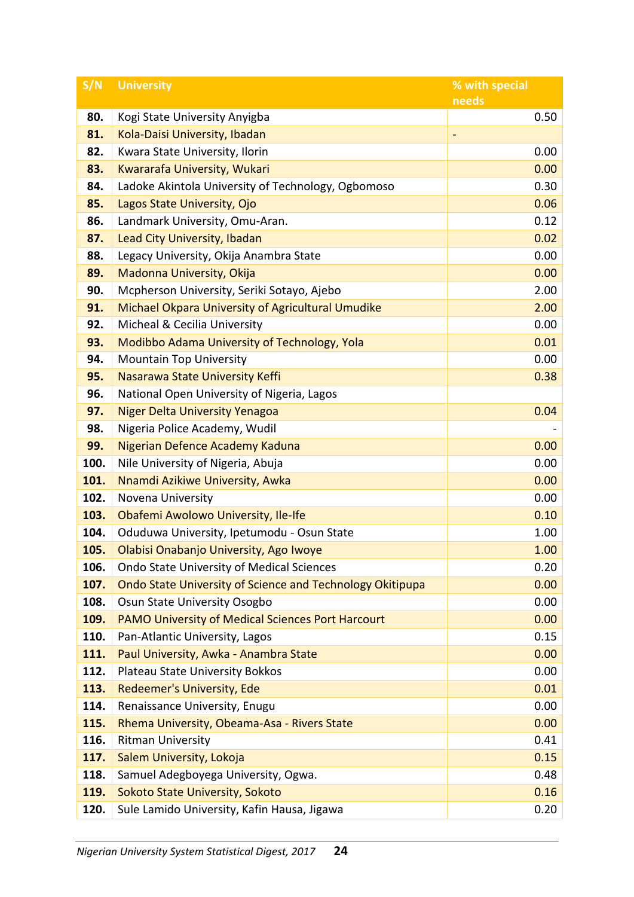| S/N | University | % with special needs |
|---|---|---|
| 80. | Kogi State University Anyigba | 0.50 |
| 81. | Kola-Daisi University, Ibadan | - |
| 82. | Kwara State University, Ilorin | 0.00 |
| 83. | Kwararafa University, Wukari | 0.00 |
| 84. | Ladoke Akintola University of Technology, Ogbomoso | 0.30 |
| 85. | Lagos State University, Ojo | 0.06 |
| 86. | Landmark University, Omu-Aran. | 0.12 |
| 87. | Lead City University, Ibadan | 0.02 |
| 88. | Legacy University, Okija Anambra State | 0.00 |
| 89. | Madonna University, Okija | 0.00 |
| 90. | Mcpherson University, Seriki Sotayo, Ajebo | 2.00 |
| 91. | Michael Okpara University of Agricultural Umudike | 2.00 |
| 92. | Micheal & Cecilia University | 0.00 |
| 93. | Modibbo Adama University of Technology, Yola | 0.01 |
| 94. | Mountain Top University | 0.00 |
| 95. | Nasarawa State University Keffi | 0.38 |
| 96. | National Open University of Nigeria, Lagos | |
| 97. | Niger Delta University Yenagoa | 0.04 |
| 98. | Nigeria Police Academy, Wudil | - |
| 99. | Nigerian Defence Academy Kaduna | 0.00 |
| 100. | Nile University of Nigeria, Abuja | 0.00 |
| 101. | Nnamdi Azikiwe University, Awka | 0.00 |
| 102. | Novena University | 0.00 |
| 103. | Obafemi Awolowo University, Ile-Ife | 0.10 |
| 104. | Oduduwa University, Ipetumodu - Osun State | 1.00 |
| 105. | Olabisi Onabanjo University, Ago Iwoye | 1.00 |
| 106. | Ondo State University of Medical Sciences | 0.20 |
| 107. | Ondo State University of Science and Technology Okitipupa | 0.00 |
| 108. | Osun State University Osogbo | 0.00 |
| 109. | PAMO University of Medical Sciences Port Harcourt | 0.00 |
| 110. | Pan-Atlantic University, Lagos | 0.15 |
| 111. | Paul University, Awka - Anambra State | 0.00 |
| 112. | Plateau State University Bokkos | 0.00 |
| 113. | Redeemer's University, Ede | 0.01 |
| 114. | Renaissance University, Enugu | 0.00 |
| 115. | Rhema University, Obeama-Asa - Rivers State | 0.00 |
| 116. | Ritman University | 0.41 |
| 117. | Salem University, Lokoja | 0.15 |
| 118. | Samuel Adegboyega University, Ogwa. | 0.48 |
| 119. | Sokoto State University, Sokoto | 0.16 |
| 120. | Sule Lamido University, Kafin Hausa, Jigawa | 0.20 |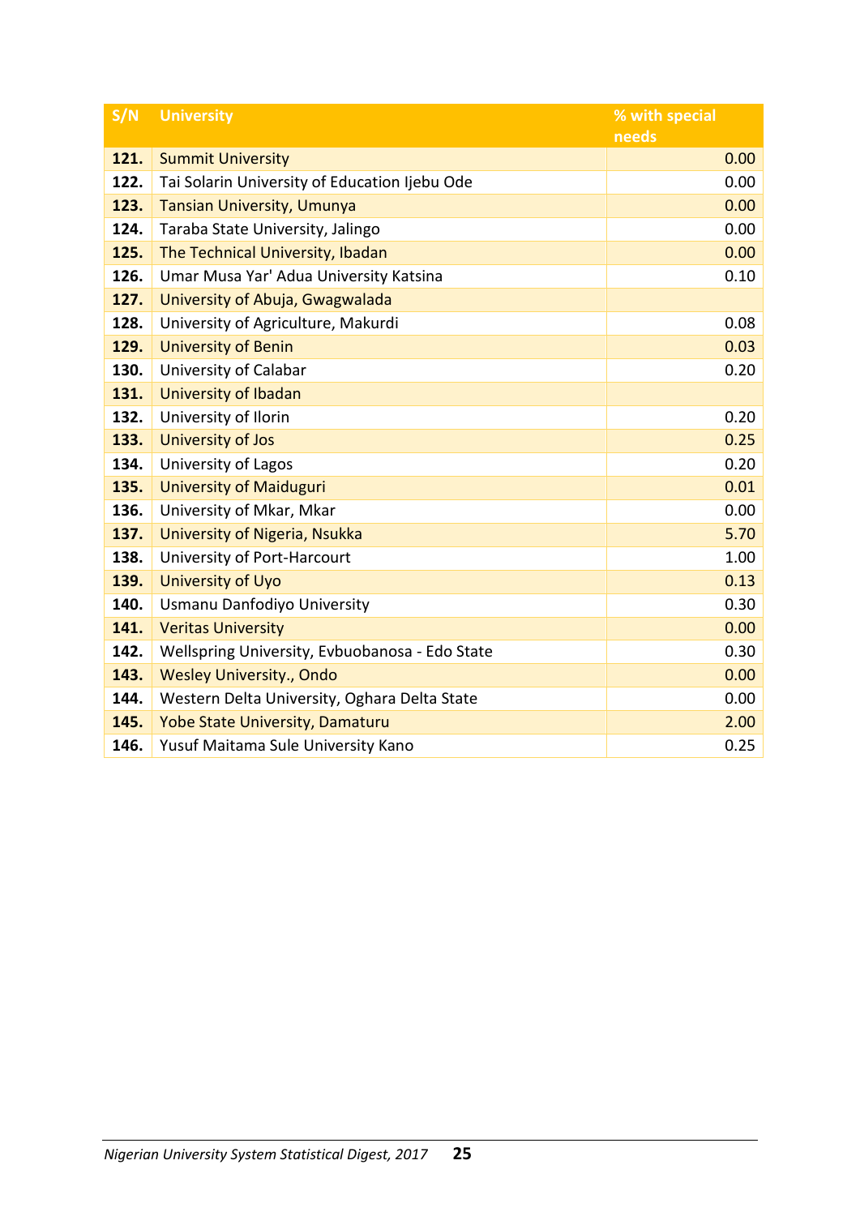| S/N | University | % with special needs |
|---|---|---|
| **121.** | Summit University | 0.00 |
| **122.** | Tai Solarin University of Education Ijebu Ode | 0.00 |
| **123.** | Tansian University, Umunya | 0.00 |
| **124.** | Taraba State University, Jalingo | 0.00 |
| **125.** | The Technical University, Ibadan | 0.00 |
| **126.** | Umar Musa Yar' Adua University Katsina | 0.10 |
| **127.** | University of Abuja, Gwagwalada | |
| **128.** | University of Agriculture, Makurdi | 0.08 |
| **129.** | University of Benin | 0.03 |
| **130.** | University of Calabar | 0.20 |
| **131.** | University of Ibadan | |
| **132.** | University of Ilorin | 0.20 |
| **133.** | University of Jos | 0.25 |
| **134.** | University of Lagos | 0.20 |
| **135.** | University of Maiduguri | 0.01 |
| **136.** | University of Mkar, Mkar | 0.00 |
| **137.** | University of Nigeria, Nsukka | 5.70 |
| **138.** | University of Port-Harcourt | 1.00 |
| **139.** | University of Uyo | 0.13 |
| **140.** | Usmanu Danfodiyo University | 0.30 |
| **141.** | Veritas University | 0.00 |
| **142.** | Wellspring University, Evbuobanosa - Edo State | 0.30 |
| **143.** | Wesley University., Ondo | 0.00 |
| **144.** | Western Delta University, Oghara Delta State | 0.00 |
| **145.** | Yobe State University, Damaturu | 2.00 |
| **146.** | Yusuf Maitama Sule University Kano | 0.25 |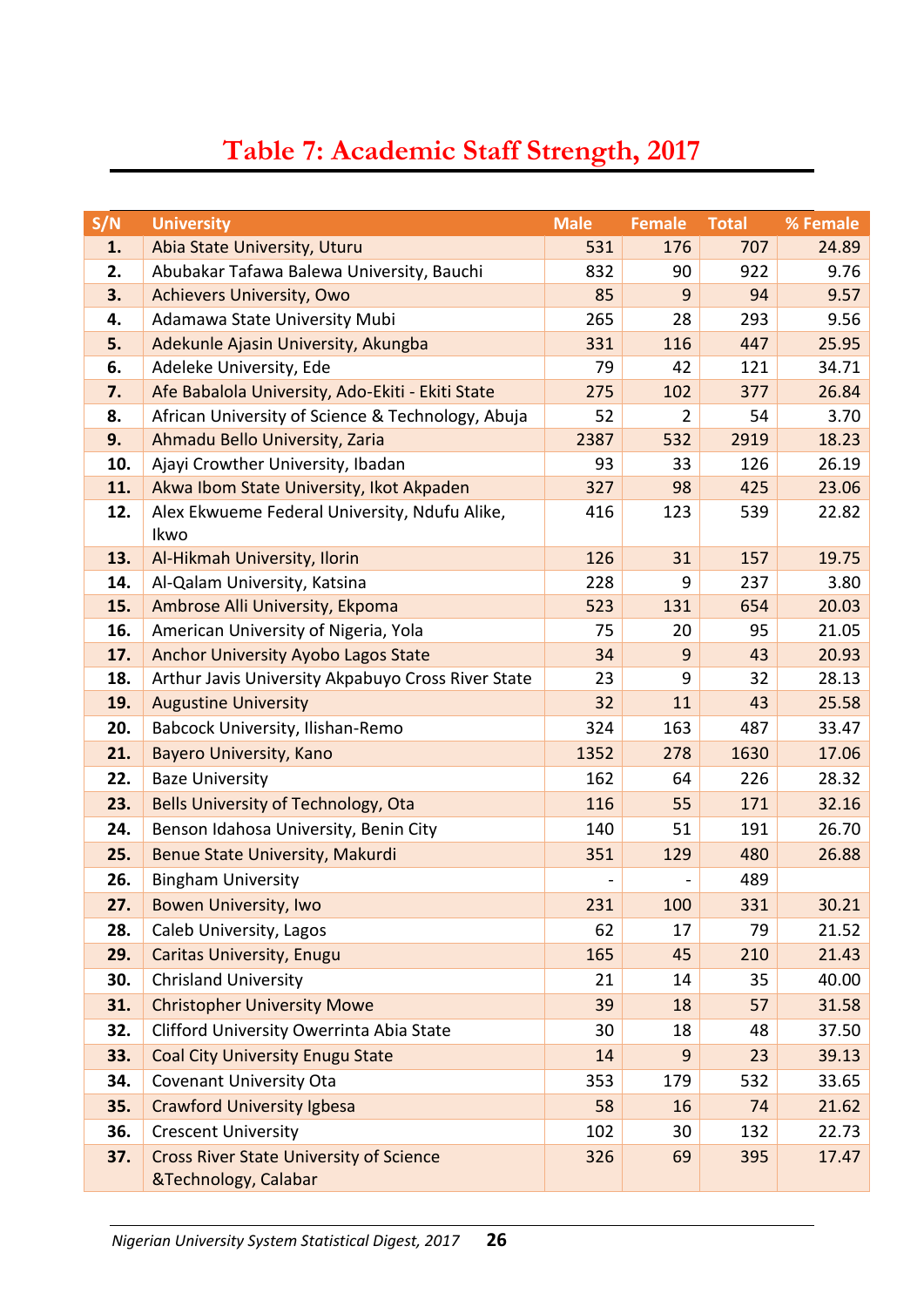# Table 7: Academic Staff Strength, 2017

| S/N | University | Male | Female | Total | % Female |
|---|---|---|---|---|---|
| **1.** | Abia State University, Uturu | 531 | 176 | 707 | 24.89 |
| **2.** | Abubakar Tafawa Balewa University, Bauchi | 832 | 90 | 922 | 9.76 |
| **3.** | Achievers University, Owo | 85 | 9 | 94 | 9.57 |
| **4.** | Adamawa State University Mubi | 265 | 28 | 293 | 9.56 |
| **5.** | Adekunle Ajasin University, Akungba | 331 | 116 | 447 | 25.95 |
| **6.** | Adeleke University, Ede | 79 | 42 | 121 | 34.71 |
| **7.** | Afe Babalola University, Ado-Ekiti - Ekiti State | 275 | 102 | 377 | 26.84 |
| **8.** | African University of Science & Technology, Abuja | 52 | 2 | 54 | 3.70 |
| **9.** | Ahmadu Bello University, Zaria | 2387 | 532 | 2919 | 18.23 |
| **10.** | Ajayi Crowther University, Ibadan | 93 | 33 | 126 | 26.19 |
| **11.** | Akwa Ibom State University, Ikot Akpaden | 327 | 98 | 425 | 23.06 |
| **12.** | Alex Ekwueme Federal University, Ndufu Alike, Ikwo | 416 | 123 | 539 | 22.82 |
| **13.** | Al-Hikmah University, Ilorin | 126 | 31 | 157 | 19.75 |
| **14.** | Al-Qalam University, Katsina | 228 | 9 | 237 | 3.80 |
| **15.** | Ambrose Alli University, Ekpoma | 523 | 131 | 654 | 20.03 |
| **16.** | American University of Nigeria, Yola | 75 | 20 | 95 | 21.05 |
| **17.** | Anchor University Ayobo Lagos State | 34 | 9 | 43 | 20.93 |
| **18.** | Arthur Javis University Akpabuyo Cross River State | 23 | 9 | 32 | 28.13 |
| **19.** | Augustine University | 32 | 11 | 43 | 25.58 |
| **20.** | Babcock University, Ilishan-Remo | 324 | 163 | 487 | 33.47 |
| **21.** | Bayero University, Kano | 1352 | 278 | 1630 | 17.06 |
| **22.** | Baze University | 162 | 64 | 226 | 28.32 |
| **23.** | Bells University of Technology, Ota | 116 | 55 | 171 | 32.16 |
| **24.** | Benson Idahosa University, Benin City | 140 | 51 | 191 | 26.70 |
| **25.** | Benue State University, Makurdi | 351 | 129 | 480 | 26.88 |
| **26.** | Bingham University | - | - | 489 | |
| **27.** | Bowen University, Iwo | 231 | 100 | 331 | 30.21 |
| **28.** | Caleb University, Lagos | 62 | 17 | 79 | 21.52 |
| **29.** | Caritas University, Enugu | 165 | 45 | 210 | 21.43 |
| **30.** | Chrisland University | 21 | 14 | 35 | 40.00 |
| **31.** | Christopher University Mowe | 39 | 18 | 57 | 31.58 |
| **32.** | Clifford University Owerrinta Abia State | 30 | 18 | 48 | 37.50 |
| **33.** | Coal City University Enugu State | 14 | 9 | 23 | 39.13 |
| **34.** | Covenant University Ota | 353 | 179 | 532 | 33.65 |
| **35.** | Crawford University Igbesa | 58 | 16 | 74 | 21.62 |
| **36.** | Crescent University | 102 | 30 | 132 | 22.73 |
| **37.** | Cross River State University of Science &Technology, Calabar | 326 | 69 | 395 | 17.47 |

*Nigerian University System Statistical Digest, 2017*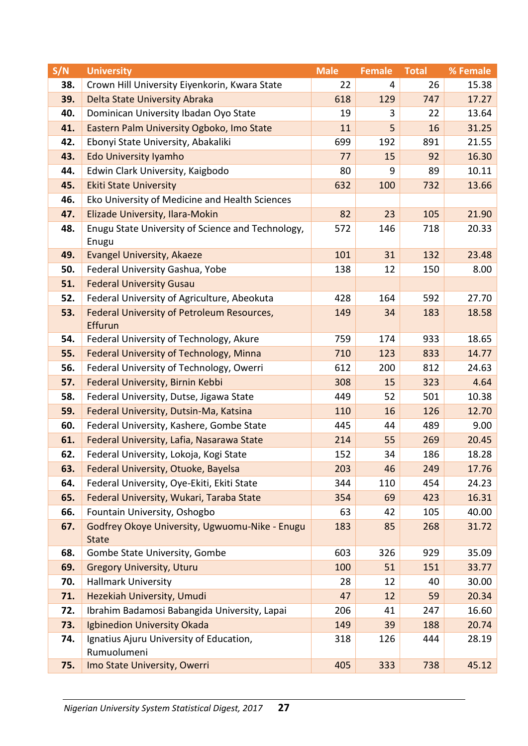| S/N | University | Male | Female | Total | % Female |
|---|---|---|---|---|---|
| **38.** | Crown Hill University Eiyenkorin, Kwara State | 22 | 4 | 26 | 15.38 |
| **39.** | Delta State University Abraka | 618 | 129 | 747 | 17.27 |
| **40.** | Dominican University Ibadan Oyo State | 19 | 3 | 22 | 13.64 |
| **41.** | Eastern Palm University Ogboko, Imo State | 11 | 5 | 16 | 31.25 |
| **42.** | Ebonyi State University, Abakaliki | 699 | 192 | 891 | 21.55 |
| **43.** | Edo University Iyamho | 77 | 15 | 92 | 16.30 |
| **44.** | Edwin Clark University, Kaigbodo | 80 | 9 | 89 | 10.11 |
| **45.** | Ekiti State University | 632 | 100 | 732 | 13.66 |
| **46.** | Eko University of Medicine and Health Sciences | | | | |
| **47.** | Elizade University, Ilara-Mokin | 82 | 23 | 105 | 21.90 |
| **48.** | Enugu State University of Science and Technology, Enugu | 572 | 146 | 718 | 20.33 |
| **49.** | Evangel University, Akaeze | 101 | 31 | 132 | 23.48 |
| **50.** | Federal University Gashua, Yobe | 138 | 12 | 150 | 8.00 |
| **51.** | Federal University Gusau | | | | |
| **52.** | Federal University of Agriculture, Abeokuta | 428 | 164 | 592 | 27.70 |
| **53.** | Federal University of Petroleum Resources, Effurun | 149 | 34 | 183 | 18.58 |
| **54.** | Federal University of Technology, Akure | 759 | 174 | 933 | 18.65 |
| **55.** | Federal University of Technology, Minna | 710 | 123 | 833 | 14.77 |
| **56.** | Federal University of Technology, Owerri | 612 | 200 | 812 | 24.63 |
| **57.** | Federal University, Birnin Kebbi | 308 | 15 | 323 | 4.64 |
| **58.** | Federal University, Dutse, Jigawa State | 449 | 52 | 501 | 10.38 |
| **59.** | Federal University, Dutsin-Ma, Katsina | 110 | 16 | 126 | 12.70 |
| **60.** | Federal University, Kashere, Gombe State | 445 | 44 | 489 | 9.00 |
| **61.** | Federal University, Lafia, Nasarawa State | 214 | 55 | 269 | 20.45 |
| **62.** | Federal University, Lokoja, Kogi State | 152 | 34 | 186 | 18.28 |
| **63.** | Federal University, Otuoke, Bayelsa | 203 | 46 | 249 | 17.76 |
| **64.** | Federal University, Oye-Ekiti, Ekiti State | 344 | 110 | 454 | 24.23 |
| **65.** | Federal University, Wukari, Taraba State | 354 | 69 | 423 | 16.31 |
| **66.** | Fountain University, Oshogbo | 63 | 42 | 105 | 40.00 |
| **67.** | Godfrey Okoye University, Ugwuomu-Nike - Enugu State | 183 | 85 | 268 | 31.72 |
| **68.** | Gombe State University, Gombe | 603 | 326 | 929 | 35.09 |
| **69.** | Gregory University, Uturu | 100 | 51 | 151 | 33.77 |
| **70.** | Hallmark University | 28 | 12 | 40 | 30.00 |
| **71.** | Hezekiah University, Umudi | 47 | 12 | 59 | 20.34 |
| **72.** | Ibrahim Badamosi Babangida University, Lapai | 206 | 41 | 247 | 16.60 |
| **73.** | Igbinedion University Okada | 149 | 39 | 188 | 20.74 |
| **74.** | Ignatius Ajuru University of Education, Rumuolumeni | 318 | 126 | 444 | 28.19 |
| **75.** | Imo State University, Owerri | 405 | 333 | 738 | 45.12 |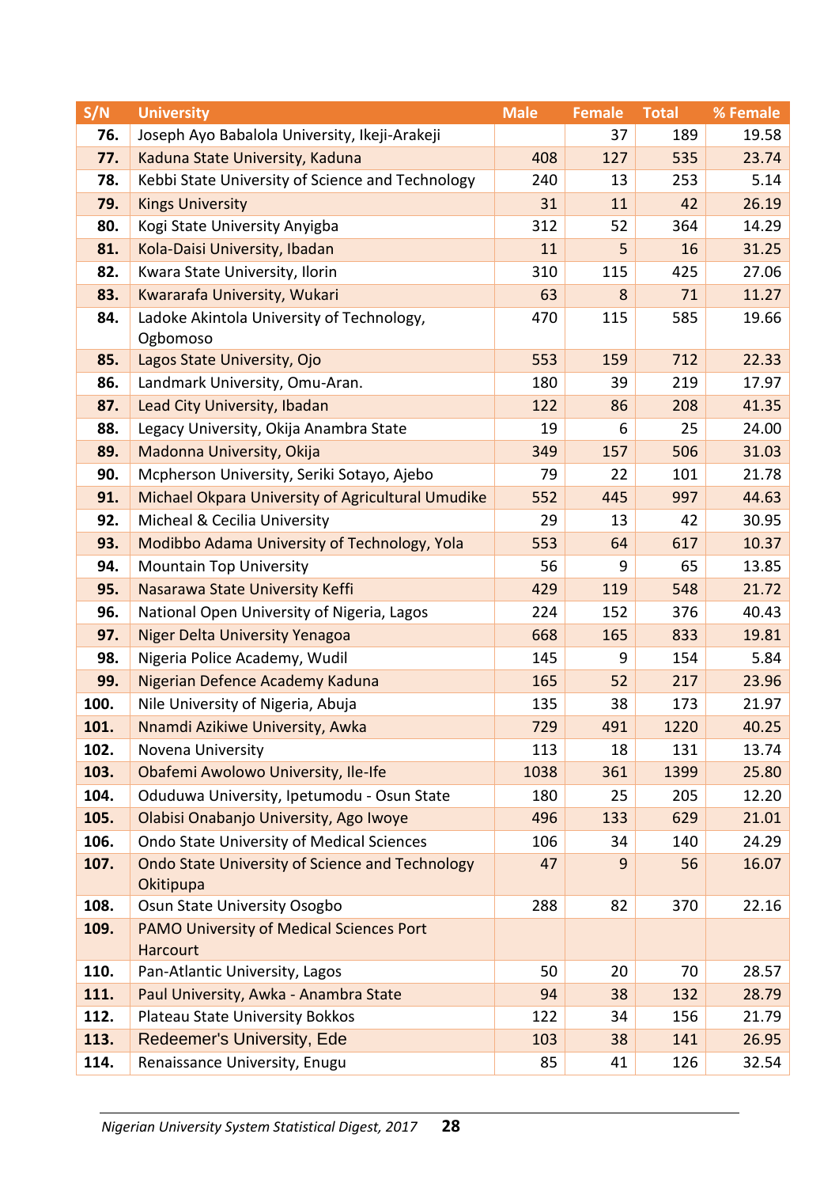| S/N | University | Male | Female | Total | % Female |
|---|---|---|---|---|---|
| 76. | Joseph Ayo Babalola University, Ikeji-Arakeji | | 37 | 189 | 19.58 |
| 77. | Kaduna State University, Kaduna | 408 | 127 | 535 | 23.74 |
| 78. | Kebbi State University of Science and Technology | 240 | 13 | 253 | 5.14 |
| 79. | Kings University | 31 | 11 | 42 | 26.19 |
| 80. | Kogi State University Anyigba | 312 | 52 | 364 | 14.29 |
| 81. | Kola-Daisi University, Ibadan | 11 | 5 | 16 | 31.25 |
| 82. | Kwara State University, Ilorin | 310 | 115 | 425 | 27.06 |
| 83. | Kwararafa University, Wukari | 63 | 8 | 71 | 11.27 |
| 84. | Ladoke Akintola University of Technology, Ogbomoso | 470 | 115 | 585 | 19.66 |
| 85. | Lagos State University, Ojo | 553 | 159 | 712 | 22.33 |
| 86. | Landmark University, Omu-Aran. | 180 | 39 | 219 | 17.97 |
| 87. | Lead City University, Ibadan | 122 | 86 | 208 | 41.35 |
| 88. | Legacy University, Okija Anambra State | 19 | 6 | 25 | 24.00 |
| 89. | Madonna University, Okija | 349 | 157 | 506 | 31.03 |
| 90. | Mcpherson University, Seriki Sotayo, Ajebo | 79 | 22 | 101 | 21.78 |
| 91. | Michael Okpara University of Agricultural Umudike | 552 | 445 | 997 | 44.63 |
| 92. | Micheal & Cecilia University | 29 | 13 | 42 | 30.95 |
| 93. | Modibbo Adama University of Technology, Yola | 553 | 64 | 617 | 10.37 |
| 94. | Mountain Top University | 56 | 9 | 65 | 13.85 |
| 95. | Nasarawa State University Keffi | 429 | 119 | 548 | 21.72 |
| 96. | National Open University of Nigeria, Lagos | 224 | 152 | 376 | 40.43 |
| 97. | Niger Delta University Yenagoa | 668 | 165 | 833 | 19.81 |
| 98. | Nigeria Police Academy, Wudil | 145 | 9 | 154 | 5.84 |
| 99. | Nigerian Defence Academy Kaduna | 165 | 52 | 217 | 23.96 |
| 100. | Nile University of Nigeria, Abuja | 135 | 38 | 173 | 21.97 |
| 101. | Nnamdi Azikiwe University, Awka | 729 | 491 | 1220 | 40.25 |
| 102. | Novena University | 113 | 18 | 131 | 13.74 |
| 103. | Obafemi Awolowo University, Ile-Ife | 1038 | 361 | 1399 | 25.80 |
| 104. | Oduduwa University, Ipetumodu - Osun State | 180 | 25 | 205 | 12.20 |
| 105. | Olabisi Onabanjo University, Ago Iwoye | 496 | 133 | 629 | 21.01 |
| 106. | Ondo State University of Medical Sciences | 106 | 34 | 140 | 24.29 |
| 107. | Ondo State University of Science and Technology Okitipupa | 47 | 9 | 56 | 16.07 |
| 108. | Osun State University Osogbo | 288 | 82 | 370 | 22.16 |
| 109. | PAMO University of Medical Sciences Port Harcourt | | | | |
| 110. | Pan-Atlantic University, Lagos | 50 | 20 | 70 | 28.57 |
| 111. | Paul University, Awka - Anambra State | 94 | 38 | 132 | 28.79 |
| 112. | Plateau State University Bokkos | 122 | 34 | 156 | 21.79 |
| 113. | Redeemer's University, Ede | 103 | 38 | 141 | 26.95 |
| 114. | Renaissance University, Enugu | 85 | 41 | 126 | 32.54 |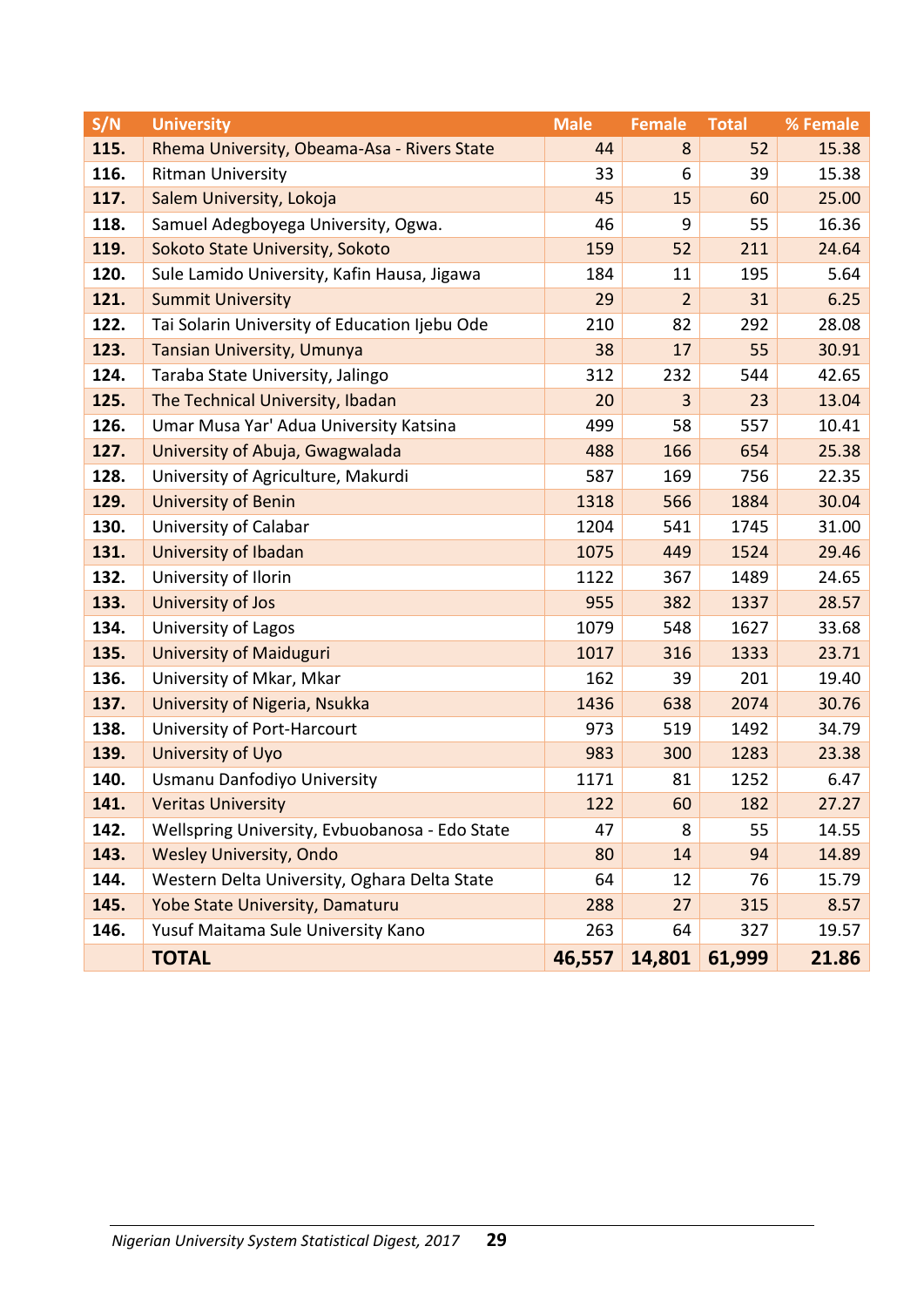| S/N | University | Male | Female | Total | % Female |
|---|---|---|---|---|---|
| **115.** | Rhema University, Obeama-Asa - Rivers State | 44 | 8 | 52 | 15.38 |
| **116.** | Ritman University | 33 | 6 | 39 | 15.38 |
| **117.** | Salem University, Lokoja | 45 | 15 | 60 | 25.00 |
| **118.** | Samuel Adegboyega University, Ogwa. | 46 | 9 | 55 | 16.36 |
| **119.** | Sokoto State University, Sokoto | 159 | 52 | 211 | 24.64 |
| **120.** | Sule Lamido University, Kafin Hausa, Jigawa | 184 | 11 | 195 | 5.64 |
| **121.** | Summit University | 29 | 2 | 31 | 6.25 |
| **122.** | Tai Solarin University of Education Ijebu Ode | 210 | 82 | 292 | 28.08 |
| **123.** | Tansian University, Umunya | 38 | 17 | 55 | 30.91 |
| **124.** | Taraba State University, Jalingo | 312 | 232 | 544 | 42.65 |
| **125.** | The Technical University, Ibadan | 20 | 3 | 23 | 13.04 |
| **126.** | Umar Musa Yar' Adua University Katsina | 499 | 58 | 557 | 10.41 |
| **127.** | University of Abuja, Gwagwalada | 488 | 166 | 654 | 25.38 |
| **128.** | University of Agriculture, Makurdi | 587 | 169 | 756 | 22.35 |
| **129.** | University of Benin | 1318 | 566 | 1884 | 30.04 |
| **130.** | University of Calabar | 1204 | 541 | 1745 | 31.00 |
| **131.** | University of Ibadan | 1075 | 449 | 1524 | 29.46 |
| **132.** | University of Ilorin | 1122 | 367 | 1489 | 24.65 |
| **133.** | University of Jos | 955 | 382 | 1337 | 28.57 |
| **134.** | University of Lagos | 1079 | 548 | 1627 | 33.68 |
| **135.** | University of Maiduguri | 1017 | 316 | 1333 | 23.71 |
| **136.** | University of Mkar, Mkar | 162 | 39 | 201 | 19.40 |
| **137.** | University of Nigeria, Nsukka | 1436 | 638 | 2074 | 30.76 |
| **138.** | University of Port-Harcourt | 973 | 519 | 1492 | 34.79 |
| **139.** | University of Uyo | 983 | 300 | 1283 | 23.38 |
| **140.** | Usmanu Danfodiyo University | 1171 | 81 | 1252 | 6.47 |
| **141.** | Veritas University | 122 | 60 | 182 | 27.27 |
| **142.** | Wellspring University, Evbuobanosa - Edo State | 47 | 8 | 55 | 14.55 |
| **143.** | Wesley University, Ondo | 80 | 14 | 94 | 14.89 |
| **144.** | Western Delta University, Oghara Delta State | 64 | 12 | 76 | 15.79 |
| **145.** | Yobe State University, Damaturu | 288 | 27 | 315 | 8.57 |
| **146.** | Yusuf Maitama Sule University Kano | 263 | 64 | 327 | 19.57 |
| | **TOTAL** | **46,557** | **14,801** | **61,999** | **21.86** |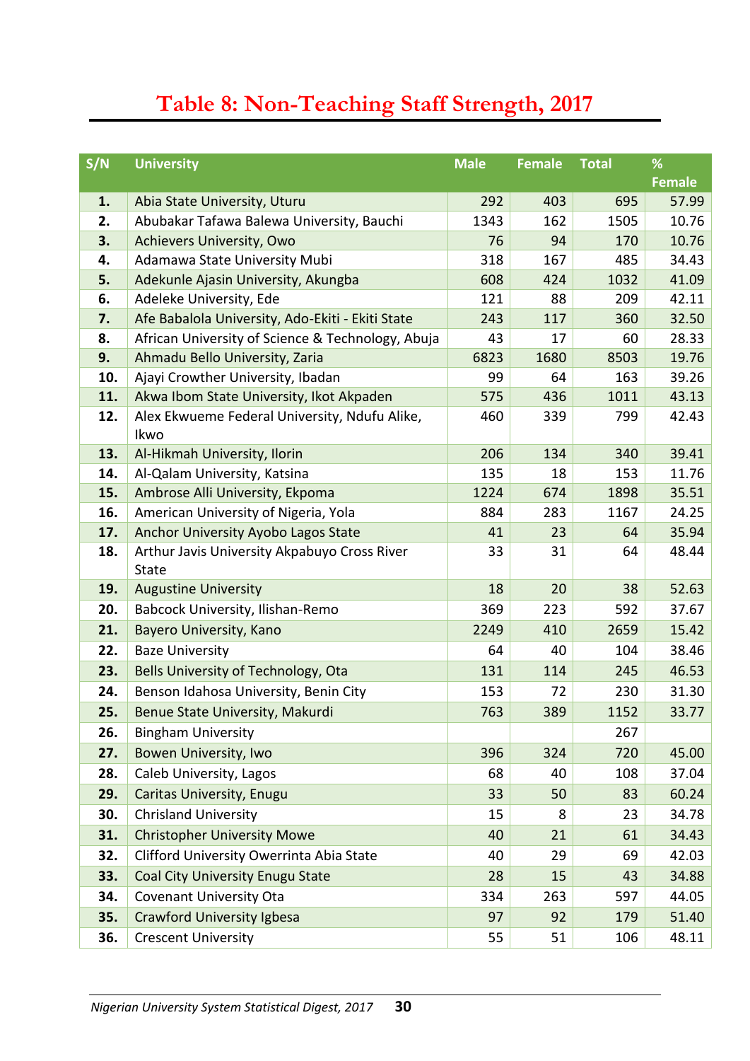# Table 8: Non-Teaching Staff Strength, 2017

| S/N | University | Male | Female | Total | % Female |
|---|---|---|---|---|---|
| 1. | Abia State University, Uturu | 292 | 403 | 695 | 57.99 |
| 2. | Abubakar Tafawa Balewa University, Bauchi | 1343 | 162 | 1505 | 10.76 |
| 3. | Achievers University, Owo | 76 | 94 | 170 | 10.76 |
| 4. | Adamawa State University Mubi | 318 | 167 | 485 | 34.43 |
| 5. | Adekunle Ajasin University, Akungba | 608 | 424 | 1032 | 41.09 |
| 6. | Adeleke University, Ede | 121 | 88 | 209 | 42.11 |
| 7. | Afe Babalola University, Ado-Ekiti - Ekiti State | 243 | 117 | 360 | 32.50 |
| 8. | African University of Science & Technology, Abuja | 43 | 17 | 60 | 28.33 |
| 9. | Ahmadu Bello University, Zaria | 6823 | 1680 | 8503 | 19.76 |
| 10. | Ajayi Crowther University, Ibadan | 99 | 64 | 163 | 39.26 |
| 11. | Akwa Ibom State University, Ikot Akpaden | 575 | 436 | 1011 | 43.13 |
| 12. | Alex Ekwueme Federal University, Ndufu Alike, Ikwo | 460 | 339 | 799 | 42.43 |
| 13. | Al-Hikmah University, Ilorin | 206 | 134 | 340 | 39.41 |
| 14. | Al-Qalam University, Katsina | 135 | 18 | 153 | 11.76 |
| 15. | Ambrose Alli University, Ekpoma | 1224 | 674 | 1898 | 35.51 |
| 16. | American University of Nigeria, Yola | 884 | 283 | 1167 | 24.25 |
| 17. | Anchor University Ayobo Lagos State | 41 | 23 | 64 | 35.94 |
| 18. | Arthur Javis University Akpabuyo Cross River State | 33 | 31 | 64 | 48.44 |
| 19. | Augustine University | 18 | 20 | 38 | 52.63 |
| 20. | Babcock University, Ilishan-Remo | 369 | 223 | 592 | 37.67 |
| 21. | Bayero University, Kano | 2249 | 410 | 2659 | 15.42 |
| 22. | Baze University | 64 | 40 | 104 | 38.46 |
| 23. | Bells University of Technology, Ota | 131 | 114 | 245 | 46.53 |
| 24. | Benson Idahosa University, Benin City | 153 | 72 | 230 | 31.30 |
| 25. | Benue State University, Makurdi | 763 | 389 | 1152 | 33.77 |
| 26. | Bingham University | | | 267 | |
| 27. | Bowen University, Iwo | 396 | 324 | 720 | 45.00 |
| 28. | Caleb University, Lagos | 68 | 40 | 108 | 37.04 |
| 29. | Caritas University, Enugu | 33 | 50 | 83 | 60.24 |
| 30. | Chrisland University | 15 | 8 | 23 | 34.78 |
| 31. | Christopher University Mowe | 40 | 21 | 61 | 34.43 |
| 32. | Clifford University Owerrinta Abia State | 40 | 29 | 69 | 42.03 |
| 33. | Coal City University Enugu State | 28 | 15 | 43 | 34.88 |
| 34. | Covenant University Ota | 334 | 263 | 597 | 44.05 |
| 35. | Crawford University Igbesa | 97 | 92 | 179 | 51.40 |
| 36. | Crescent University | 55 | 51 | 106 | 48.11 |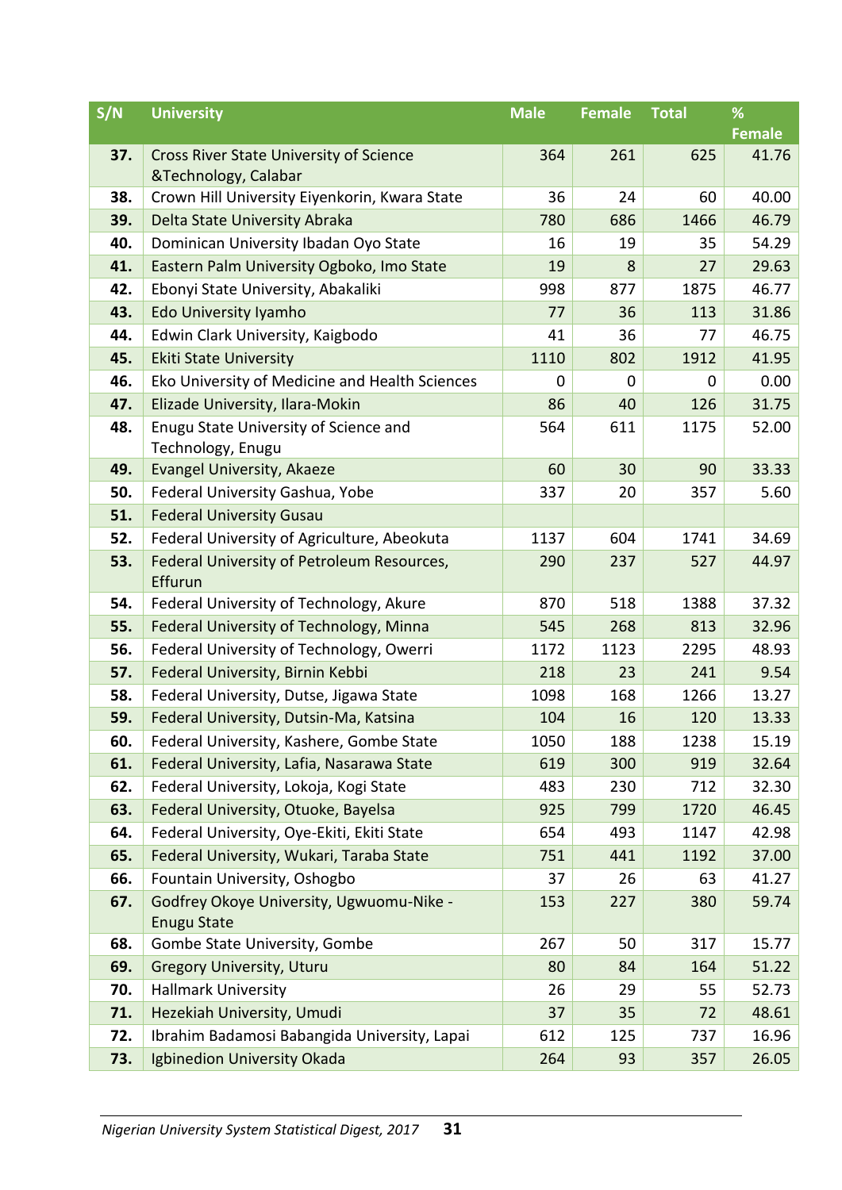| S/N | University | Male | Female | Total | % Female |
|---|---|---|---|---|---|
| **37.** | Cross River State University of Science &Technology, Calabar | 364 | 261 | 625 | 41.76 |
| **38.** | Crown Hill University Eiyenkorin, Kwara State | 36 | 24 | 60 | 40.00 |
| **39.** | Delta State University Abraka | 780 | 686 | 1466 | 46.79 |
| **40.** | Dominican University Ibadan Oyo State | 16 | 19 | 35 | 54.29 |
| **41.** | Eastern Palm University Ogboko, Imo State | 19 | 8 | 27 | 29.63 |
| **42.** | Ebonyi State University, Abakaliki | 998 | 877 | 1875 | 46.77 |
| **43.** | Edo University Iyamho | 77 | 36 | 113 | 31.86 |
| **44.** | Edwin Clark University, Kaigbodo | 41 | 36 | 77 | 46.75 |
| **45.** | Ekiti State University | 1110 | 802 | 1912 | 41.95 |
| **46.** | Eko University of Medicine and Health Sciences | 0 | 0 | 0 | 0.00 |
| **47.** | Elizade University, Ilara-Mokin | 86 | 40 | 126 | 31.75 |
| **48.** | Enugu State University of Science and Technology, Enugu | 564 | 611 | 1175 | 52.00 |
| **49.** | Evangel University, Akaeze | 60 | 30 | 90 | 33.33 |
| **50.** | Federal University Gashua, Yobe | 337 | 20 | 357 | 5.60 |
| **51.** | Federal University Gusau | | | | |
| **52.** | Federal University of Agriculture, Abeokuta | 1137 | 604 | 1741 | 34.69 |
| **53.** | Federal University of Petroleum Resources, Effurun | 290 | 237 | 527 | 44.97 |
| **54.** | Federal University of Technology, Akure | 870 | 518 | 1388 | 37.32 |
| **55.** | Federal University of Technology, Minna | 545 | 268 | 813 | 32.96 |
| **56.** | Federal University of Technology, Owerri | 1172 | 1123 | 2295 | 48.93 |
| **57.** | Federal University, Birnin Kebbi | 218 | 23 | 241 | 9.54 |
| **58.** | Federal University, Dutse, Jigawa State | 1098 | 168 | 1266 | 13.27 |
| **59.** | Federal University, Dutsin-Ma, Katsina | 104 | 16 | 120 | 13.33 |
| **60.** | Federal University, Kashere, Gombe State | 1050 | 188 | 1238 | 15.19 |
| **61.** | Federal University, Lafia, Nasarawa State | 619 | 300 | 919 | 32.64 |
| **62.** | Federal University, Lokoja, Kogi State | 483 | 230 | 712 | 32.30 |
| **63.** | Federal University, Otuoke, Bayelsa | 925 | 799 | 1720 | 46.45 |
| **64.** | Federal University, Oye-Ekiti, Ekiti State | 654 | 493 | 1147 | 42.98 |
| **65.** | Federal University, Wukari, Taraba State | 751 | 441 | 1192 | 37.00 |
| **66.** | Fountain University, Oshogbo | 37 | 26 | 63 | 41.27 |
| **67.** | Godfrey Okoye University, Ugwuomu-Nike - Enugu State | 153 | 227 | 380 | 59.74 |
| **68.** | Gombe State University, Gombe | 267 | 50 | 317 | 15.77 |
| **69.** | Gregory University, Uturu | 80 | 84 | 164 | 51.22 |
| **70.** | Hallmark University | 26 | 29 | 55 | 52.73 |
| **71.** | Hezekiah University, Umudi | 37 | 35 | 72 | 48.61 |
| **72.** | Ibrahim Badamosi Babangida University, Lapai | 612 | 125 | 737 | 16.96 |
| **73.** | Igbinedion University Okada | 264 | 93 | 357 | 26.05 |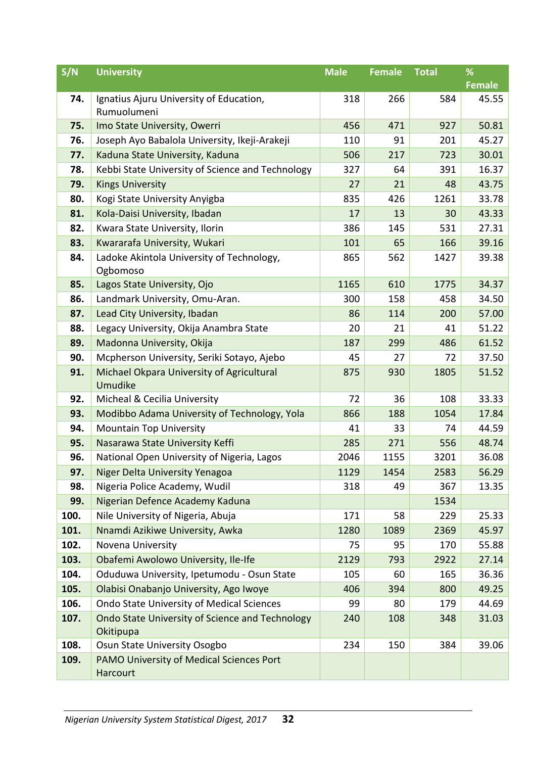| S/N | University | Male | Female | Total | % Female |
|---|---|---|---|---|---|
| **74.** | Ignatius Ajuru University of Education, Rumuolumeni | 318 | 266 | 584 | 45.55 |
| **75.** | Imo State University, Owerri | 456 | 471 | 927 | 50.81 |
| **76.** | Joseph Ayo Babalola University, Ikeji-Arakeji | 110 | 91 | 201 | 45.27 |
| **77.** | Kaduna State University, Kaduna | 506 | 217 | 723 | 30.01 |
| **78.** | Kebbi State University of Science and Technology | 327 | 64 | 391 | 16.37 |
| **79.** | Kings University | 27 | 21 | 48 | 43.75 |
| **80.** | Kogi State University Anyigba | 835 | 426 | 1261 | 33.78 |
| **81.** | Kola-Daisi University, Ibadan | 17 | 13 | 30 | 43.33 |
| **82.** | Kwara State University, Ilorin | 386 | 145 | 531 | 27.31 |
| **83.** | Kwararafa University, Wukari | 101 | 65 | 166 | 39.16 |
| **84.** | Ladoke Akintola University of Technology, Ogbomoso | 865 | 562 | 1427 | 39.38 |
| **85.** | Lagos State University, Ojo | 1165 | 610 | 1775 | 34.37 |
| **86.** | Landmark University, Omu-Aran. | 300 | 158 | 458 | 34.50 |
| **87.** | Lead City University, Ibadan | 86 | 114 | 200 | 57.00 |
| **88.** | Legacy University, Okija Anambra State | 20 | 21 | 41 | 51.22 |
| **89.** | Madonna University, Okija | 187 | 299 | 486 | 61.52 |
| **90.** | Mcpherson University, Seriki Sotayo, Ajebo | 45 | 27 | 72 | 37.50 |
| **91.** | Michael Okpara University of Agricultural Umudike | 875 | 930 | 1805 | 51.52 |
| **92.** | Micheal & Cecilia University | 72 | 36 | 108 | 33.33 |
| **93.** | Modibbo Adama University of Technology, Yola | 866 | 188 | 1054 | 17.84 |
| **94.** | Mountain Top University | 41 | 33 | 74 | 44.59 |
| **95.** | Nasarawa State University Keffi | 285 | 271 | 556 | 48.74 |
| **96.** | National Open University of Nigeria, Lagos | 2046 | 1155 | 3201 | 36.08 |
| **97.** | Niger Delta University Yenagoa | 1129 | 1454 | 2583 | 56.29 |
| **98.** | Nigeria Police Academy, Wudil | 318 | 49 | 367 | 13.35 |
| **99.** | Nigerian Defence Academy Kaduna | | | 1534 | |
| **100.** | Nile University of Nigeria, Abuja | 171 | 58 | 229 | 25.33 |
| **101.** | Nnamdi Azikiwe University, Awka | 1280 | 1089 | 2369 | 45.97 |
| **102.** | Novena University | 75 | 95 | 170 | 55.88 |
| **103.** | Obafemi Awolowo University, Ile-Ife | 2129 | 793 | 2922 | 27.14 |
| **104.** | Oduduwa University, Ipetumodu - Osun State | 105 | 60 | 165 | 36.36 |
| **105.** | Olabisi Onabanjo University, Ago Iwoye | 406 | 394 | 800 | 49.25 |
| **106.** | Ondo State University of Medical Sciences | 99 | 80 | 179 | 44.69 |
| **107.** | Ondo State University of Science and Technology Okitipupa | 240 | 108 | 348 | 31.03 |
| **108.** | Osun State University Osogbo | 234 | 150 | 384 | 39.06 |
| **109.** | PAMO University of Medical Sciences Port Harcourt | | | | |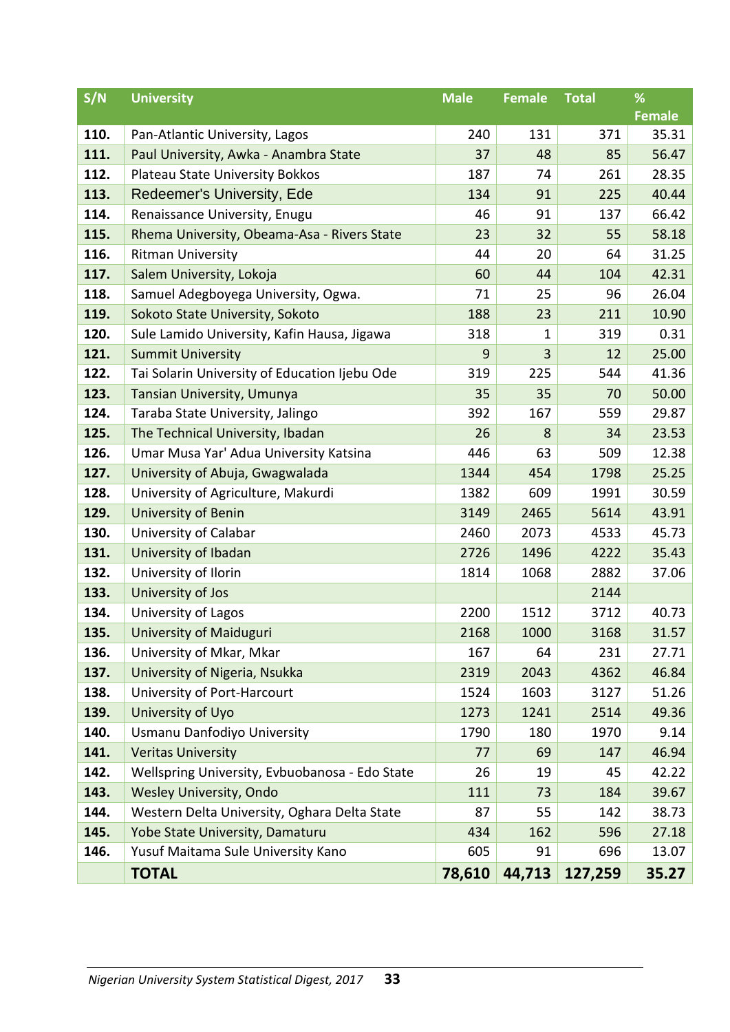| S/N | University | Male | Female | Total | % Female |
|---|---|---|---|---|---|
| 110. | Pan-Atlantic University, Lagos | 240 | 131 | 371 | 35.31 |
| 111. | Paul University, Awka - Anambra State | 37 | 48 | 85 | 56.47 |
| 112. | Plateau State University Bokkos | 187 | 74 | 261 | 28.35 |
| 113. | Redeemer's University, Ede | 134 | 91 | 225 | 40.44 |
| 114. | Renaissance University, Enugu | 46 | 91 | 137 | 66.42 |
| 115. | Rhema University, Obeama-Asa - Rivers State | 23 | 32 | 55 | 58.18 |
| 116. | Ritman University | 44 | 20 | 64 | 31.25 |
| 117. | Salem University, Lokoja | 60 | 44 | 104 | 42.31 |
| 118. | Samuel Adegboyega University, Ogwa. | 71 | 25 | 96 | 26.04 |
| 119. | Sokoto State University, Sokoto | 188 | 23 | 211 | 10.90 |
| 120. | Sule Lamido University, Kafin Hausa, Jigawa | 318 | 1 | 319 | 0.31 |
| 121. | Summit University | 9 | 3 | 12 | 25.00 |
| 122. | Tai Solarin University of Education Ijebu Ode | 319 | 225 | 544 | 41.36 |
| 123. | Tansian University, Umunya | 35 | 35 | 70 | 50.00 |
| 124. | Taraba State University, Jalingo | 392 | 167 | 559 | 29.87 |
| 125. | The Technical University, Ibadan | 26 | 8 | 34 | 23.53 |
| 126. | Umar Musa Yar' Adua University Katsina | 446 | 63 | 509 | 12.38 |
| 127. | University of Abuja, Gwagwalada | 1344 | 454 | 1798 | 25.25 |
| 128. | University of Agriculture, Makurdi | 1382 | 609 | 1991 | 30.59 |
| 129. | University of Benin | 3149 | 2465 | 5614 | 43.91 |
| 130. | University of Calabar | 2460 | 2073 | 4533 | 45.73 |
| 131. | University of Ibadan | 2726 | 1496 | 4222 | 35.43 |
| 132. | University of Ilorin | 1814 | 1068 | 2882 | 37.06 |
| 133. | University of Jos | | | 2144 | |
| 134. | University of Lagos | 2200 | 1512 | 3712 | 40.73 |
| 135. | University of Maiduguri | 2168 | 1000 | 3168 | 31.57 |
| 136. | University of Mkar, Mkar | 167 | 64 | 231 | 27.71 |
| 137. | University of Nigeria, Nsukka | 2319 | 2043 | 4362 | 46.84 |
| 138. | University of Port-Harcourt | 1524 | 1603 | 3127 | 51.26 |
| 139. | University of Uyo | 1273 | 1241 | 2514 | 49.36 |
| 140. | Usmanu Danfodiyo University | 1790 | 180 | 1970 | 9.14 |
| 141. | Veritas University | 77 | 69 | 147 | 46.94 |
| 142. | Wellspring University, Evbuobanosa - Edo State | 26 | 19 | 45 | 42.22 |
| 143. | Wesley University, Ondo | 111 | 73 | 184 | 39.67 |
| 144. | Western Delta University, Oghara Delta State | 87 | 55 | 142 | 38.73 |
| 145. | Yobe State University, Damaturu | 434 | 162 | 596 | 27.18 |
| 146. | Yusuf Maitama Sule University Kano | 605 | 91 | 696 | 13.07 |
| | **TOTAL** | **78,610** | **44,713** | **127,259** | **35.27** |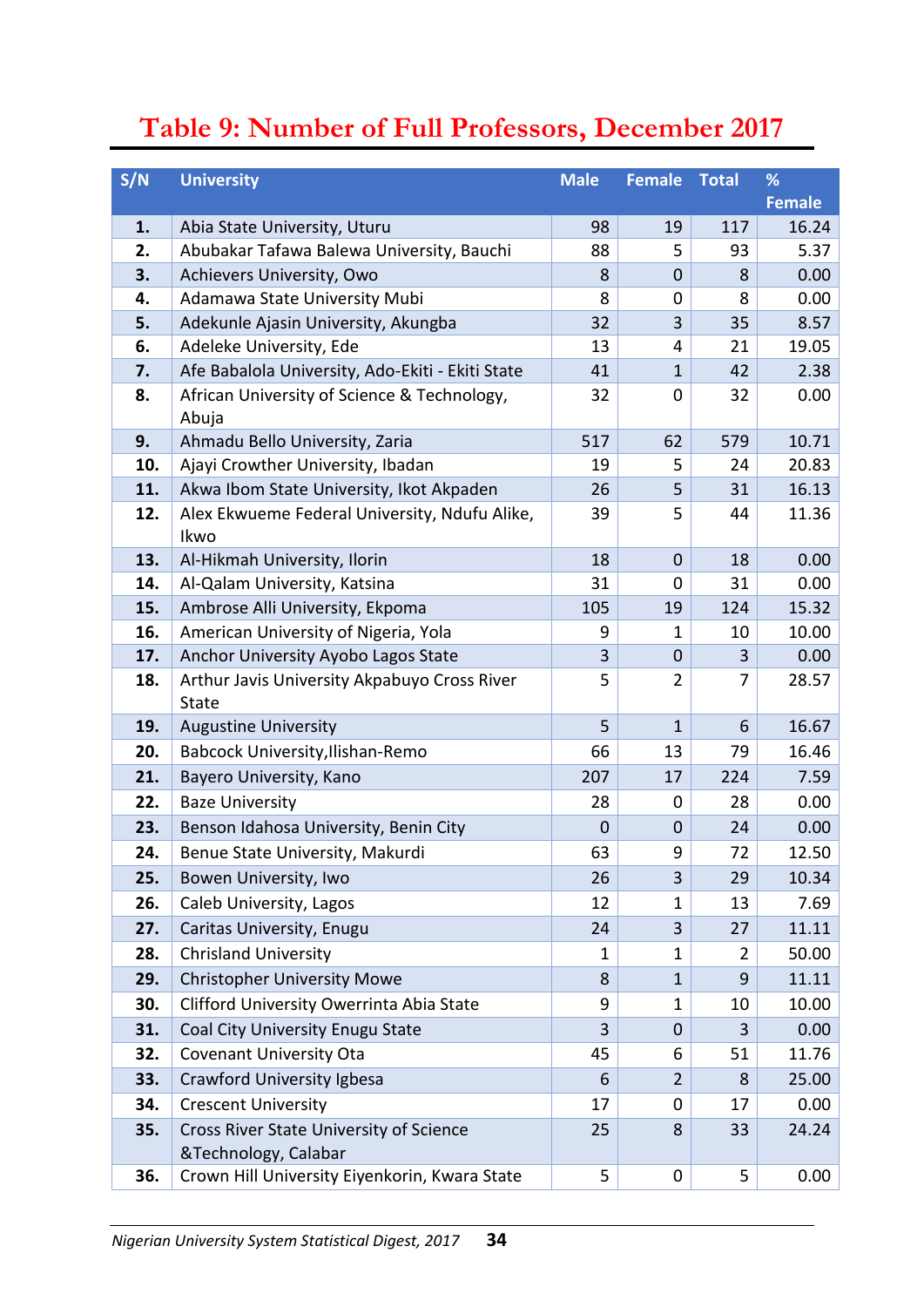# Table 9: Number of Full Professors, December 2017

| S/N | University | Male | Female | Total | % Female |
|---|---|---|---|---|---|
| 1. | Abia State University, Uturu | 98 | 19 | 117 | 16.24 |
| 2. | Abubakar Tafawa Balewa University, Bauchi | 88 | 5 | 93 | 5.37 |
| 3. | Achievers University, Owo | 8 | 0 | 8 | 0.00 |
| 4. | Adamawa State University Mubi | 8 | 0 | 8 | 0.00 |
| 5. | Adekunle Ajasin University, Akungba | 32 | 3 | 35 | 8.57 |
| 6. | Adeleke University, Ede | 13 | 4 | 21 | 19.05 |
| 7. | Afe Babalola University, Ado-Ekiti - Ekiti State | 41 | 1 | 42 | 2.38 |
| 8. | African University of Science & Technology, Abuja | 32 | 0 | 32 | 0.00 |
| 9. | Ahmadu Bello University, Zaria | 517 | 62 | 579 | 10.71 |
| 10. | Ajayi Crowther University, Ibadan | 19 | 5 | 24 | 20.83 |
| 11. | Akwa Ibom State University, Ikot Akpaden | 26 | 5 | 31 | 16.13 |
| 12. | Alex Ekwueme Federal University, Ndufu Alike, Ikwo | 39 | 5 | 44 | 11.36 |
| 13. | Al-Hikmah University, Ilorin | 18 | 0 | 18 | 0.00 |
| 14. | Al-Qalam University, Katsina | 31 | 0 | 31 | 0.00 |
| 15. | Ambrose Alli University, Ekpoma | 105 | 19 | 124 | 15.32 |
| 16. | American University of Nigeria, Yola | 9 | 1 | 10 | 10.00 |
| 17. | Anchor University Ayobo Lagos State | 3 | 0 | 3 | 0.00 |
| 18. | Arthur Javis University Akpabuyo Cross River State | 5 | 2 | 7 | 28.57 |
| 19. | Augustine University | 5 | 1 | 6 | 16.67 |
| 20. | Babcock University,Ilishan-Remo | 66 | 13 | 79 | 16.46 |
| 21. | Bayero University, Kano | 207 | 17 | 224 | 7.59 |
| 22. | Baze University | 28 | 0 | 28 | 0.00 |
| 23. | Benson Idahosa University, Benin City | 0 | 0 | 24 | 0.00 |
| 24. | Benue State University, Makurdi | 63 | 9 | 72 | 12.50 |
| 25. | Bowen University, Iwo | 26 | 3 | 29 | 10.34 |
| 26. | Caleb University, Lagos | 12 | 1 | 13 | 7.69 |
| 27. | Caritas University, Enugu | 24 | 3 | 27 | 11.11 |
| 28. | Chrisland University | 1 | 1 | 2 | 50.00 |
| 29. | Christopher University Mowe | 8 | 1 | 9 | 11.11 |
| 30. | Clifford University Owerrinta Abia State | 9 | 1 | 10 | 10.00 |
| 31. | Coal City University Enugu State | 3 | 0 | 3 | 0.00 |
| 32. | Covenant University Ota | 45 | 6 | 51 | 11.76 |
| 33. | Crawford University Igbesa | 6 | 2 | 8 | 25.00 |
| 34. | Crescent University | 17 | 0 | 17 | 0.00 |
| 35. | Cross River State University of Science &Technology, Calabar | 25 | 8 | 33 | 24.24 |
| 36. | Crown Hill University Eiyenkorin, Kwara State | 5 | 0 | 5 | 0.00 |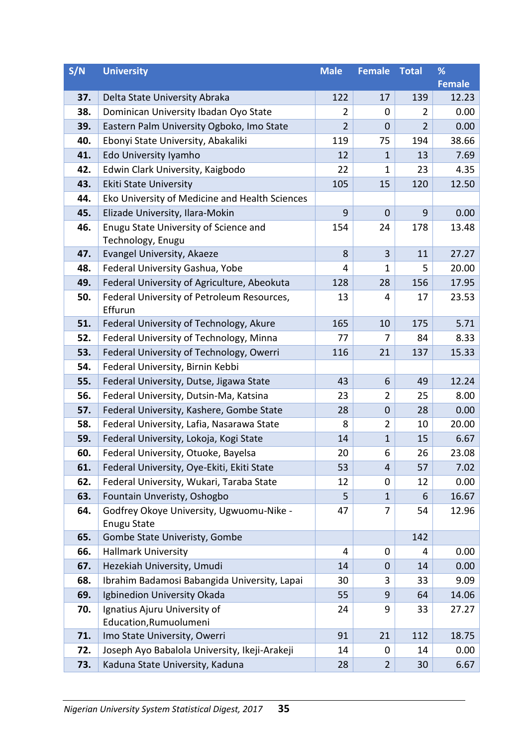| S/N | University | Male | Female | Total | % Female |
|---|---|---|---|---|---|
| **37.** | Delta State University Abraka | 122 | 17 | 139 | 12.23 |
| **38.** | Dominican University Ibadan Oyo State | 2 | 0 | 2 | 0.00 |
| **39.** | Eastern Palm University Ogboko, Imo State | 2 | 0 | 2 | 0.00 |
| **40.** | Ebonyi State University, Abakaliki | 119 | 75 | 194 | 38.66 |
| **41.** | Edo University Iyamho | 12 | 1 | 13 | 7.69 |
| **42.** | Edwin Clark University, Kaigbodo | 22 | 1 | 23 | 4.35 |
| **43.** | Ekiti State University | 105 | 15 | 120 | 12.50 |
| **44.** | Eko University of Medicine and Health Sciences | | | | |
| **45.** | Elizade University, Ilara-Mokin | 9 | 0 | 9 | 0.00 |
| **46.** | Enugu State University of Science and Technology, Enugu | 154 | 24 | 178 | 13.48 |
| **47.** | Evangel University, Akaeze | 8 | 3 | 11 | 27.27 |
| **48.** | Federal University Gashua, Yobe | 4 | 1 | 5 | 20.00 |
| **49.** | Federal University of Agriculture, Abeokuta | 128 | 28 | 156 | 17.95 |
| **50.** | Federal University of Petroleum Resources, Effurun | 13 | 4 | 17 | 23.53 |
| **51.** | Federal University of Technology, Akure | 165 | 10 | 175 | 5.71 |
| **52.** | Federal University of Technology, Minna | 77 | 7 | 84 | 8.33 |
| **53.** | Federal University of Technology, Owerri | 116 | 21 | 137 | 15.33 |
| **54.** | Federal University, Birnin Kebbi | | | | |
| **55.** | Federal University, Dutse, Jigawa State | 43 | 6 | 49 | 12.24 |
| **56.** | Federal University, Dutsin-Ma, Katsina | 23 | 2 | 25 | 8.00 |
| **57.** | Federal University, Kashere, Gombe State | 28 | 0 | 28 | 0.00 |
| **58.** | Federal University, Lafia, Nasarawa State | 8 | 2 | 10 | 20.00 |
| **59.** | Federal University, Lokoja, Kogi State | 14 | 1 | 15 | 6.67 |
| **60.** | Federal University, Otuoke, Bayelsa | 20 | 6 | 26 | 23.08 |
| **61.** | Federal University, Oye-Ekiti, Ekiti State | 53 | 4 | 57 | 7.02 |
| **62.** | Federal University, Wukari, Taraba State | 12 | 0 | 12 | 0.00 |
| **63.** | Fountain Unveristy, Oshogbo | 5 | 1 | 6 | 16.67 |
| **64.** | Godfrey Okoye University, Ugwuomu-Nike - Enugu State | 47 | 7 | 54 | 12.96 |
| **65.** | Gombe State Univeristy, Gombe | | | 142 | |
| **66.** | Hallmark University | 4 | 0 | 4 | 0.00 |
| **67.** | Hezekiah University, Umudi | 14 | 0 | 14 | 0.00 |
| **68.** | Ibrahim Badamosi Babangida University, Lapai | 30 | 3 | 33 | 9.09 |
| **69.** | Igbinedion University Okada | 55 | 9 | 64 | 14.06 |
| **70.** | Ignatius Ajuru University of Education,Rumuolumeni | 24 | 9 | 33 | 27.27 |
| **71.** | Imo State University, Owerri | 91 | 21 | 112 | 18.75 |
| **72.** | Joseph Ayo Babalola University, Ikeji-Arakeji | 14 | 0 | 14 | 0.00 |
| **73.** | Kaduna State University, Kaduna | 28 | 2 | 30 | 6.67 |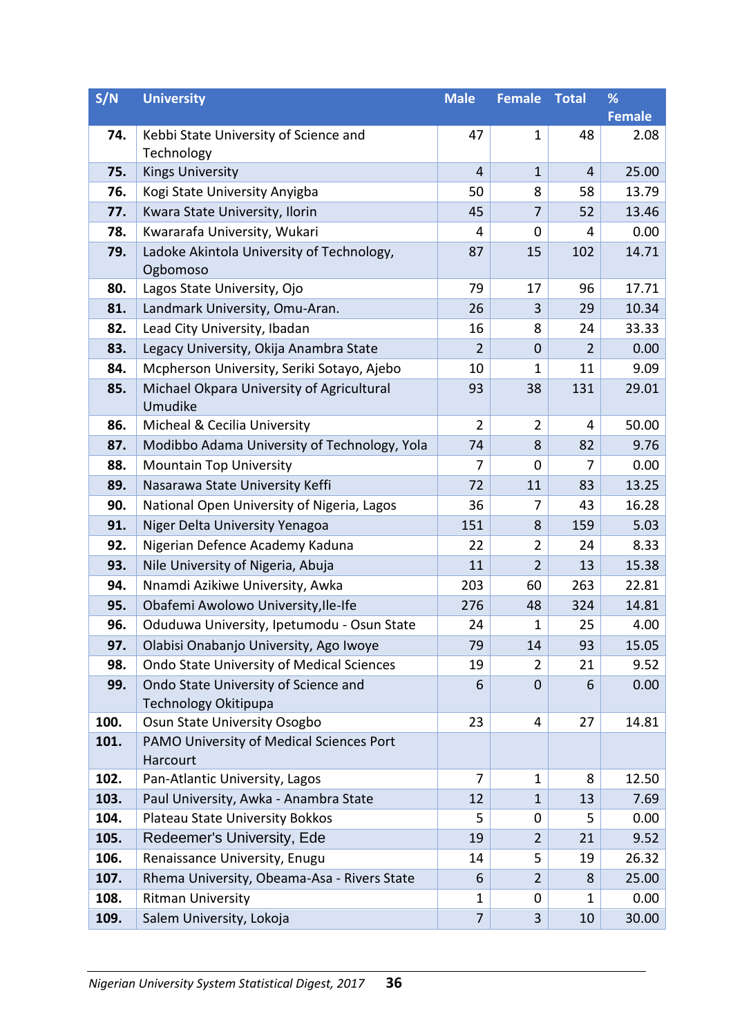| S/N | University | Male | Female | Total | % Female |
|---|---|---|---|---|---|
| **74.** | Kebbi State University of Science and Technology | 47 | 1 | 48 | 2.08 |
| **75.** | Kings University | 4 | 1 | 4 | 25.00 |
| **76.** | Kogi State University Anyigba | 50 | 8 | 58 | 13.79 |
| **77.** | Kwara State University, Ilorin | 45 | 7 | 52 | 13.46 |
| **78.** | Kwararafa University, Wukari | 4 | 0 | 4 | 0.00 |
| **79.** | Ladoke Akintola University of Technology, Ogbomoso | 87 | 15 | 102 | 14.71 |
| **80.** | Lagos State University, Ojo | 79 | 17 | 96 | 17.71 |
| **81.** | Landmark University, Omu-Aran. | 26 | 3 | 29 | 10.34 |
| **82.** | Lead City University, Ibadan | 16 | 8 | 24 | 33.33 |
| **83.** | Legacy University, Okija Anambra State | 2 | 0 | 2 | 0.00 |
| **84.** | Mcpherson University, Seriki Sotayo, Ajebo | 10 | 1 | 11 | 9.09 |
| **85.** | Michael Okpara University of Agricultural Umudike | 93 | 38 | 131 | 29.01 |
| **86.** | Micheal & Cecilia University | 2 | 2 | 4 | 50.00 |
| **87.** | Modibbo Adama University of Technology, Yola | 74 | 8 | 82 | 9.76 |
| **88.** | Mountain Top University | 7 | 0 | 7 | 0.00 |
| **89.** | Nasarawa State University Keffi | 72 | 11 | 83 | 13.25 |
| **90.** | National Open University of Nigeria, Lagos | 36 | 7 | 43 | 16.28 |
| **91.** | Niger Delta University Yenagoa | 151 | 8 | 159 | 5.03 |
| **92.** | Nigerian Defence Academy Kaduna | 22 | 2 | 24 | 8.33 |
| **93.** | Nile University of Nigeria, Abuja | 11 | 2 | 13 | 15.38 |
| **94.** | Nnamdi Azikiwe University, Awka | 203 | 60 | 263 | 22.81 |
| **95.** | Obafemi Awolowo University,Ile-Ife | 276 | 48 | 324 | 14.81 |
| **96.** | Oduduwa University, Ipetumodu - Osun State | 24 | 1 | 25 | 4.00 |
| **97.** | Olabisi Onabanjo University, Ago Iwoye | 79 | 14 | 93 | 15.05 |
| **98.** | Ondo State University of Medical Sciences | 19 | 2 | 21 | 9.52 |
| **99.** | Ondo State University of Science and Technology Okitipupa | 6 | 0 | 6 | 0.00 |
| **100.** | Osun State University Osogbo | 23 | 4 | 27 | 14.81 |
| **101.** | PAMO University of Medical Sciences Port Harcourt | | | | |
| **102.** | Pan-Atlantic University, Lagos | 7 | 1 | 8 | 12.50 |
| **103.** | Paul University, Awka - Anambra State | 12 | 1 | 13 | 7.69 |
| **104.** | Plateau State University Bokkos | 5 | 0 | 5 | 0.00 |
| **105.** | Redeemer's University, Ede | 19 | 2 | 21 | 9.52 |
| **106.** | Renaissance University, Enugu | 14 | 5 | 19 | 26.32 |
| **107.** | Rhema University, Obeama-Asa - Rivers State | 6 | 2 | 8 | 25.00 |
| **108.** | Ritman University | 1 | 0 | 1 | 0.00 |
| **109.** | Salem University, Lokoja | 7 | 3 | 10 | 30.00 |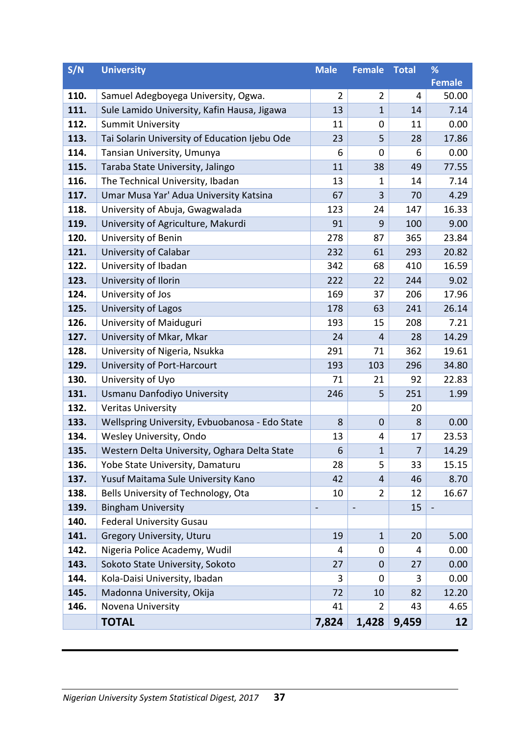| S/N | University | Male | Female | Total | % Female |
|---|---|---|---|---|---|
| **110.** | Samuel Adegboyega University, Ogwa. | 2 | 2 | 4 | 50.00 |
| **111.** | Sule Lamido University, Kafin Hausa, Jigawa | 13 | 1 | 14 | 7.14 |
| **112.** | Summit University | 11 | 0 | 11 | 0.00 |
| **113.** | Tai Solarin University of Education Ijebu Ode | 23 | 5 | 28 | 17.86 |
| **114.** | Tansian University, Umunya | 6 | 0 | 6 | 0.00 |
| **115.** | Taraba State University, Jalingo | 11 | 38 | 49 | 77.55 |
| **116.** | The Technical University, Ibadan | 13 | 1 | 14 | 7.14 |
| **117.** | Umar Musa Yar' Adua University Katsina | 67 | 3 | 70 | 4.29 |
| **118.** | University of Abuja, Gwagwalada | 123 | 24 | 147 | 16.33 |
| **119.** | University of Agriculture, Makurdi | 91 | 9 | 100 | 9.00 |
| **120.** | University of Benin | 278 | 87 | 365 | 23.84 |
| **121.** | University of Calabar | 232 | 61 | 293 | 20.82 |
| **122.** | University of Ibadan | 342 | 68 | 410 | 16.59 |
| **123.** | University of Ilorin | 222 | 22 | 244 | 9.02 |
| **124.** | University of Jos | 169 | 37 | 206 | 17.96 |
| **125.** | University of Lagos | 178 | 63 | 241 | 26.14 |
| **126.** | University of Maiduguri | 193 | 15 | 208 | 7.21 |
| **127.** | University of Mkar, Mkar | 24 | 4 | 28 | 14.29 |
| **128.** | University of Nigeria, Nsukka | 291 | 71 | 362 | 19.61 |
| **129.** | University of Port-Harcourt | 193 | 103 | 296 | 34.80 |
| **130.** | University of Uyo | 71 | 21 | 92 | 22.83 |
| **131.** | Usmanu Danfodiyo University | 246 | 5 | 251 | 1.99 |
| **132.** | Veritas University | | | 20 | |
| **133.** | Wellspring University, Evbuobanosa - Edo State | 8 | 0 | 8 | 0.00 |
| **134.** | Wesley University, Ondo | 13 | 4 | 17 | 23.53 |
| **135.** | Western Delta University, Oghara Delta State | 6 | 1 | 7 | 14.29 |
| **136.** | Yobe State University, Damaturu | 28 | 5 | 33 | 15.15 |
| **137.** | Yusuf Maitama Sule University Kano | 42 | 4 | 46 | 8.70 |
| **138.** | Bells University of Technology, Ota | 10 | 2 | 12 | 16.67 |
| **139.** | Bingham University | - | - | 15 | - |
| **140.** | Federal University Gusau | | | | |
| **141.** | Gregory University, Uturu | 19 | 1 | 20 | 5.00 |
| **142.** | Nigeria Police Academy, Wudil | 4 | 0 | 4 | 0.00 |
| **143.** | Sokoto State University, Sokoto | 27 | 0 | 27 | 0.00 |
| **144.** | Kola-Daisi University, Ibadan | 3 | 0 | 3 | 0.00 |
| **145.** | Madonna University, Okija | 72 | 10 | 82 | 12.20 |
| **146.** | Novena University | 41 | 2 | 43 | 4.65 |
| | **TOTAL** | **7,824** | **1,428** | **9,459** | **12** |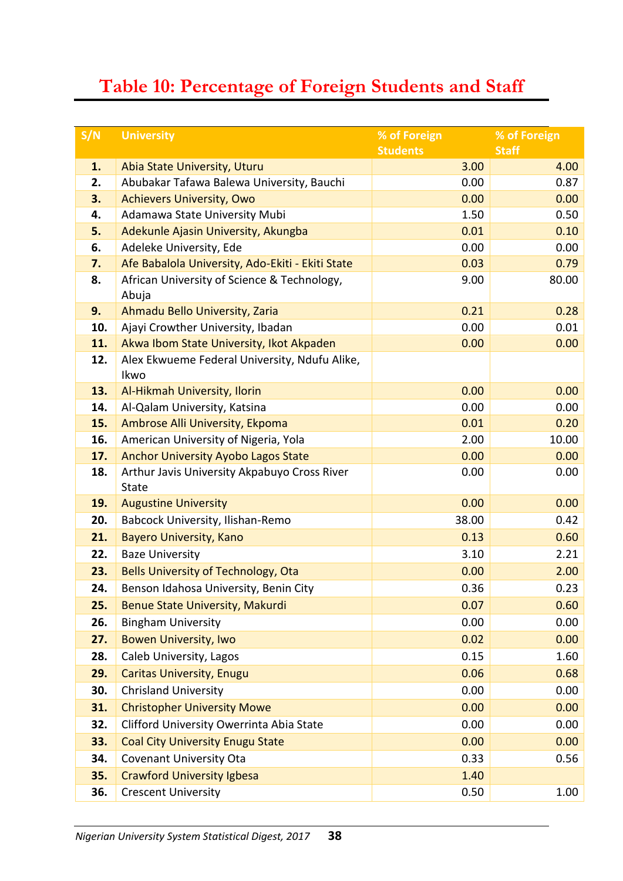# Table 10: Percentage of Foreign Students and Staff

| S/N | University | % of Foreign Students | % of Foreign Staff |
|---|---|---|---|
| **1.** | Abia State University, Uturu | 3.00 | 4.00 |
| **2.** | Abubakar Tafawa Balewa University, Bauchi | 0.00 | 0.87 |
| **3.** | Achievers University, Owo | 0.00 | 0.00 |
| **4.** | Adamawa State University Mubi | 1.50 | 0.50 |
| **5.** | Adekunle Ajasin University, Akungba | 0.01 | 0.10 |
| **6.** | Adeleke University, Ede | 0.00 | 0.00 |
| **7.** | Afe Babalola University, Ado-Ekiti - Ekiti State | 0.03 | 0.79 |
| **8.** | African University of Science & Technology, Abuja | 9.00 | 80.00 |
| **9.** | Ahmadu Bello University, Zaria | 0.21 | 0.28 |
| **10.** | Ajayi Crowther University, Ibadan | 0.00 | 0.01 |
| **11.** | Akwa Ibom State University, Ikot Akpaden | 0.00 | 0.00 |
| **12.** | Alex Ekwueme Federal University, Ndufu Alike, Ikwo | | |
| **13.** | Al-Hikmah University, Ilorin | 0.00 | 0.00 |
| **14.** | Al-Qalam University, Katsina | 0.00 | 0.00 |
| **15.** | Ambrose Alli University, Ekpoma | 0.01 | 0.20 |
| **16.** | American University of Nigeria, Yola | 2.00 | 10.00 |
| **17.** | Anchor University Ayobo Lagos State | 0.00 | 0.00 |
| **18.** | Arthur Javis University Akpabuyo Cross River State | 0.00 | 0.00 |
| **19.** | Augustine University | 0.00 | 0.00 |
| **20.** | Babcock University, Ilishan-Remo | 38.00 | 0.42 |
| **21.** | Bayero University, Kano | 0.13 | 0.60 |
| **22.** | Baze University | 3.10 | 2.21 |
| **23.** | Bells University of Technology, Ota | 0.00 | 2.00 |
| **24.** | Benson Idahosa University, Benin City | 0.36 | 0.23 |
| **25.** | Benue State University, Makurdi | 0.07 | 0.60 |
| **26.** | Bingham University | 0.00 | 0.00 |
| **27.** | Bowen University, Iwo | 0.02 | 0.00 |
| **28.** | Caleb University, Lagos | 0.15 | 1.60 |
| **29.** | Caritas University, Enugu | 0.06 | 0.68 |
| **30.** | Chrisland University | 0.00 | 0.00 |
| **31.** | Christopher University Mowe | 0.00 | 0.00 |
| **32.** | Clifford University Owerrinta Abia State | 0.00 | 0.00 |
| **33.** | Coal City University Enugu State | 0.00 | 0.00 |
| **34.** | Covenant University Ota | 0.33 | 0.56 |
| **35.** | Crawford University Igbesa | 1.40 | |
| **36.** | Crescent University | 0.50 | 1.00 |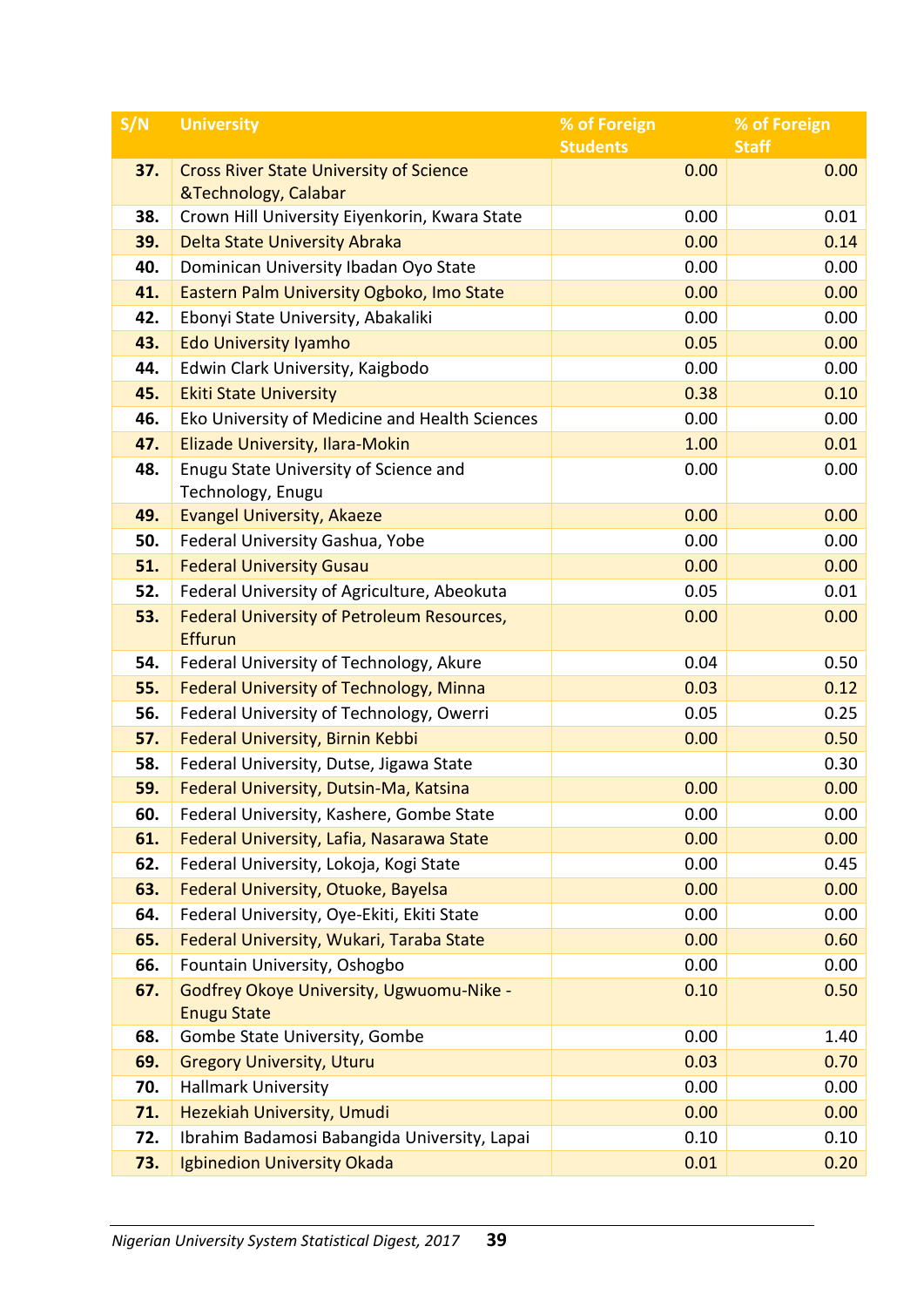| S/N | University | % of Foreign Students | % of Foreign Staff |
|---|---|---|---|
| 37. | Cross River State University of Science &Technology, Calabar | 0.00 | 0.00 |
| 38. | Crown Hill University Eiyenkorin, Kwara State | 0.00 | 0.01 |
| 39. | Delta State University Abraka | 0.00 | 0.14 |
| 40. | Dominican University Ibadan Oyo State | 0.00 | 0.00 |
| 41. | Eastern Palm University Ogboko, Imo State | 0.00 | 0.00 |
| 42. | Ebonyi State University, Abakaliki | 0.00 | 0.00 |
| 43. | Edo University Iyamho | 0.05 | 0.00 |
| 44. | Edwin Clark University, Kaigbodo | 0.00 | 0.00 |
| 45. | Ekiti State University | 0.38 | 0.10 |
| 46. | Eko University of Medicine and Health Sciences | 0.00 | 0.00 |
| 47. | Elizade University, Ilara-Mokin | 1.00 | 0.01 |
| 48. | Enugu State University of Science and Technology, Enugu | 0.00 | 0.00 |
| 49. | Evangel University, Akaeze | 0.00 | 0.00 |
| 50. | Federal University Gashua, Yobe | 0.00 | 0.00 |
| 51. | Federal University Gusau | 0.00 | 0.00 |
| 52. | Federal University of Agriculture, Abeokuta | 0.05 | 0.01 |
| 53. | Federal University of Petroleum Resources, Effurun | 0.00 | 0.00 |
| 54. | Federal University of Technology, Akure | 0.04 | 0.50 |
| 55. | Federal University of Technology, Minna | 0.03 | 0.12 |
| 56. | Federal University of Technology, Owerri | 0.05 | 0.25 |
| 57. | Federal University, Birnin Kebbi | 0.00 | 0.50 |
| 58. | Federal University, Dutse, Jigawa State | | 0.30 |
| 59. | Federal University, Dutsin-Ma, Katsina | 0.00 | 0.00 |
| 60. | Federal University, Kashere, Gombe State | 0.00 | 0.00 |
| 61. | Federal University, Lafia, Nasarawa State | 0.00 | 0.00 |
| 62. | Federal University, Lokoja, Kogi State | 0.00 | 0.45 |
| 63. | Federal University, Otuoke, Bayelsa | 0.00 | 0.00 |
| 64. | Federal University, Oye-Ekiti, Ekiti State | 0.00 | 0.00 |
| 65. | Federal University, Wukari, Taraba State | 0.00 | 0.60 |
| 66. | Fountain University, Oshogbo | 0.00 | 0.00 |
| 67. | Godfrey Okoye University, Ugwuomu-Nike - Enugu State | 0.10 | 0.50 |
| 68. | Gombe State University, Gombe | 0.00 | 1.40 |
| 69. | Gregory University, Uturu | 0.03 | 0.70 |
| 70. | Hallmark University | 0.00 | 0.00 |
| 71. | Hezekiah University, Umudi | 0.00 | 0.00 |
| 72. | Ibrahim Badamosi Babangida University, Lapai | 0.10 | 0.10 |
| 73. | Igbinedion University Okada | 0.01 | 0.20 |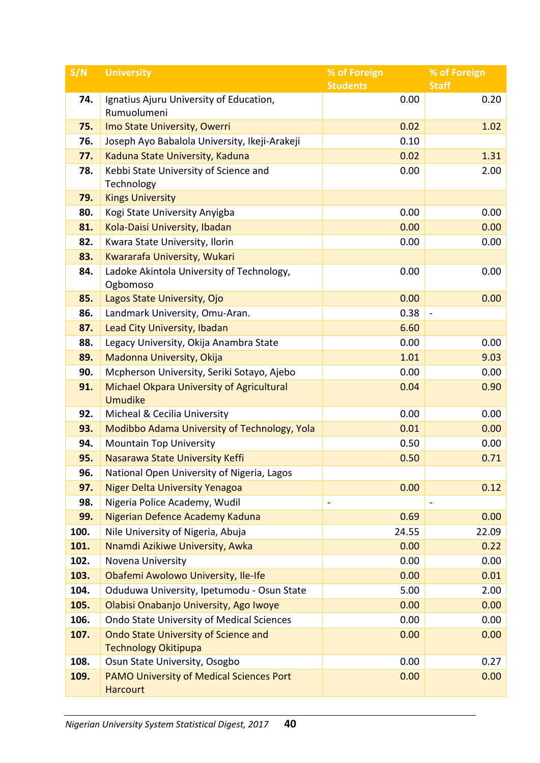| S/N | University | % of Foreign Students | % of Foreign Staff |
|---|---|---|---|
| 74. | Ignatius Ajuru University of Education, Rumuolumeni | 0.00 | 0.20 |
| 75. | Imo State University, Owerri | 0.02 | 1.02 |
| 76. | Joseph Ayo Babalola University, Ikeji-Arakeji | 0.10 | |
| 77. | Kaduna State University, Kaduna | 0.02 | 1.31 |
| 78. | Kebbi State University of Science and Technology | 0.00 | 2.00 |
| 79. | Kings University | | |
| 80. | Kogi State University Anyigba | 0.00 | 0.00 |
| 81. | Kola-Daisi University, Ibadan | 0.00 | 0.00 |
| 82. | Kwara State University, Ilorin | 0.00 | 0.00 |
| 83. | Kwararafa University, Wukari | | |
| 84. | Ladoke Akintola University of Technology, Ogbomoso | 0.00 | 0.00 |
| 85. | Lagos State University, Ojo | 0.00 | 0.00 |
| 86. | Landmark University, Omu-Aran. | 0.38 | - |
| 87. | Lead City University, Ibadan | 6.60 | |
| 88. | Legacy University, Okija Anambra State | 0.00 | 0.00 |
| 89. | Madonna University, Okija | 1.01 | 9.03 |
| 90. | Mcpherson University, Seriki Sotayo, Ajebo | 0.00 | 0.00 |
| 91. | Michael Okpara University of Agricultural Umudike | 0.04 | 0.90 |
| 92. | Micheal & Cecilia University | 0.00 | 0.00 |
| 93. | Modibbo Adama University of Technology, Yola | 0.01 | 0.00 |
| 94. | Mountain Top University | 0.50 | 0.00 |
| 95. | Nasarawa State University Keffi | 0.50 | 0.71 |
| 96. | National Open University of Nigeria, Lagos | | |
| 97. | Niger Delta University Yenagoa | 0.00 | 0.12 |
| 98. | Nigeria Police Academy, Wudil | - | - |
| 99. | Nigerian Defence Academy Kaduna | 0.69 | 0.00 |
| 100. | Nile University of Nigeria, Abuja | 24.55 | 22.09 |
| 101. | Nnamdi Azikiwe University, Awka | 0.00 | 0.22 |
| 102. | Novena University | 0.00 | 0.00 |
| 103. | Obafemi Awolowo University, Ile-Ife | 0.00 | 0.01 |
| 104. | Oduduwa University, Ipetumodu - Osun State | 5.00 | 2.00 |
| 105. | Olabisi Onabanjo University, Ago Iwoye | 0.00 | 0.00 |
| 106. | Ondo State University of Medical Sciences | 0.00 | 0.00 |
| 107. | Ondo State University of Science and Technology Okitipupa | 0.00 | 0.00 |
| 108. | Osun State University, Osogbo | 0.00 | 0.27 |
| 109. | PAMO University of Medical Sciences Port Harcourt | 0.00 | 0.00 |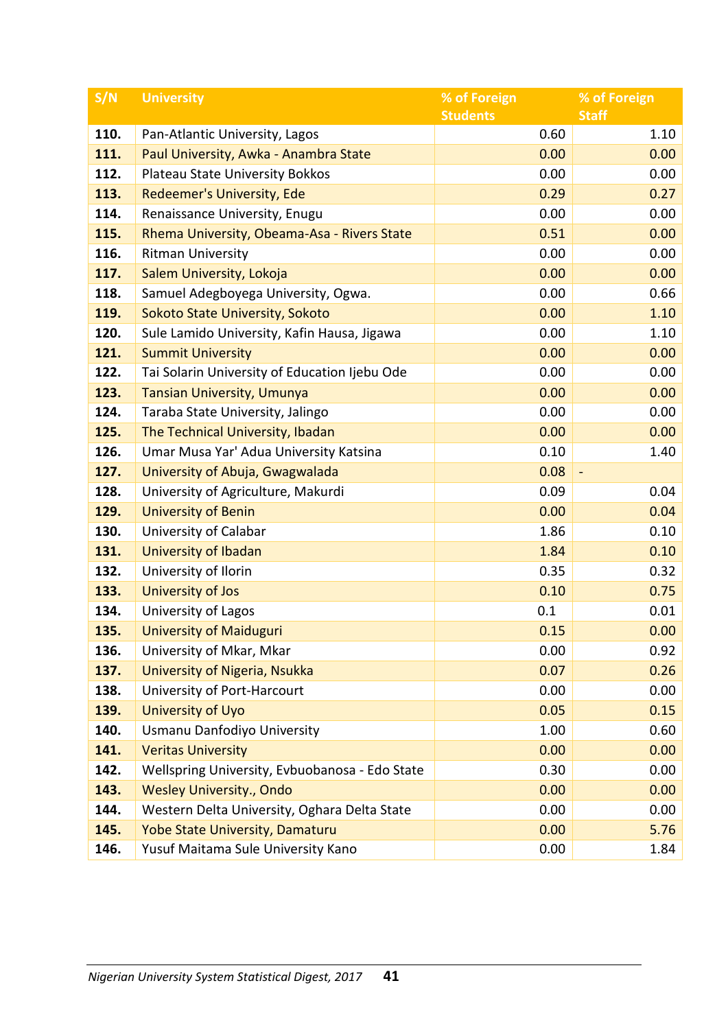| S/N | University | % of Foreign Students | % of Foreign Staff |
|---|---|---|---|
| **110.** | Pan-Atlantic University, Lagos | 0.60 | 1.10 |
| **111.** | Paul University, Awka - Anambra State | 0.00 | 0.00 |
| **112.** | Plateau State University Bokkos | 0.00 | 0.00 |
| **113.** | Redeemer's University, Ede | 0.29 | 0.27 |
| **114.** | Renaissance University, Enugu | 0.00 | 0.00 |
| **115.** | Rhema University, Obeama-Asa - Rivers State | 0.51 | 0.00 |
| **116.** | Ritman University | 0.00 | 0.00 |
| **117.** | Salem University, Lokoja | 0.00 | 0.00 |
| **118.** | Samuel Adegboyega University, Ogwa. | 0.00 | 0.66 |
| **119.** | Sokoto State University, Sokoto | 0.00 | 1.10 |
| **120.** | Sule Lamido University, Kafin Hausa, Jigawa | 0.00 | 1.10 |
| **121.** | Summit University | 0.00 | 0.00 |
| **122.** | Tai Solarin University of Education Ijebu Ode | 0.00 | 0.00 |
| **123.** | Tansian University, Umunya | 0.00 | 0.00 |
| **124.** | Taraba State University, Jalingo | 0.00 | 0.00 |
| **125.** | The Technical University, Ibadan | 0.00 | 0.00 |
| **126.** | Umar Musa Yar' Adua University Katsina | 0.10 | 1.40 |
| **127.** | University of Abuja, Gwagwalada | 0.08 | - |
| **128.** | University of Agriculture, Makurdi | 0.09 | 0.04 |
| **129.** | University of Benin | 0.00 | 0.04 |
| **130.** | University of Calabar | 1.86 | 0.10 |
| **131.** | University of Ibadan | 1.84 | 0.10 |
| **132.** | University of Ilorin | 0.35 | 0.32 |
| **133.** | University of Jos | 0.10 | 0.75 |
| **134.** | University of Lagos | 0.1 | 0.01 |
| **135.** | University of Maiduguri | 0.15 | 0.00 |
| **136.** | University of Mkar, Mkar | 0.00 | 0.92 |
| **137.** | University of Nigeria, Nsukka | 0.07 | 0.26 |
| **138.** | University of Port-Harcourt | 0.00 | 0.00 |
| **139.** | University of Uyo | 0.05 | 0.15 |
| **140.** | Usmanu Danfodiyo University | 1.00 | 0.60 |
| **141.** | Veritas University | 0.00 | 0.00 |
| **142.** | Wellspring University, Evbuobanosa - Edo State | 0.30 | 0.00 |
| **143.** | Wesley University., Ondo | 0.00 | 0.00 |
| **144.** | Western Delta University, Oghara Delta State | 0.00 | 0.00 |
| **145.** | Yobe State University, Damaturu | 0.00 | 5.76 |
| **146.** | Yusuf Maitama Sule University Kano | 0.00 | 1.84 |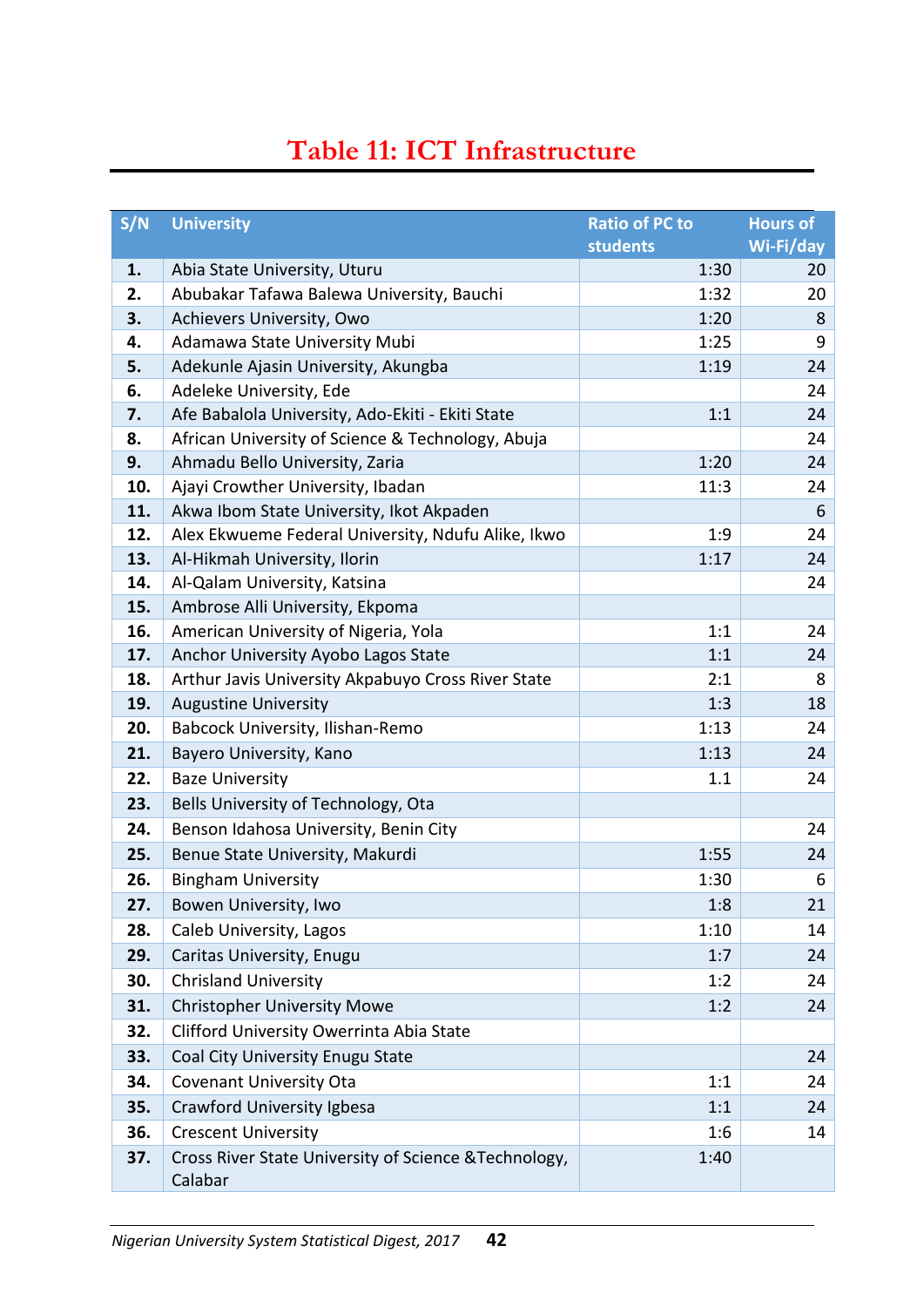# Table 11: ICT Infrastructure

| S/N | University | Ratio of PC to students | Hours of Wi-Fi/day |
|---|---|---|---|
| **1.** | Abia State University, Uturu | 1:30 | 20 |
| **2.** | Abubakar Tafawa Balewa University, Bauchi | 1:32 | 20 |
| **3.** | Achievers University, Owo | 1:20 | 8 |
| **4.** | Adamawa State University Mubi | 1:25 | 9 |
| **5.** | Adekunle Ajasin University, Akungba | 1:19 | 24 |
| **6.** | Adeleke University, Ede | | 24 |
| **7.** | Afe Babalola University, Ado-Ekiti - Ekiti State | 1:1 | 24 |
| **8.** | African University of Science & Technology, Abuja | | 24 |
| **9.** | Ahmadu Bello University, Zaria | 1:20 | 24 |
| **10.** | Ajayi Crowther University, Ibadan | 11:3 | 24 |
| **11.** | Akwa Ibom State University, Ikot Akpaden | | 6 |
| **12.** | Alex Ekwueme Federal University, Ndufu Alike, Ikwo | 1:9 | 24 |
| **13.** | Al-Hikmah University, Ilorin | 1:17 | 24 |
| **14.** | Al-Qalam University, Katsina | | 24 |
| **15.** | Ambrose Alli University, Ekpoma | | |
| **16.** | American University of Nigeria, Yola | 1:1 | 24 |
| **17.** | Anchor University Ayobo Lagos State | 1:1 | 24 |
| **18.** | Arthur Javis University Akpabuyo Cross River State | 2:1 | 8 |
| **19.** | Augustine University | 1:3 | 18 |
| **20.** | Babcock University, Ilishan-Remo | 1:13 | 24 |
| **21.** | Bayero University, Kano | 1:13 | 24 |
| **22.** | Baze University | 1.1 | 24 |
| **23.** | Bells University of Technology, Ota | | |
| **24.** | Benson Idahosa University, Benin City | | 24 |
| **25.** | Benue State University, Makurdi | 1:55 | 24 |
| **26.** | Bingham University | 1:30 | 6 |
| **27.** | Bowen University, Iwo | 1:8 | 21 |
| **28.** | Caleb University, Lagos | 1:10 | 14 |
| **29.** | Caritas University, Enugu | 1:7 | 24 |
| **30.** | Chrisland University | 1:2 | 24 |
| **31.** | Christopher University Mowe | 1:2 | 24 |
| **32.** | Clifford University Owerrinta Abia State | | |
| **33.** | Coal City University Enugu State | | 24 |
| **34.** | Covenant University Ota | 1:1 | 24 |
| **35.** | Crawford University Igbesa | 1:1 | 24 |
| **36.** | Crescent University | 1:6 | 14 |
| **37.** | Cross River State University of Science &Technology, Calabar | 1:40 | |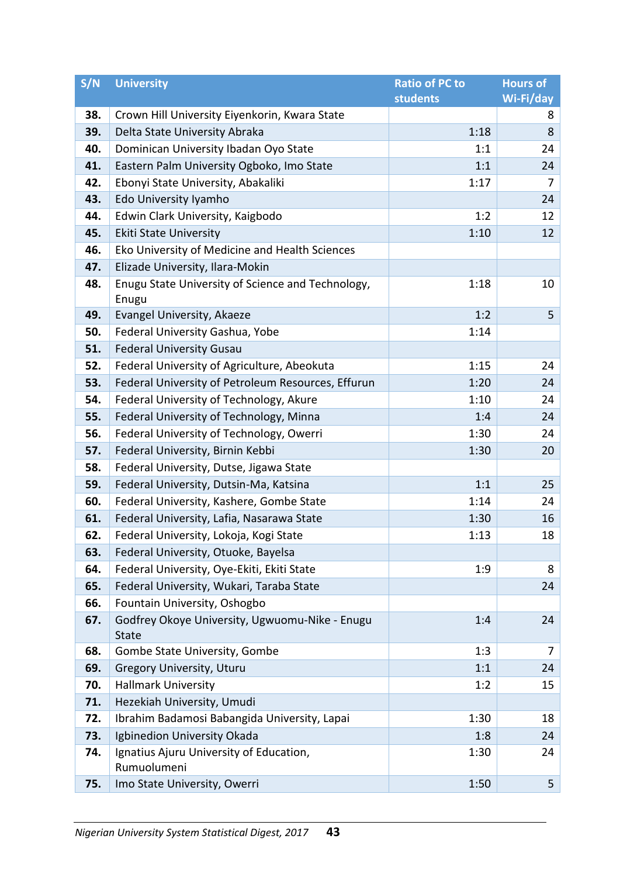| S/N | University | Ratio of PC to students | Hours of Wi-Fi/day |
|---|---|---|---|
| 38. | Crown Hill University Eiyenkorin, Kwara State | | 8 |
| 39. | Delta State University Abraka | 1:18 | 8 |
| 40. | Dominican University Ibadan Oyo State | 1:1 | 24 |
| 41. | Eastern Palm University Ogboko, Imo State | 1:1 | 24 |
| 42. | Ebonyi State University, Abakaliki | 1:17 | 7 |
| 43. | Edo University Iyamho | | 24 |
| 44. | Edwin Clark University, Kaigbodo | 1:2 | 12 |
| 45. | Ekiti State University | 1:10 | 12 |
| 46. | Eko University of Medicine and Health Sciences | | |
| 47. | Elizade University, Ilara-Mokin | | |
| 48. | Enugu State University of Science and Technology, Enugu | 1:18 | 10 |
| 49. | Evangel University, Akaeze | 1:2 | 5 |
| 50. | Federal University Gashua, Yobe | 1:14 | |
| 51. | Federal University Gusau | | |
| 52. | Federal University of Agriculture, Abeokuta | 1:15 | 24 |
| 53. | Federal University of Petroleum Resources, Effurun | 1:20 | 24 |
| 54. | Federal University of Technology, Akure | 1:10 | 24 |
| 55. | Federal University of Technology, Minna | 1:4 | 24 |
| 56. | Federal University of Technology, Owerri | 1:30 | 24 |
| 57. | Federal University, Birnin Kebbi | 1:30 | 20 |
| 58. | Federal University, Dutse, Jigawa State | | |
| 59. | Federal University, Dutsin-Ma, Katsina | 1:1 | 25 |
| 60. | Federal University, Kashere, Gombe State | 1:14 | 24 |
| 61. | Federal University, Lafia, Nasarawa State | 1:30 | 16 |
| 62. | Federal University, Lokoja, Kogi State | 1:13 | 18 |
| 63. | Federal University, Otuoke, Bayelsa | | |
| 64. | Federal University, Oye-Ekiti, Ekiti State | 1:9 | 8 |
| 65. | Federal University, Wukari, Taraba State | | 24 |
| 66. | Fountain University, Oshogbo | | |
| 67. | Godfrey Okoye University, Ugwuomu-Nike - Enugu State | 1:4 | 24 |
| 68. | Gombe State University, Gombe | 1:3 | 7 |
| 69. | Gregory University, Uturu | 1:1 | 24 |
| 70. | Hallmark University | 1:2 | 15 |
| 71. | Hezekiah University, Umudi | | |
| 72. | Ibrahim Badamosi Babangida University, Lapai | 1:30 | 18 |
| 73. | Igbinedion University Okada | 1:8 | 24 |
| 74. | Ignatius Ajuru University of Education, Rumuolumeni | 1:30 | 24 |
| 75. | Imo State University, Owerri | 1:50 | 5 |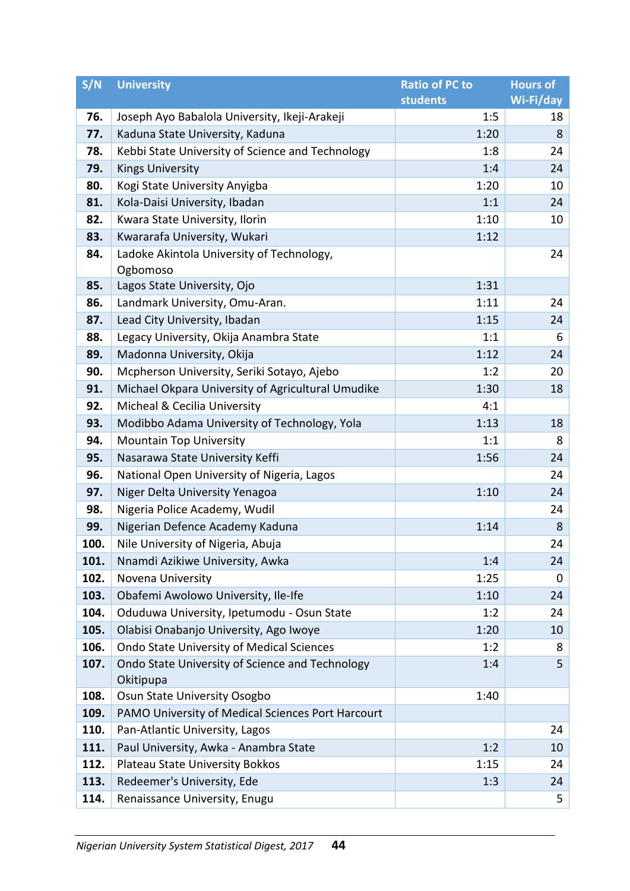| S/N | University | Ratio of PC to students | Hours of Wi-Fi/day |
|---|---|---|---|
| 76. | Joseph Ayo Babalola University, Ikeji-Arakeji | 1:5 | 18 |
| 77. | Kaduna State University, Kaduna | 1:20 | 8 |
| 78. | Kebbi State University of Science and Technology | 1:8 | 24 |
| 79. | Kings University | 1:4 | 24 |
| 80. | Kogi State University Anyigba | 1:20 | 10 |
| 81. | Kola-Daisi University, Ibadan | 1:1 | 24 |
| 82. | Kwara State University, Ilorin | 1:10 | 10 |
| 83. | Kwararafa University, Wukari | 1:12 | |
| 84. | Ladoke Akintola University of Technology, Ogbomoso | | 24 |
| 85. | Lagos State University, Ojo | 1:31 | |
| 86. | Landmark University, Omu-Aran. | 1:11 | 24 |
| 87. | Lead City University, Ibadan | 1:15 | 24 |
| 88. | Legacy University, Okija Anambra State | 1:1 | 6 |
| 89. | Madonna University, Okija | 1:12 | 24 |
| 90. | Mcpherson University, Seriki Sotayo, Ajebo | 1:2 | 20 |
| 91. | Michael Okpara University of Agricultural Umudike | 1:30 | 18 |
| 92. | Micheal & Cecilia University | 4:1 | |
| 93. | Modibbo Adama University of Technology, Yola | 1:13 | 18 |
| 94. | Mountain Top University | 1:1 | 8 |
| 95. | Nasarawa State University Keffi | 1:56 | 24 |
| 96. | National Open University of Nigeria, Lagos | | 24 |
| 97. | Niger Delta University Yenagoa | 1:10 | 24 |
| 98. | Nigeria Police Academy, Wudil | | 24 |
| 99. | Nigerian Defence Academy Kaduna | 1:14 | 8 |
| 100. | Nile University of Nigeria, Abuja | | 24 |
| 101. | Nnamdi Azikiwe University, Awka | 1:4 | 24 |
| 102. | Novena University | 1:25 | 0 |
| 103. | Obafemi Awolowo University, Ile-Ife | 1:10 | 24 |
| 104. | Oduduwa University, Ipetumodu - Osun State | 1:2 | 24 |
| 105. | Olabisi Onabanjo University, Ago Iwoye | 1:20 | 10 |
| 106. | Ondo State University of Medical Sciences | 1:2 | 8 |
| 107. | Ondo State University of Science and Technology Okitipupa | 1:4 | 5 |
| 108. | Osun State University Osogbo | 1:40 | |
| 109. | PAMO University of Medical Sciences Port Harcourt | | |
| 110. | Pan-Atlantic University, Lagos | | 24 |
| 111. | Paul University, Awka - Anambra State | 1:2 | 10 |
| 112. | Plateau State University Bokkos | 1:15 | 24 |
| 113. | Redeemer's University, Ede | 1:3 | 24 |
| 114. | Renaissance University, Enugu | | 5 |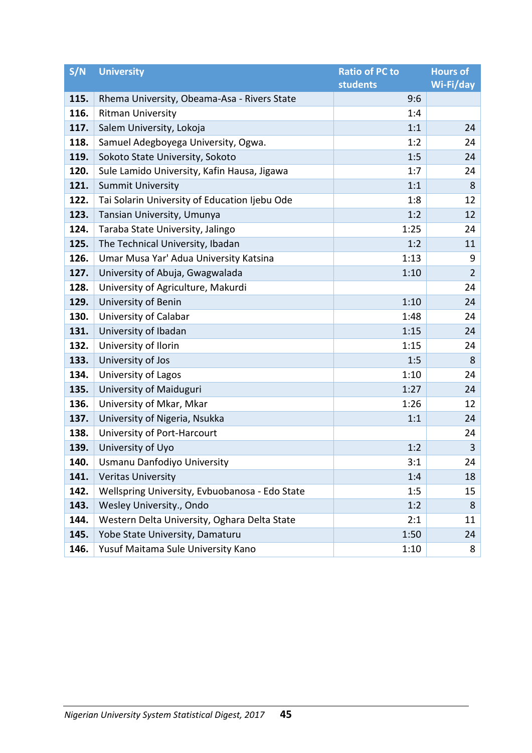| S/N | University | Ratio of PC to students | Hours of Wi-Fi/day |
|---|---|---|---|
| **115.** | Rhema University, Obeama-Asa - Rivers State | 9:6 | |
| **116.** | Ritman University | 1:4 | |
| **117.** | Salem University, Lokoja | 1:1 | 24 |
| **118.** | Samuel Adegboyega University, Ogwa. | 1:2 | 24 |
| **119.** | Sokoto State University, Sokoto | 1:5 | 24 |
| **120.** | Sule Lamido University, Kafin Hausa, Jigawa | 1:7 | 24 |
| **121.** | Summit University | 1:1 | 8 |
| **122.** | Tai Solarin University of Education Ijebu Ode | 1:8 | 12 |
| **123.** | Tansian University, Umunya | 1:2 | 12 |
| **124.** | Taraba State University, Jalingo | 1:25 | 24 |
| **125.** | The Technical University, Ibadan | 1:2 | 11 |
| **126.** | Umar Musa Yar' Adua University Katsina | 1:13 | 9 |
| **127.** | University of Abuja, Gwagwalada | 1:10 | 2 |
| **128.** | University of Agriculture, Makurdi | | 24 |
| **129.** | University of Benin | 1:10 | 24 |
| **130.** | University of Calabar | 1:48 | 24 |
| **131.** | University of Ibadan | 1:15 | 24 |
| **132.** | University of Ilorin | 1:15 | 24 |
| **133.** | University of Jos | 1:5 | 8 |
| **134.** | University of Lagos | 1:10 | 24 |
| **135.** | University of Maiduguri | 1:27 | 24 |
| **136.** | University of Mkar, Mkar | 1:26 | 12 |
| **137.** | University of Nigeria, Nsukka | 1:1 | 24 |
| **138.** | University of Port-Harcourt | | 24 |
| **139.** | University of Uyo | 1:2 | 3 |
| **140.** | Usmanu Danfodiyo University | 3:1 | 24 |
| **141.** | Veritas University | 1:4 | 18 |
| **142.** | Wellspring University, Evbuobanosa - Edo State | 1:5 | 15 |
| **143.** | Wesley University., Ondo | 1:2 | 8 |
| **144.** | Western Delta University, Oghara Delta State | 2:1 | 11 |
| **145.** | Yobe State University, Damaturu | 1:50 | 24 |
| **146.** | Yusuf Maitama Sule University Kano | 1:10 | 8 |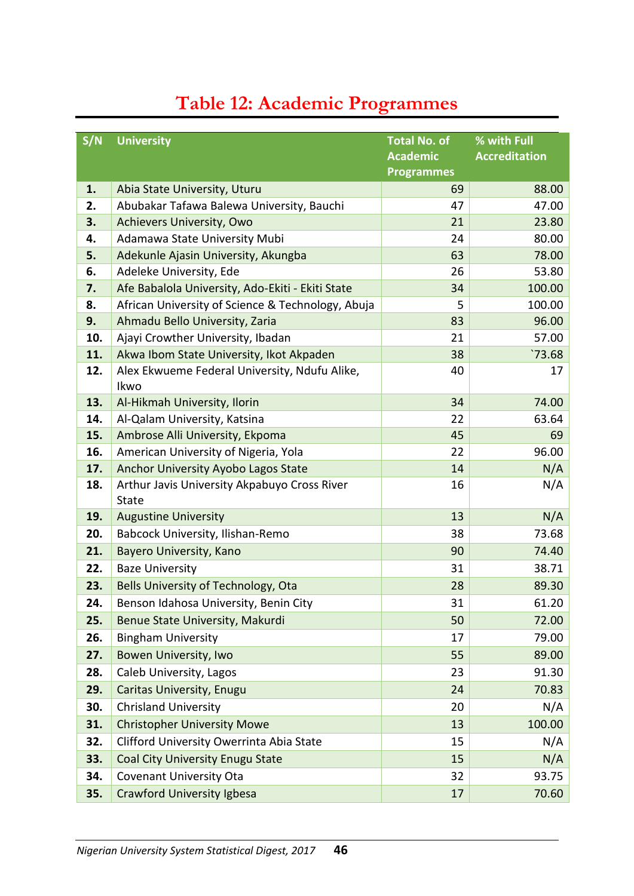# Table 12: Academic Programmes

| S/N | University | Total No. of Academic Programmes | % with Full Accreditation |
|---|---|---|---|
| **1.** | Abia State University, Uturu | 69 | 88.00 |
| **2.** | Abubakar Tafawa Balewa University, Bauchi | 47 | 47.00 |
| **3.** | Achievers University, Owo | 21 | 23.80 |
| **4.** | Adamawa State University Mubi | 24 | 80.00 |
| **5.** | Adekunle Ajasin University, Akungba | 63 | 78.00 |
| **6.** | Adeleke University, Ede | 26 | 53.80 |
| **7.** | Afe Babalola University, Ado-Ekiti - Ekiti State | 34 | 100.00 |
| **8.** | African University of Science & Technology, Abuja | 5 | 100.00 |
| **9.** | Ahmadu Bello University, Zaria | 83 | 96.00 |
| **10.** | Ajayi Crowther University, Ibadan | 21 | 57.00 |
| **11.** | Akwa Ibom State University, Ikot Akpaden | 38 | `73.68 |
| **12.** | Alex Ekwueme Federal University, Ndufu Alike, Ikwo | 40 | 17 |
| **13.** | Al-Hikmah University, Ilorin | 34 | 74.00 |
| **14.** | Al-Qalam University, Katsina | 22 | 63.64 |
| **15.** | Ambrose Alli University, Ekpoma | 45 | 69 |
| **16.** | American University of Nigeria, Yola | 22 | 96.00 |
| **17.** | Anchor University Ayobo Lagos State | 14 | N/A |
| **18.** | Arthur Javis University Akpabuyo Cross River State | 16 | N/A |
| **19.** | Augustine University | 13 | N/A |
| **20.** | Babcock University, Ilishan-Remo | 38 | 73.68 |
| **21.** | Bayero University, Kano | 90 | 74.40 |
| **22.** | Baze University | 31 | 38.71 |
| **23.** | Bells University of Technology, Ota | 28 | 89.30 |
| **24.** | Benson Idahosa University, Benin City | 31 | 61.20 |
| **25.** | Benue State University, Makurdi | 50 | 72.00 |
| **26.** | Bingham University | 17 | 79.00 |
| **27.** | Bowen University, Iwo | 55 | 89.00 |
| **28.** | Caleb University, Lagos | 23 | 91.30 |
| **29.** | Caritas University, Enugu | 24 | 70.83 |
| **30.** | Chrisland University | 20 | N/A |
| **31.** | Christopher University Mowe | 13 | 100.00 |
| **32.** | Clifford University Owerrinta Abia State | 15 | N/A |
| **33.** | Coal City University Enugu State | 15 | N/A |
| **34.** | Covenant University Ota | 32 | 93.75 |
| **35.** | Crawford University Igbesa | 17 | 70.60 |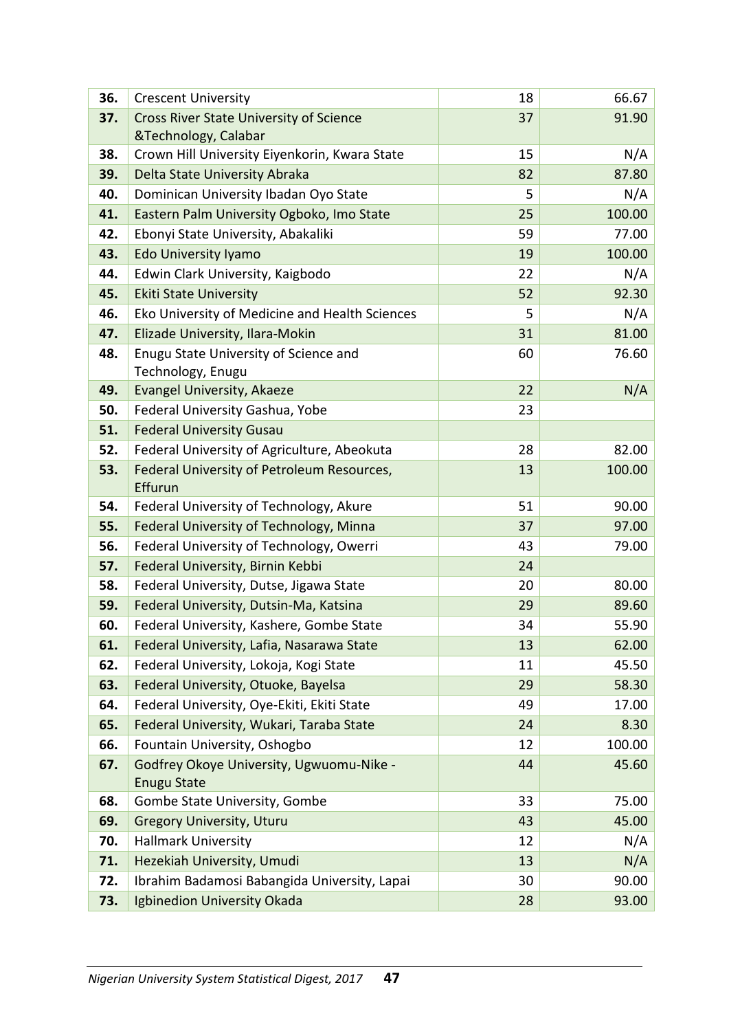| | | | |
|---|---|---|---|
| **36.** | Crescent University | 18 | 66.67 |
| **37.** | Cross River State University of Science &Technology, Calabar | 37 | 91.90 |
| **38.** | Crown Hill University Eiyenkorin, Kwara State | 15 | N/A |
| **39.** | Delta State University Abraka | 82 | 87.80 |
| **40.** | Dominican University Ibadan Oyo State | 5 | N/A |
| **41.** | Eastern Palm University Ogboko, Imo State | 25 | 100.00 |
| **42.** | Ebonyi State University, Abakaliki | 59 | 77.00 |
| **43.** | Edo University Iyamo | 19 | 100.00 |
| **44.** | Edwin Clark University, Kaigbodo | 22 | N/A |
| **45.** | Ekiti State University | 52 | 92.30 |
| **46.** | Eko University of Medicine and Health Sciences | 5 | N/A |
| **47.** | Elizade University, Ilara-Mokin | 31 | 81.00 |
| **48.** | Enugu State University of Science and Technology, Enugu | 60 | 76.60 |
| **49.** | Evangel University, Akaeze | 22 | N/A |
| **50.** | Federal University Gashua, Yobe | 23 | |
| **51.** | Federal University Gusau | | |
| **52.** | Federal University of Agriculture, Abeokuta | 28 | 82.00 |
| **53.** | Federal University of Petroleum Resources, Effurun | 13 | 100.00 |
| **54.** | Federal University of Technology, Akure | 51 | 90.00 |
| **55.** | Federal University of Technology, Minna | 37 | 97.00 |
| **56.** | Federal University of Technology, Owerri | 43 | 79.00 |
| **57.** | Federal University, Birnin Kebbi | 24 | |
| **58.** | Federal University, Dutse, Jigawa State | 20 | 80.00 |
| **59.** | Federal University, Dutsin-Ma, Katsina | 29 | 89.60 |
| **60.** | Federal University, Kashere, Gombe State | 34 | 55.90 |
| **61.** | Federal University, Lafia, Nasarawa State | 13 | 62.00 |
| **62.** | Federal University, Lokoja, Kogi State | 11 | 45.50 |
| **63.** | Federal University, Otuoke, Bayelsa | 29 | 58.30 |
| **64.** | Federal University, Oye-Ekiti, Ekiti State | 49 | 17.00 |
| **65.** | Federal University, Wukari, Taraba State | 24 | 8.30 |
| **66.** | Fountain University, Oshogbo | 12 | 100.00 |
| **67.** | Godfrey Okoye University, Ugwuomu-Nike - Enugu State | 44 | 45.60 |
| **68.** | Gombe State University, Gombe | 33 | 75.00 |
| **69.** | Gregory University, Uturu | 43 | 45.00 |
| **70.** | Hallmark University | 12 | N/A |
| **71.** | Hezekiah University, Umudi | 13 | N/A |
| **72.** | Ibrahim Badamosi Babangida University, Lapai | 30 | 90.00 |
| **73.** | Igbinedion University Okada | 28 | 93.00 |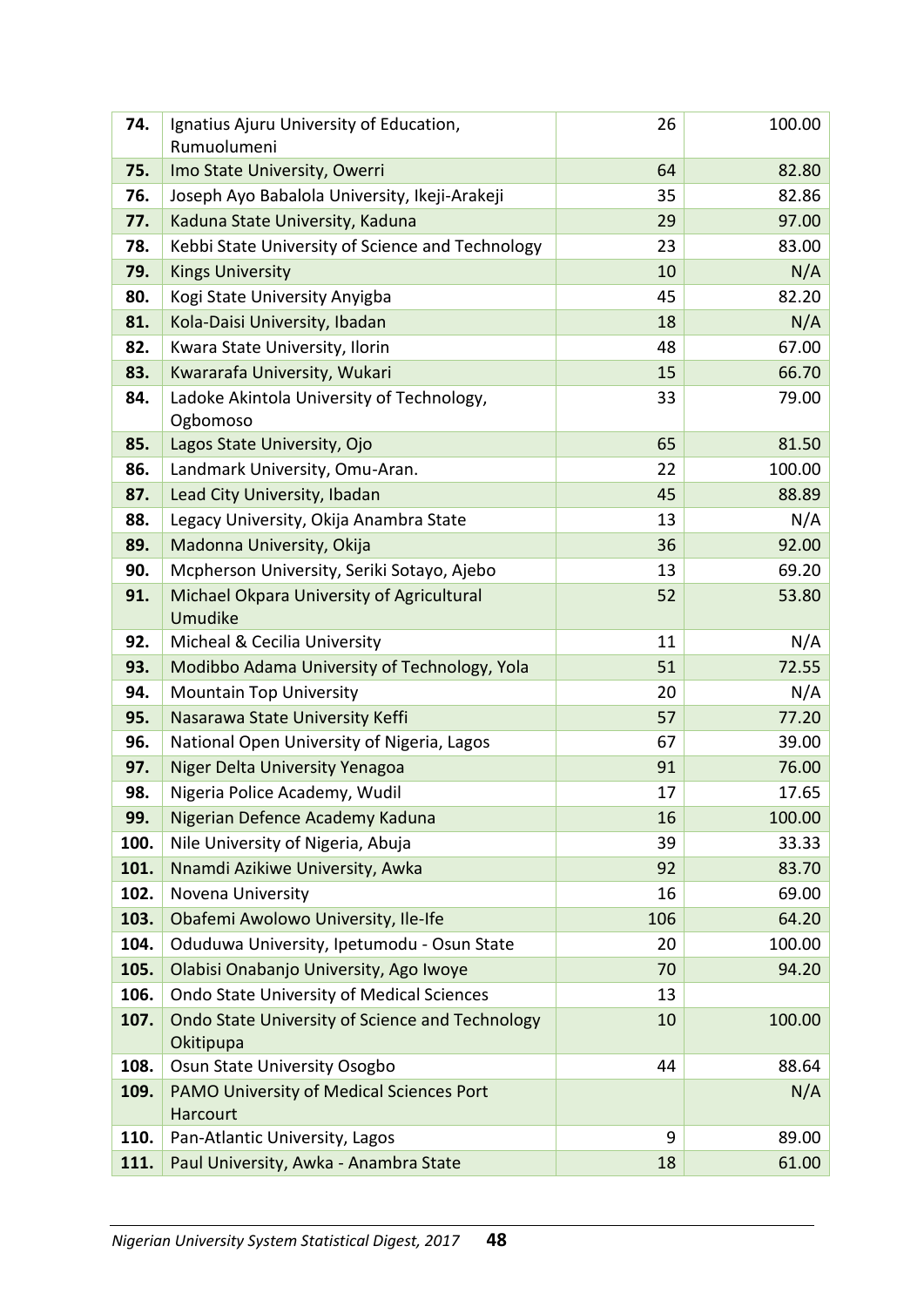| | | | |
|---|---|---|---|
| **74.** | Ignatius Ajuru University of Education, Rumuolumeni | 26 | 100.00 |
| **75.** | Imo State University, Owerri | 64 | 82.80 |
| **76.** | Joseph Ayo Babalola University, Ikeji-Arakeji | 35 | 82.86 |
| **77.** | Kaduna State University, Kaduna | 29 | 97.00 |
| **78.** | Kebbi State University of Science and Technology | 23 | 83.00 |
| **79.** | Kings University | 10 | N/A |
| **80.** | Kogi State University Anyigba | 45 | 82.20 |
| **81.** | Kola-Daisi University, Ibadan | 18 | N/A |
| **82.** | Kwara State University, Ilorin | 48 | 67.00 |
| **83.** | Kwararafa University, Wukari | 15 | 66.70 |
| **84.** | Ladoke Akintola University of Technology, Ogbomoso | 33 | 79.00 |
| **85.** | Lagos State University, Ojo | 65 | 81.50 |
| **86.** | Landmark University, Omu-Aran. | 22 | 100.00 |
| **87.** | Lead City University, Ibadan | 45 | 88.89 |
| **88.** | Legacy University, Okija Anambra State | 13 | N/A |
| **89.** | Madonna University, Okija | 36 | 92.00 |
| **90.** | Mcpherson University, Seriki Sotayo, Ajebo | 13 | 69.20 |
| **91.** | Michael Okpara University of Agricultural Umudike | 52 | 53.80 |
| **92.** | Micheal & Cecilia University | 11 | N/A |
| **93.** | Modibbo Adama University of Technology, Yola | 51 | 72.55 |
| **94.** | Mountain Top University | 20 | N/A |
| **95.** | Nasarawa State University Keffi | 57 | 77.20 |
| **96.** | National Open University of Nigeria, Lagos | 67 | 39.00 |
| **97.** | Niger Delta University Yenagoa | 91 | 76.00 |
| **98.** | Nigeria Police Academy, Wudil | 17 | 17.65 |
| **99.** | Nigerian Defence Academy Kaduna | 16 | 100.00 |
| **100.** | Nile University of Nigeria, Abuja | 39 | 33.33 |
| **101.** | Nnamdi Azikiwe University, Awka | 92 | 83.70 |
| **102.** | Novena University | 16 | 69.00 |
| **103.** | Obafemi Awolowo University, Ile-Ife | 106 | 64.20 |
| **104.** | Oduduwa University, Ipetumodu - Osun State | 20 | 100.00 |
| **105.** | Olabisi Onabanjo University, Ago Iwoye | 70 | 94.20 |
| **106.** | Ondo State University of Medical Sciences | 13 | |
| **107.** | Ondo State University of Science and Technology Okitipupa | 10 | 100.00 |
| **108.** | Osun State University Osogbo | 44 | 88.64 |
| **109.** | PAMO University of Medical Sciences Port Harcourt | | N/A |
| **110.** | Pan-Atlantic University, Lagos | 9 | 89.00 |
| **111.** | Paul University, Awka - Anambra State | 18 | 61.00 |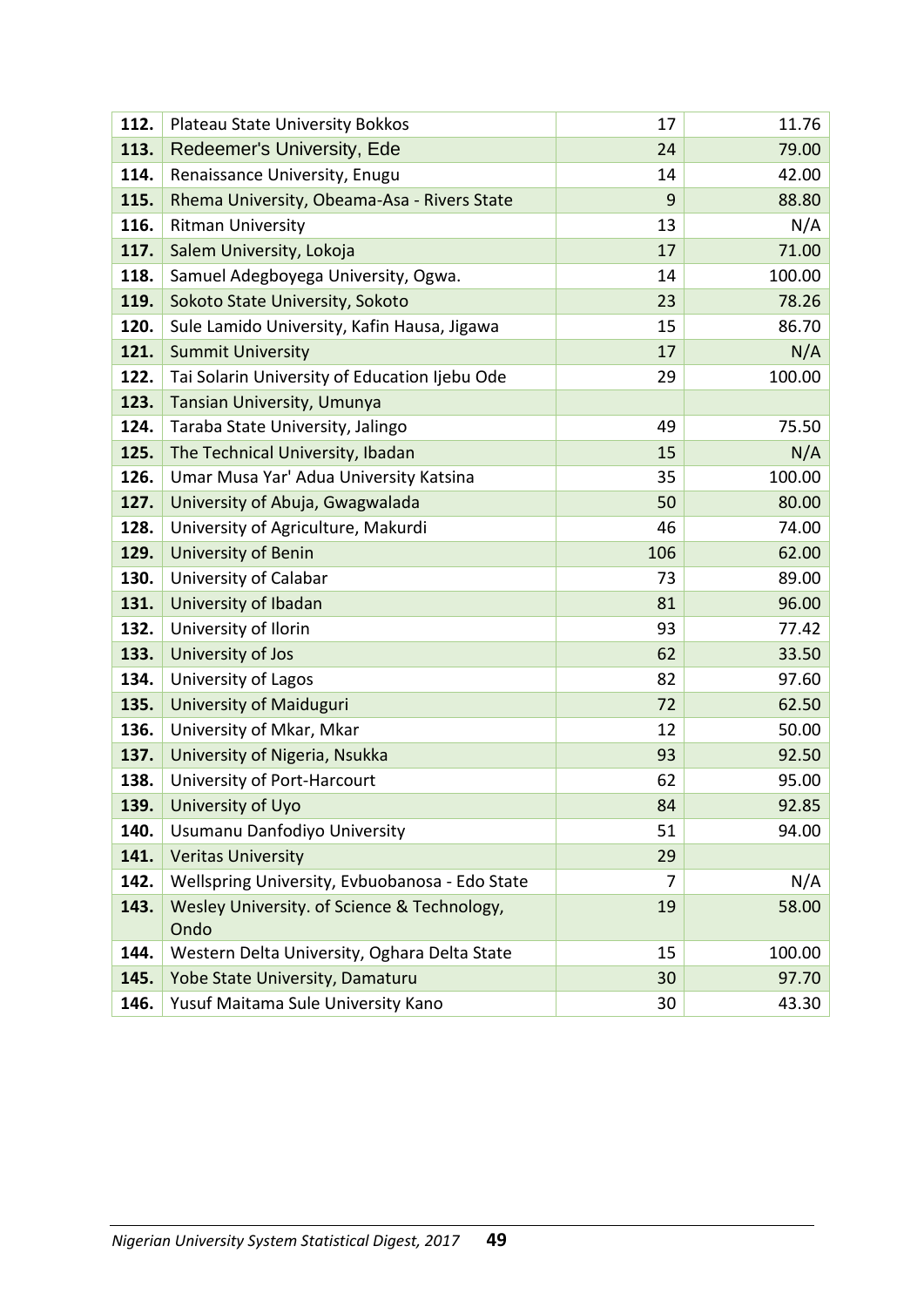| | | | |
|---|---|---|---|
| **112.** | Plateau State University Bokkos | 17 | 11.76 |
| **113.** | Redeemer's University, Ede | 24 | 79.00 |
| **114.** | Renaissance University, Enugu | 14 | 42.00 |
| **115.** | Rhema University, Obeama-Asa - Rivers State | 9 | 88.80 |
| **116.** | Ritman University | 13 | N/A |
| **117.** | Salem University, Lokoja | 17 | 71.00 |
| **118.** | Samuel Adegboyega University, Ogwa. | 14 | 100.00 |
| **119.** | Sokoto State University, Sokoto | 23 | 78.26 |
| **120.** | Sule Lamido University, Kafin Hausa, Jigawa | 15 | 86.70 |
| **121.** | Summit University | 17 | N/A |
| **122.** | Tai Solarin University of Education Ijebu Ode | 29 | 100.00 |
| **123.** | Tansian University, Umunya | | |
| **124.** | Taraba State University, Jalingo | 49 | 75.50 |
| **125.** | The Technical University, Ibadan | 15 | N/A |
| **126.** | Umar Musa Yar' Adua University Katsina | 35 | 100.00 |
| **127.** | University of Abuja, Gwagwalada | 50 | 80.00 |
| **128.** | University of Agriculture, Makurdi | 46 | 74.00 |
| **129.** | University of Benin | 106 | 62.00 |
| **130.** | University of Calabar | 73 | 89.00 |
| **131.** | University of Ibadan | 81 | 96.00 |
| **132.** | University of Ilorin | 93 | 77.42 |
| **133.** | University of Jos | 62 | 33.50 |
| **134.** | University of Lagos | 82 | 97.60 |
| **135.** | University of Maiduguri | 72 | 62.50 |
| **136.** | University of Mkar, Mkar | 12 | 50.00 |
| **137.** | University of Nigeria, Nsukka | 93 | 92.50 |
| **138.** | University of Port-Harcourt | 62 | 95.00 |
| **139.** | University of Uyo | 84 | 92.85 |
| **140.** | Usumanu Danfodiyo University | 51 | 94.00 |
| **141.** | Veritas University | 29 | |
| **142.** | Wellspring University, Evbuobanosa - Edo State | 7 | N/A |
| **143.** | Wesley University. of Science & Technology, Ondo | 19 | 58.00 |
| **144.** | Western Delta University, Oghara Delta State | 15 | 100.00 |
| **145.** | Yobe State University, Damaturu | 30 | 97.70 |
| **146.** | Yusuf Maitama Sule University Kano | 30 | 43.30 |